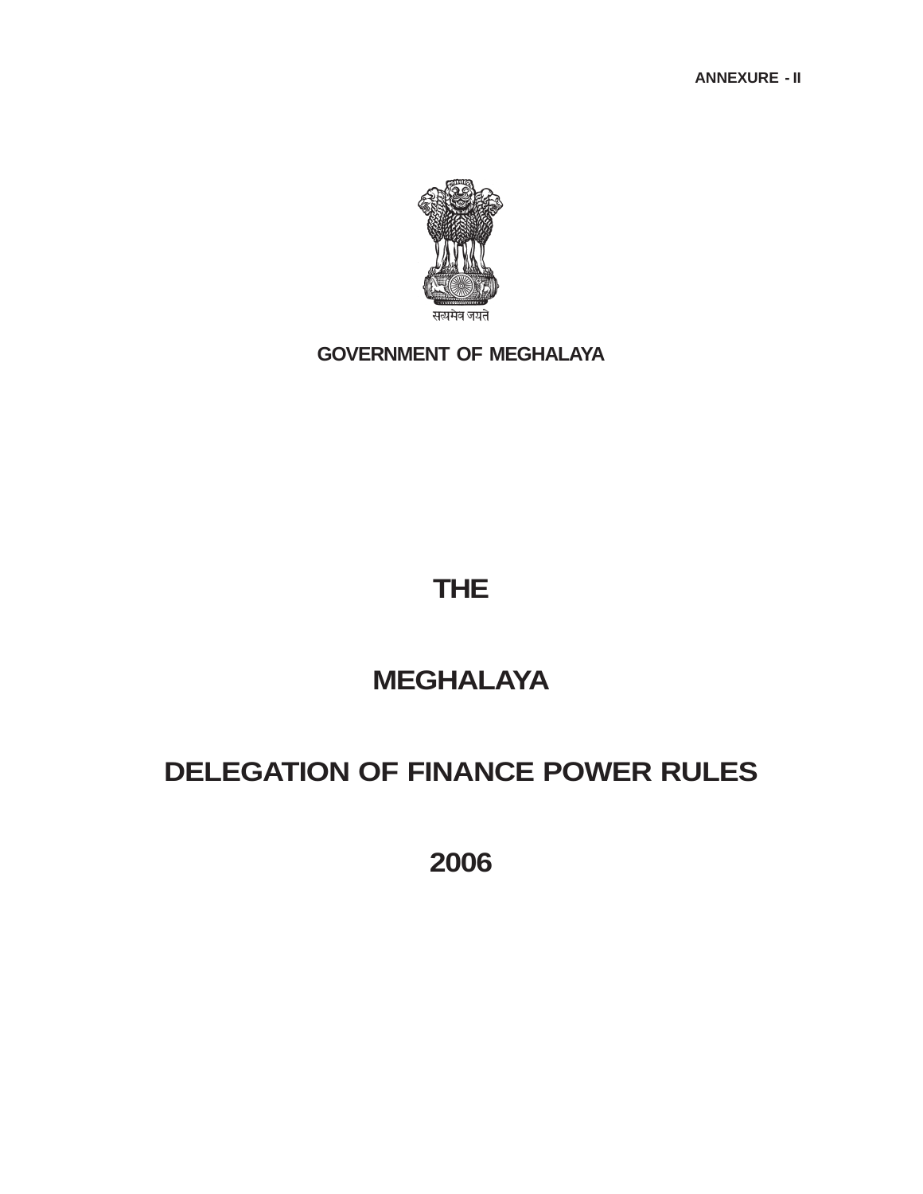ANNEXURE - II

सत्यमेव जयते

**GOVERNMENT OF MEGHALAYA**

# THE

# MEGHALAYA

# DELEGATION OF FINANCE POWER RULES

# 2006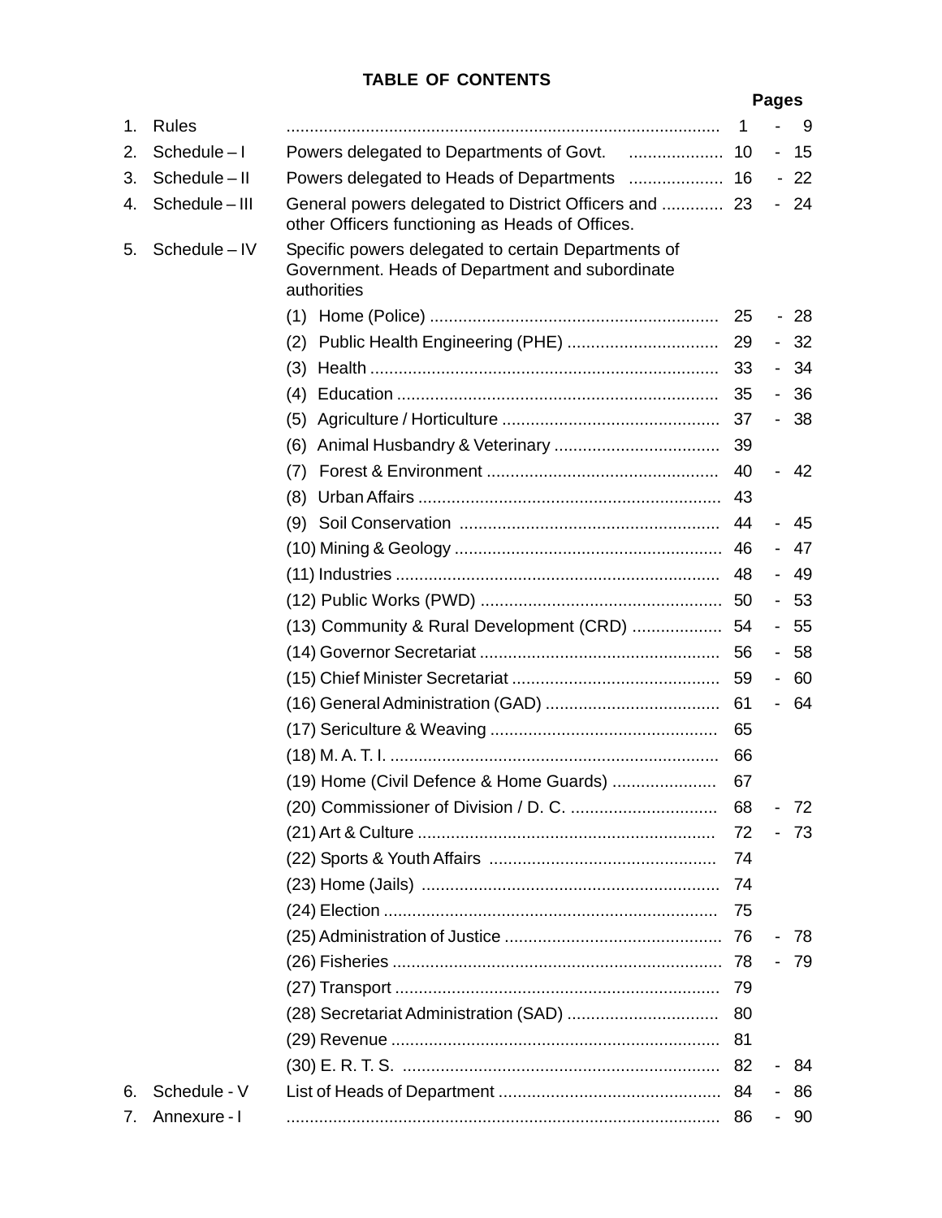# TABLE OF CONTENTS

| | | | Pages |
|---|---|---|---|
| 1. | Rules | | 1 - 9 |
| 2. | Schedule – I | Powers delegated to Departments of Govt. | 10 - 15 |
| 3. | Schedule – II | Powers delegated to Heads of Departments | 16 - 22 |
| 4. | Schedule – III | General powers delegated to District Officers and other Officers functioning as Heads of Offices. | 23 - 24 |
| 5. | Schedule – IV | Specific powers delegated to certain Departments of Government. Heads of Department and subordinate authorities | |
| | | (1) Home (Police) | 25 - 28 |
| | | (2) Public Health Engineering (PHE) | 29 - 32 |
| | | (3) Health | 33 - 34 |
| | | (4) Education | 35 - 36 |
| | | (5) Agriculture / Horticulture | 37 - 38 |
| | | (6) Animal Husbandry & Veterinary | 39 |
| | | (7) Forest & Environment | 40 - 42 |
| | | (8) Urban Affairs | 43 |
| | | (9) Soil Conservation | 44 - 45 |
| | | (10) Mining & Geology | 46 - 47 |
| | | (11) Industries | 48 - 49 |
| | | (12) Public Works (PWD) | 50 - 53 |
| | | (13) Community & Rural Development (CRD) | 54 - 55 |
| | | (14) Governor Secretariat | 56 - 58 |
| | | (15) Chief Minister Secretariat | 59 - 60 |
| | | (16) General Administration (GAD) | 61 - 64 |
| | | (17) Sericulture & Weaving | 65 |
| | | (18) M. A. T. I. | 66 |
| | | (19) Home (Civil Defence & Home Guards) | 67 |
| | | (20) Commissioner of Division / D. C. | 68 - 72 |
| | | (21) Art & Culture | 72 - 73 |
| | | (22) Sports & Youth Affairs | 74 |
| | | (23) Home (Jails) | 74 |
| | | (24) Election | 75 |
| | | (25) Administration of Justice | 76 - 78 |
| | | (26) Fisheries | 78 - 79 |
| | | (27) Transport | 79 |
| | | (28) Secretariat Administration (SAD) | 80 |
| | | (29) Revenue | 81 |
| | | (30) E. R. T. S. | 82 - 84 |
| 6. | Schedule - V | List of Heads of Department | 84 - 86 |
| 7. | Annexure - I | | 86 - 90 |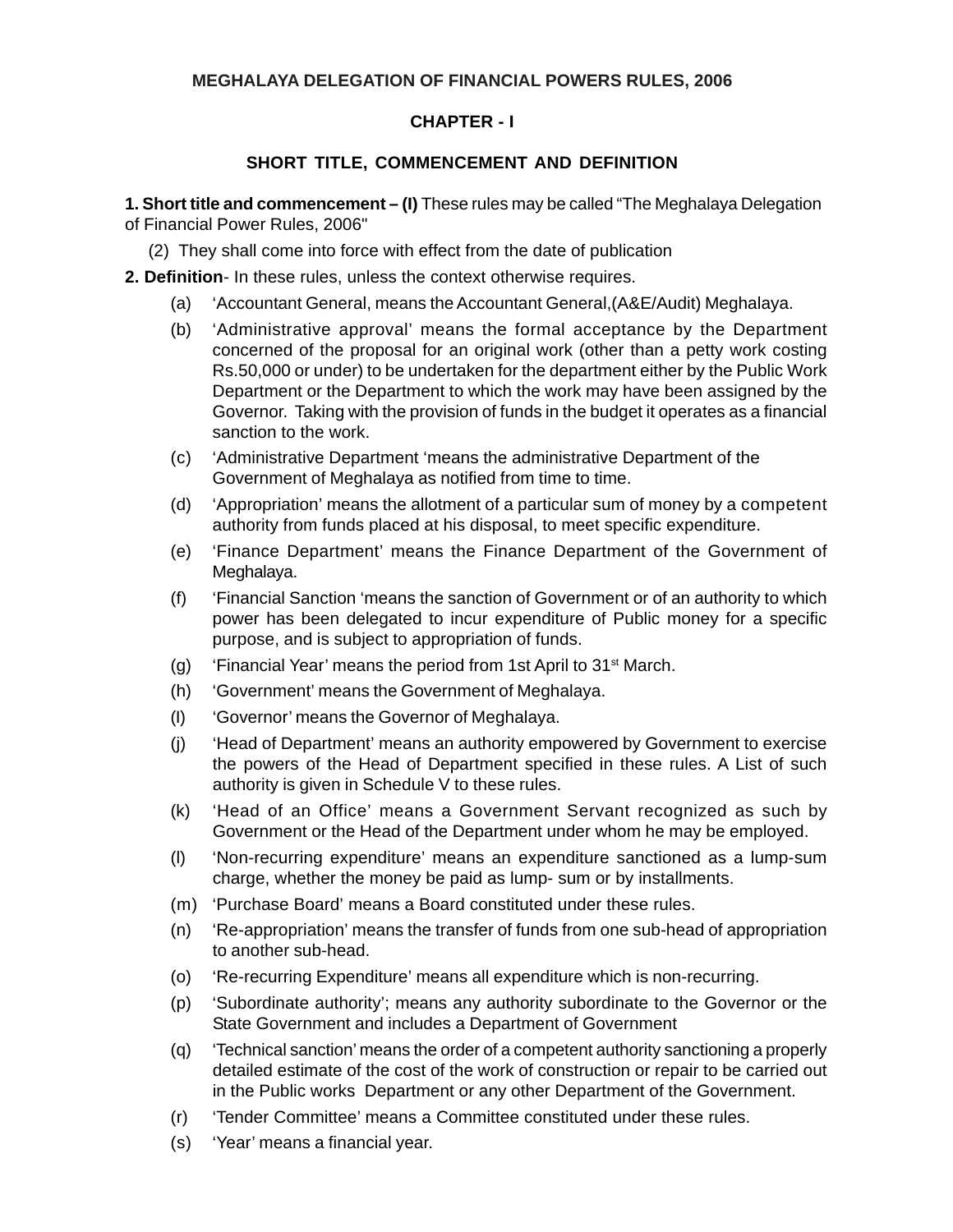# MEGHALAYA DELEGATION OF FINANCIAL POWERS RULES, 2006

## CHAPTER - I

## SHORT TITLE, COMMENCEMENT AND DEFINITION

**1. Short title and commencement – (I)** These rules may be called "The Meghalaya Delegation of Financial Power Rules, 2006"

(2) They shall come into force with effect from the date of publication

**2. Definition**- In these rules, unless the context otherwise requires.

(a) 'Accountant General, means the Accountant General,(A&E/Audit) Meghalaya.

(b) 'Administrative approval' means the formal acceptance by the Department concerned of the proposal for an original work (other than a petty work costing Rs.50,000 or under) to be undertaken for the department either by the Public Work Department or the Department to which the work may have been assigned by the Governor. Taking with the provision of funds in the budget it operates as a financial sanction to the work.

(c) 'Administrative Department 'means the administrative Department of the Government of Meghalaya as notified from time to time.

(d) 'Appropriation' means the allotment of a particular sum of money by a competent authority from funds placed at his disposal, to meet specific expenditure.

(e) 'Finance Department' means the Finance Department of the Government of Meghalaya.

(f) 'Financial Sanction 'means the sanction of Government or of an authority to which power has been delegated to incur expenditure of Public money for a specific purpose, and is subject to appropriation of funds.

(g) 'Financial Year' means the period from 1st April to 31st March.

(h) 'Government' means the Government of Meghalaya.

(I) 'Governor' means the Governor of Meghalaya.

(j) 'Head of Department' means an authority empowered by Government to exercise the powers of the Head of Department specified in these rules. A List of such authority is given in Schedule V to these rules.

(k) 'Head of an Office' means a Government Servant recognized as such by Government or the Head of the Department under whom he may be employed.

(l) 'Non-recurring expenditure' means an expenditure sanctioned as a lump-sum charge, whether the money be paid as lump- sum or by installments.

(m) 'Purchase Board' means a Board constituted under these rules.

(n) 'Re-appropriation' means the transfer of funds from one sub-head of appropriation to another sub-head.

(o) 'Re-recurring Expenditure' means all expenditure which is non-recurring.

(p) 'Subordinate authority'; means any authority subordinate to the Governor or the State Government and includes a Department of Government

(q) 'Technical sanction' means the order of a competent authority sanctioning a properly detailed estimate of the cost of the work of construction or repair to be carried out in the Public works Department or any other Department of the Government.

(r) 'Tender Committee' means a Committee constituted under these rules.

(s) 'Year' means a financial year.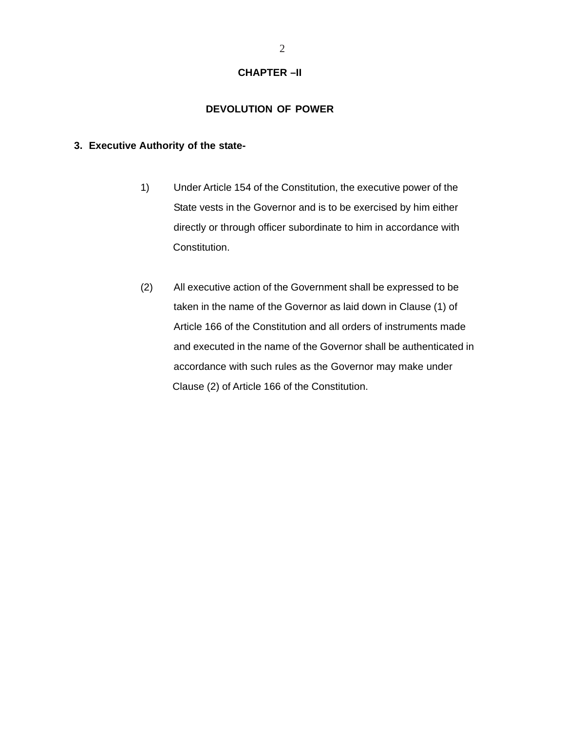## CHAPTER –II

## DEVOLUTION OF POWER

**3. Executive Authority of the state-**

1) Under Article 154 of the Constitution, the executive power of the State vests in the Governor and is to be exercised by him either directly or through officer subordinate to him in accordance with Constitution.

(2) All executive action of the Government shall be expressed to be taken in the name of the Governor as laid down in Clause (1) of Article 166 of the Constitution and all orders of instruments made and executed in the name of the Governor shall be authenticated in accordance with such rules as the Governor may make under Clause (2) of Article 166 of the Constitution.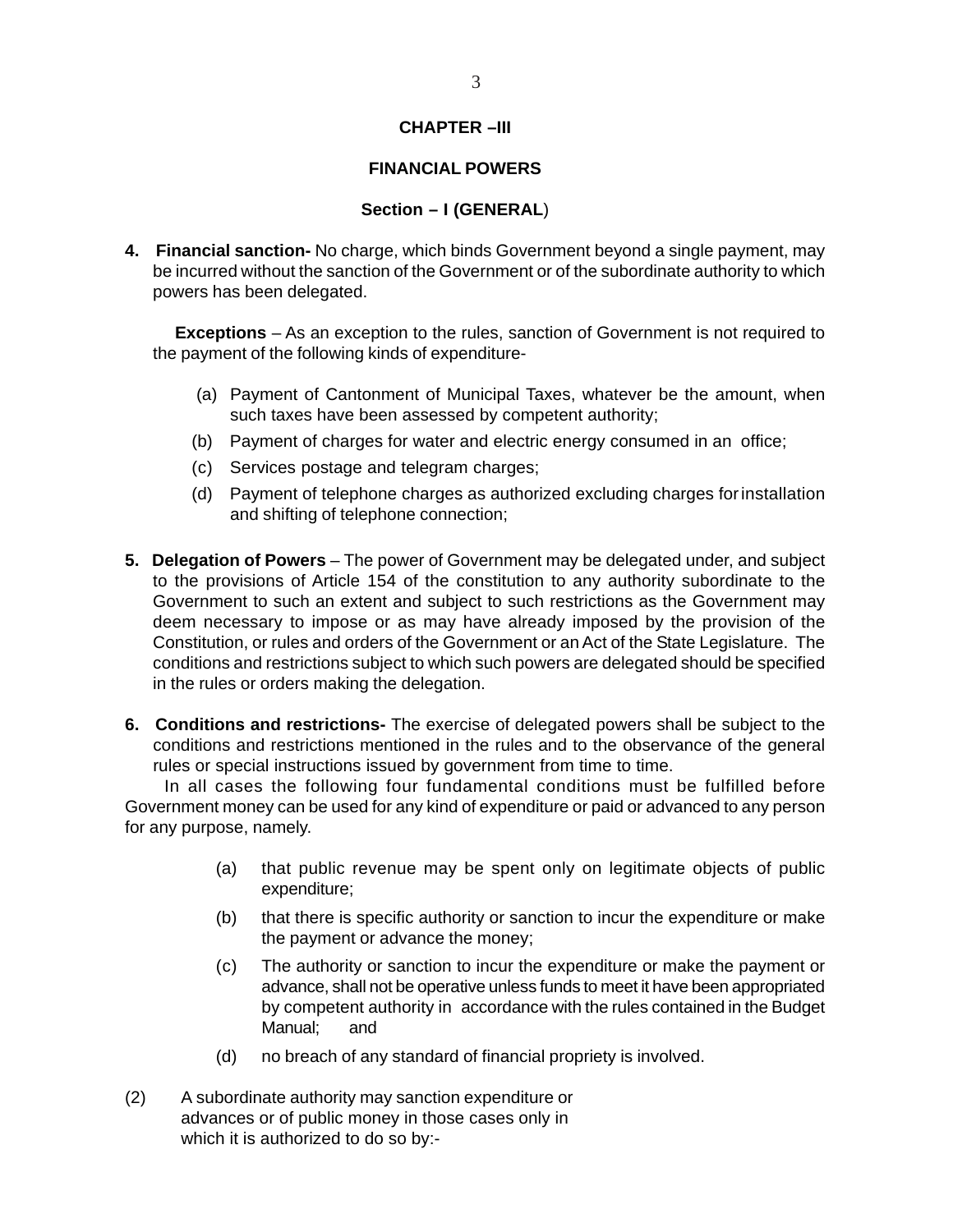## CHAPTER –III

## FINANCIAL POWERS

### Section – I (GENERAL)

**4. Financial sanction-** No charge, which binds Government beyond a single payment, may be incurred without the sanction of the Government or of the subordinate authority to which powers has been delegated.

**Exceptions** – As an exception to the rules, sanction of Government is not required to the payment of the following kinds of expenditure-

(a) Payment of Cantonment of Municipal Taxes, whatever be the amount, when such taxes have been assessed by competent authority;

(b) Payment of charges for water and electric energy consumed in an office;

(c) Services postage and telegram charges;

(d) Payment of telephone charges as authorized excluding charges for installation and shifting of telephone connection;

**5. Delegation of Powers** – The power of Government may be delegated under, and subject to the provisions of Article 154 of the constitution to any authority subordinate to the Government to such an extent and subject to such restrictions as the Government may deem necessary to impose or as may have already imposed by the provision of the Constitution, or rules and orders of the Government or an Act of the State Legislature. The conditions and restrictions subject to which such powers are delegated should be specified in the rules or orders making the delegation.

**6. Conditions and restrictions-** The exercise of delegated powers shall be subject to the conditions and restrictions mentioned in the rules and to the observance of the general rules or special instructions issued by government from time to time.

In all cases the following four fundamental conditions must be fulfilled before Government money can be used for any kind of expenditure or paid or advanced to any person for any purpose, namely.

(a) that public revenue may be spent only on legitimate objects of public expenditure;

(b) that there is specific authority or sanction to incur the expenditure or make the payment or advance the money;

(c) The authority or sanction to incur the expenditure or make the payment or advance, shall not be operative unless funds to meet it have been appropriated by competent authority in accordance with the rules contained in the Budget Manual; and

(d) no breach of any standard of financial propriety is involved.

(2) A subordinate authority may sanction expenditure or advances or of public money in those cases only in which it is authorized to do so by:-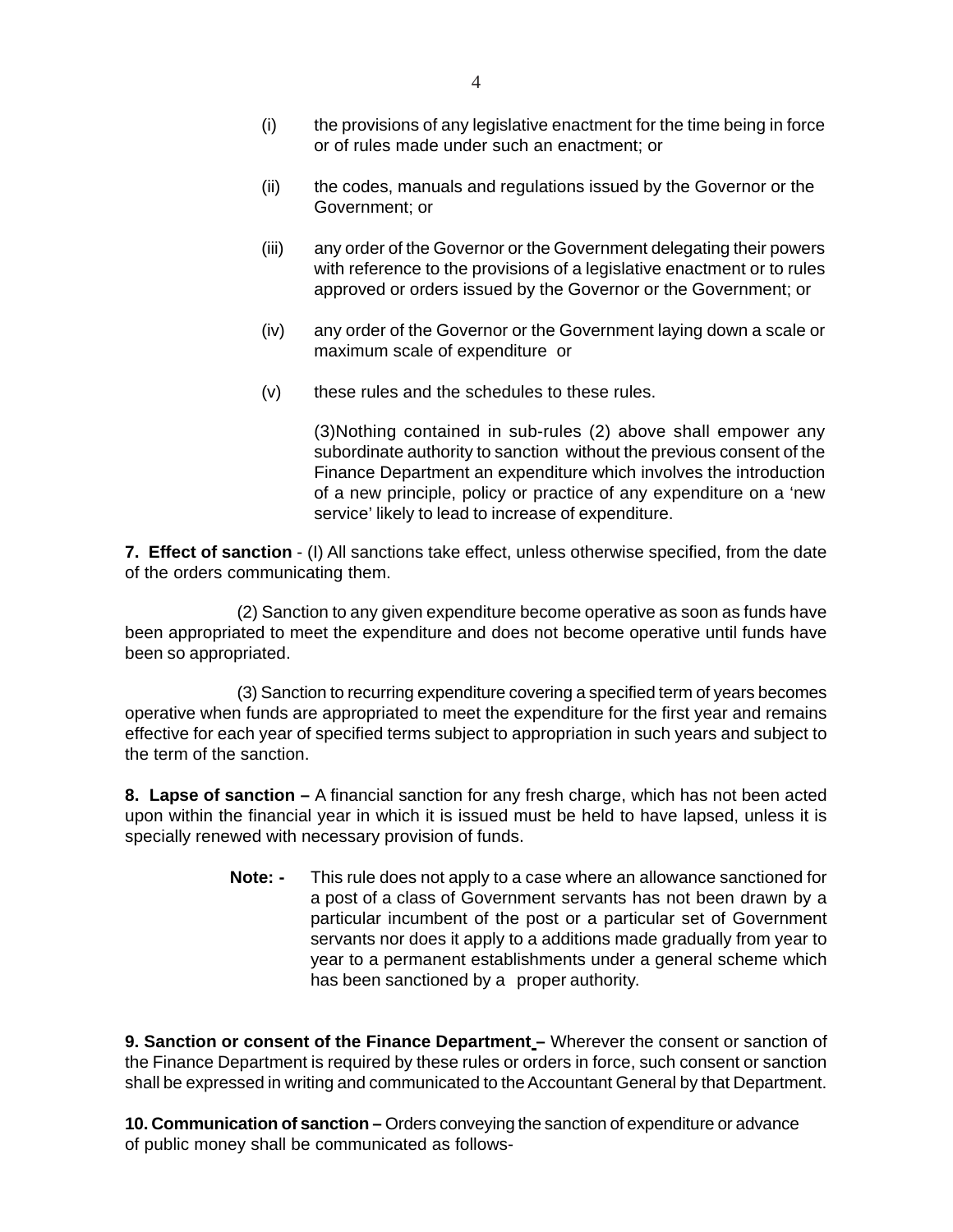(i) the provisions of any legislative enactment for the time being in force or of rules made under such an enactment; or

(ii) the codes, manuals and regulations issued by the Governor or the Government; or

(iii) any order of the Governor or the Government delegating their powers with reference to the provisions of a legislative enactment or to rules approved or orders issued by the Governor or the Government; or

(iv) any order of the Governor or the Government laying down a scale or maximum scale of expenditure or

(v) these rules and the schedules to these rules.

(3)Nothing contained in sub-rules (2) above shall empower any subordinate authority to sanction without the previous consent of the Finance Department an expenditure which involves the introduction of a new principle, policy or practice of any expenditure on a 'new service' likely to lead to increase of expenditure.

**7. Effect of sanction** - (I) All sanctions take effect, unless otherwise specified, from the date of the orders communicating them.

(2) Sanction to any given expenditure become operative as soon as funds have been appropriated to meet the expenditure and does not become operative until funds have been so appropriated.

(3) Sanction to recurring expenditure covering a specified term of years becomes operative when funds are appropriated to meet the expenditure for the first year and remains effective for each year of specified terms subject to appropriation in such years and subject to the term of the sanction.

**8. Lapse of sanction –** A financial sanction for any fresh charge, which has not been acted upon within the financial year in which it is issued must be held to have lapsed, unless it is specially renewed with necessary provision of funds.

**Note: -** This rule does not apply to a case where an allowance sanctioned for a post of a class of Government servants has not been drawn by a particular incumbent of the post or a particular set of Government servants nor does it apply to a additions made gradually from year to year to a permanent establishments under a general scheme which has been sanctioned by a proper authority.

**9. Sanction or consent of the Finance Department –** Wherever the consent or sanction of the Finance Department is required by these rules or orders in force, such consent or sanction shall be expressed in writing and communicated to the Accountant General by that Department.

**10. Communication of sanction –** Orders conveying the sanction of expenditure or advance of public money shall be communicated as follows-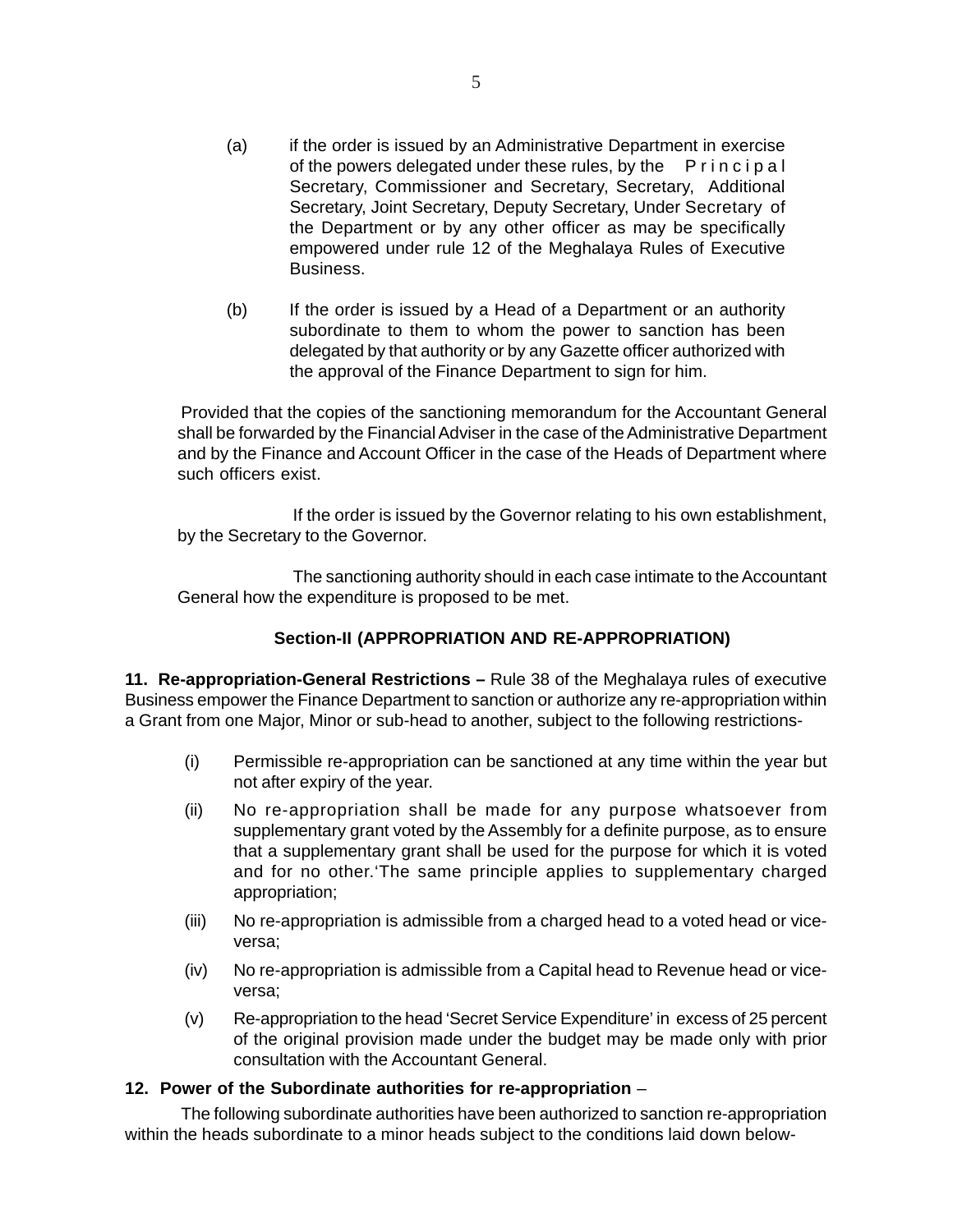(a) if the order is issued by an Administrative Department in exercise of the powers delegated under these rules, by the Principal Secretary, Commissioner and Secretary, Secretary, Additional Secretary, Joint Secretary, Deputy Secretary, Under Secretary of the Department or by any other officer as may be specifically empowered under rule 12 of the Meghalaya Rules of Executive Business.

(b) If the order is issued by a Head of a Department or an authority subordinate to them to whom the power to sanction has been delegated by that authority or by any Gazette officer authorized with the approval of the Finance Department to sign for him.

Provided that the copies of the sanctioning memorandum for the Accountant General shall be forwarded by the Financial Adviser in the case of the Administrative Department and by the Finance and Account Officer in the case of the Heads of Department where such officers exist.

If the order is issued by the Governor relating to his own establishment, by the Secretary to the Governor.

The sanctioning authority should in each case intimate to the Accountant General how the expenditure is proposed to be met.

## Section-II (APPROPRIATION AND RE-APPROPRIATION)

**11. Re-appropriation-General Restrictions –** Rule 38 of the Meghalaya rules of executive Business empower the Finance Department to sanction or authorize any re-appropriation within a Grant from one Major, Minor or sub-head to another, subject to the following restrictions-

(i) Permissible re-appropriation can be sanctioned at any time within the year but not after expiry of the year.

(ii) No re-appropriation shall be made for any purpose whatsoever from supplementary grant voted by the Assembly for a definite purpose, as to ensure that a supplementary grant shall be used for the purpose for which it is voted and for no other.'The same principle applies to supplementary charged appropriation;

(iii) No re-appropriation is admissible from a charged head to a voted head or vice-versa;

(iv) No re-appropriation is admissible from a Capital head to Revenue head or vice-versa;

(v) Re-appropriation to the head 'Secret Service Expenditure' in excess of 25 percent of the original provision made under the budget may be made only with prior consultation with the Accountant General.

**12. Power of the Subordinate authorities for re-appropriation** –

The following subordinate authorities have been authorized to sanction re-appropriation within the heads subordinate to a minor heads subject to the conditions laid down below-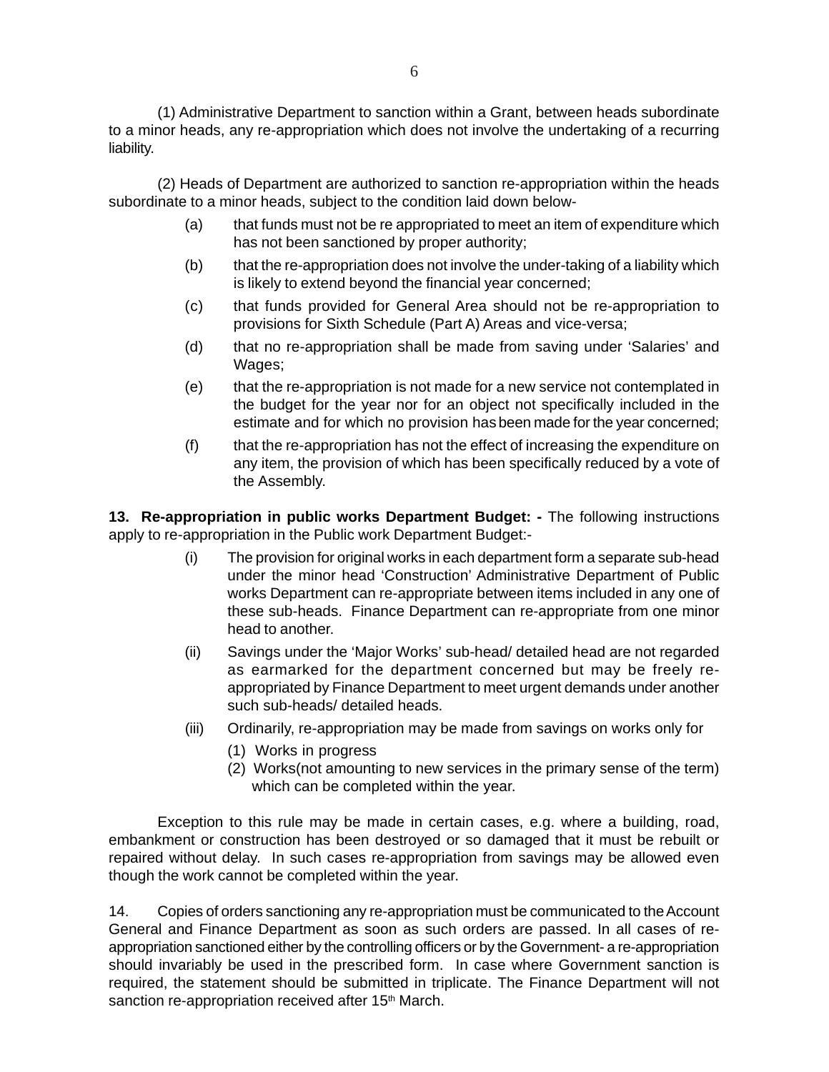(1) Administrative Department to sanction within a Grant, between heads subordinate to a minor heads, any re-appropriation which does not involve the undertaking of a recurring liability.

(2) Heads of Department are authorized to sanction re-appropriation within the heads subordinate to a minor heads, subject to the condition laid down below-

(a) that funds must not be re appropriated to meet an item of expenditure which has not been sanctioned by proper authority;

(b) that the re-appropriation does not involve the under-taking of a liability which is likely to extend beyond the financial year concerned;

(c) that funds provided for General Area should not be re-appropriation to provisions for Sixth Schedule (Part A) Areas and vice-versa;

(d) that no re-appropriation shall be made from saving under 'Salaries' and Wages;

(e) that the re-appropriation is not made for a new service not contemplated in the budget for the year nor for an object not specifically included in the estimate and for which no provision has been made for the year concerned;

(f) that the re-appropriation has not the effect of increasing the expenditure on any item, the provision of which has been specifically reduced by a vote of the Assembly.

**13. Re-appropriation in public works Department Budget: -** The following instructions apply to re-appropriation in the Public work Department Budget:-

(i) The provision for original works in each department form a separate sub-head under the minor head 'Construction' Administrative Department of Public works Department can re-appropriate between items included in any one of these sub-heads. Finance Department can re-appropriate from one minor head to another.

(ii) Savings under the 'Major Works' sub-head/ detailed head are not regarded as earmarked for the department concerned but may be freely re-appropriated by Finance Department to meet urgent demands under another such sub-heads/ detailed heads.

(iii) Ordinarily, re-appropriation may be made from savings on works only for

(1) Works in progress

(2) Works(not amounting to new services in the primary sense of the term) which can be completed within the year.

Exception to this rule may be made in certain cases, e.g. where a building, road, embankment or construction has been destroyed or so damaged that it must be rebuilt or repaired without delay. In such cases re-appropriation from savings may be allowed even though the work cannot be completed within the year.

14. Copies of orders sanctioning any re-appropriation must be communicated to the Account General and Finance Department as soon as such orders are passed. In all cases of re-appropriation sanctioned either by the controlling officers or by the Government- a re-appropriation should invariably be used in the prescribed form. In case where Government sanction is required, the statement should be submitted in triplicate. The Finance Department will not sanction re-appropriation received after 15th March.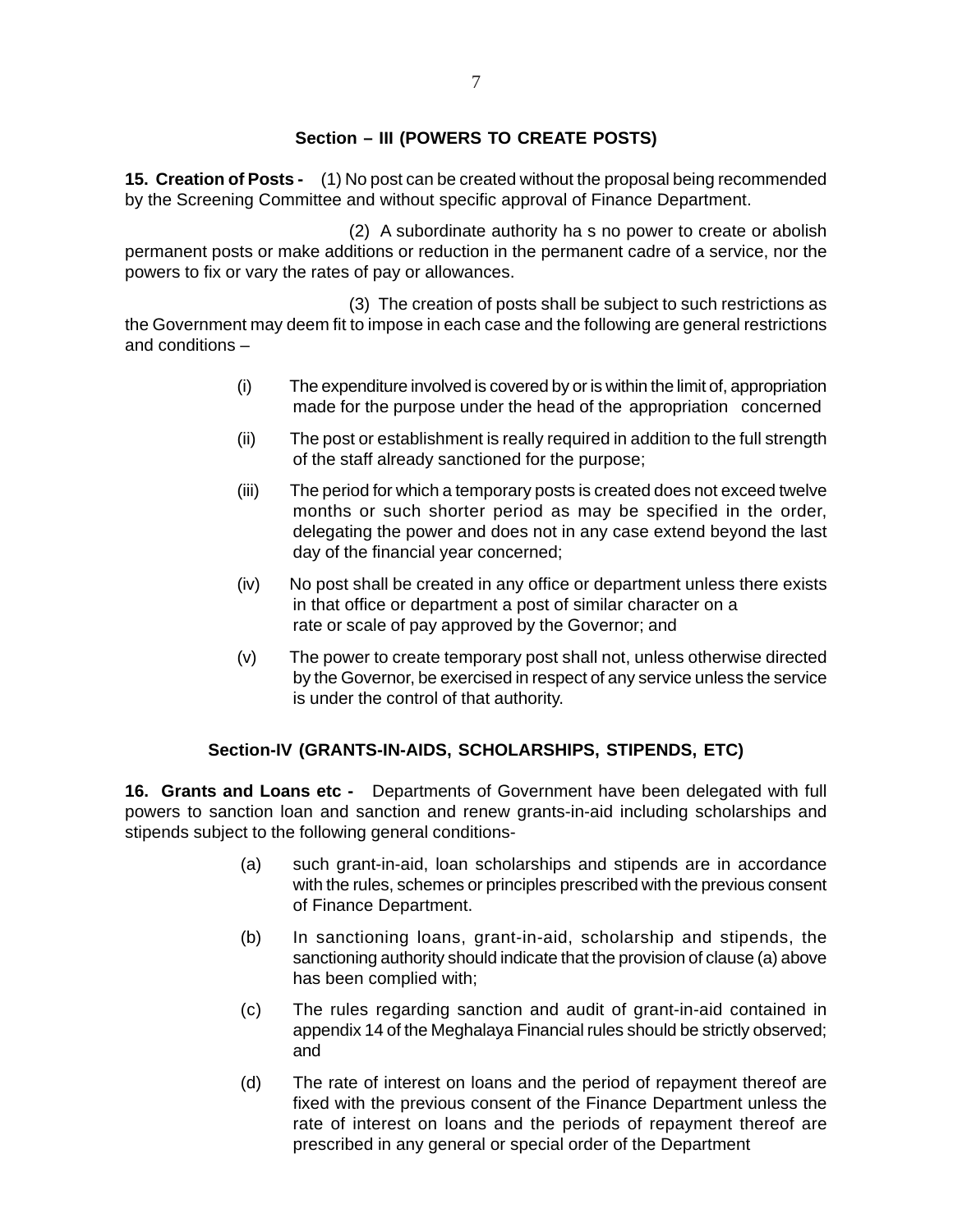## Section – III (POWERS TO CREATE POSTS)

**15. Creation of Posts -** (1) No post can be created without the proposal being recommended by the Screening Committee and without specific approval of Finance Department.

(2) A subordinate authority ha s no power to create or abolish permanent posts or make additions or reduction in the permanent cadre of a service, nor the powers to fix or vary the rates of pay or allowances.

(3) The creation of posts shall be subject to such restrictions as the Government may deem fit to impose in each case and the following are general restrictions and conditions –

(i) The expenditure involved is covered by or is within the limit of, appropriation made for the purpose under the head of the appropriation concerned

(ii) The post or establishment is really required in addition to the full strength of the staff already sanctioned for the purpose;

(iii) The period for which a temporary posts is created does not exceed twelve months or such shorter period as may be specified in the order, delegating the power and does not in any case extend beyond the last day of the financial year concerned;

(iv) No post shall be created in any office or department unless there exists in that office or department a post of similar character on a rate or scale of pay approved by the Governor; and

(v) The power to create temporary post shall not, unless otherwise directed by the Governor, be exercised in respect of any service unless the service is under the control of that authority.

## Section-IV (GRANTS-IN-AIDS, SCHOLARSHIPS, STIPENDS, ETC)

**16. Grants and Loans etc -** Departments of Government have been delegated with full powers to sanction loan and sanction and renew grants-in-aid including scholarships and stipends subject to the following general conditions-

(a) such grant-in-aid, loan scholarships and stipends are in accordance with the rules, schemes or principles prescribed with the previous consent of Finance Department.

(b) In sanctioning loans, grant-in-aid, scholarship and stipends, the sanctioning authority should indicate that the provision of clause (a) above has been complied with;

(c) The rules regarding sanction and audit of grant-in-aid contained in appendix 14 of the Meghalaya Financial rules should be strictly observed; and

(d) The rate of interest on loans and the period of repayment thereof are fixed with the previous consent of the Finance Department unless the rate of interest on loans and the periods of repayment thereof are prescribed in any general or special order of the Department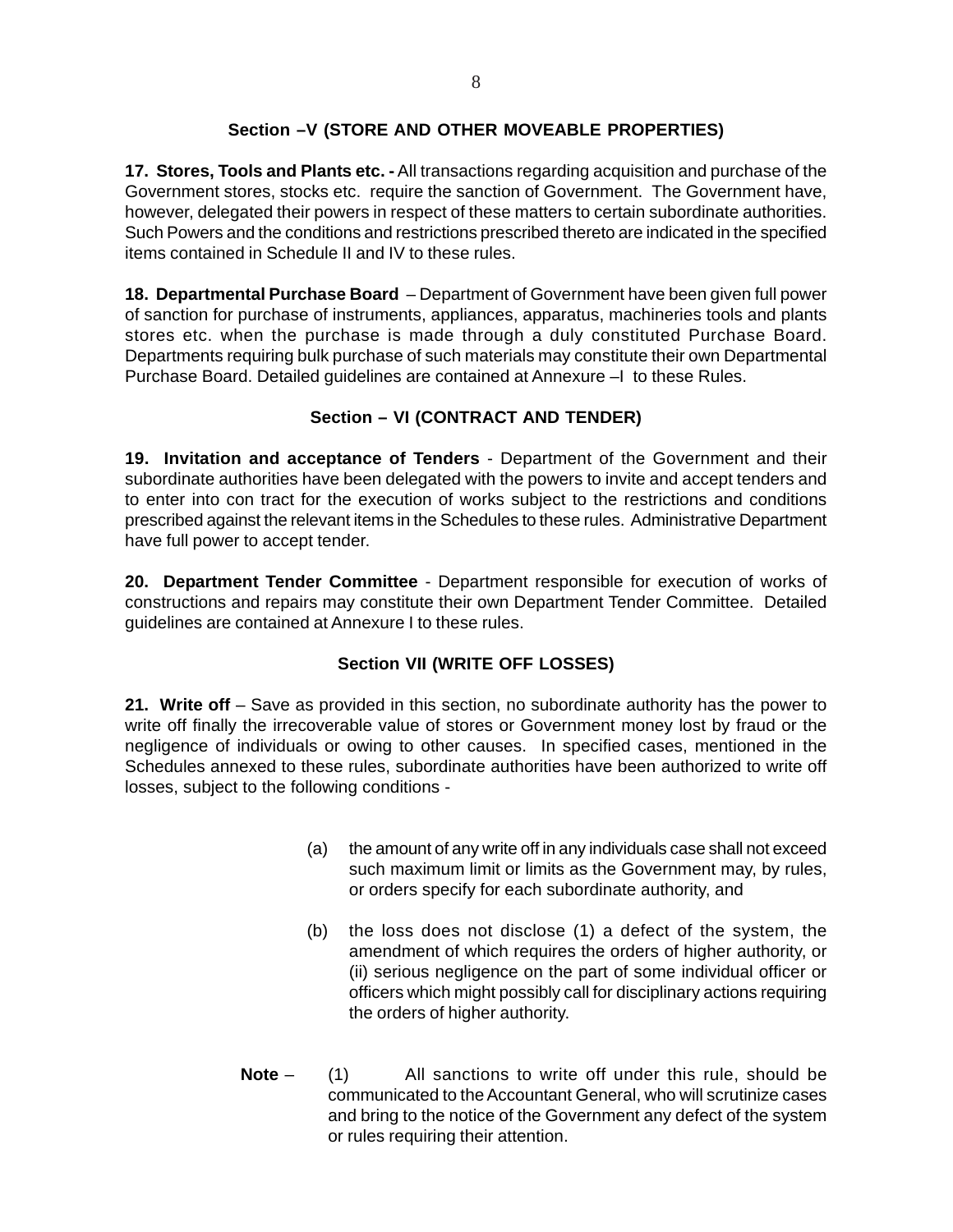## Section –V (STORE AND OTHER MOVEABLE PROPERTIES)

**17. Stores, Tools and Plants etc. -** All transactions regarding acquisition and purchase of the Government stores, stocks etc. require the sanction of Government. The Government have, however, delegated their powers in respect of these matters to certain subordinate authorities. Such Powers and the conditions and restrictions prescribed thereto are indicated in the specified items contained in Schedule II and IV to these rules.

**18. Departmental Purchase Board** – Department of Government have been given full power of sanction for purchase of instruments, appliances, apparatus, machineries tools and plants stores etc. when the purchase is made through a duly constituted Purchase Board. Departments requiring bulk purchase of such materials may constitute their own Departmental Purchase Board. Detailed guidelines are contained at Annexure –I to these Rules.

## Section – VI (CONTRACT AND TENDER)

**19. Invitation and acceptance of Tenders** - Department of the Government and their subordinate authorities have been delegated with the powers to invite and accept tenders and to enter into con tract for the execution of works subject to the restrictions and conditions prescribed against the relevant items in the Schedules to these rules. Administrative Department have full power to accept tender.

**20. Department Tender Committee** - Department responsible for execution of works of constructions and repairs may constitute their own Department Tender Committee. Detailed guidelines are contained at Annexure I to these rules.

## Section VII (WRITE OFF LOSSES)

**21. Write off** – Save as provided in this section, no subordinate authority has the power to write off finally the irrecoverable value of stores or Government money lost by fraud or the negligence of individuals or owing to other causes. In specified cases, mentioned in the Schedules annexed to these rules, subordinate authorities have been authorized to write off losses, subject to the following conditions -

(a) the amount of any write off in any individuals case shall not exceed such maximum limit or limits as the Government may, by rules, or orders specify for each subordinate authority, and

(b) the loss does not disclose (1) a defect of the system, the amendment of which requires the orders of higher authority, or (ii) serious negligence on the part of some individual officer or officers which might possibly call for disciplinary actions requiring the orders of higher authority.

**Note** – (1) All sanctions to write off under this rule, should be communicated to the Accountant General, who will scrutinize cases and bring to the notice of the Government any defect of the system or rules requiring their attention.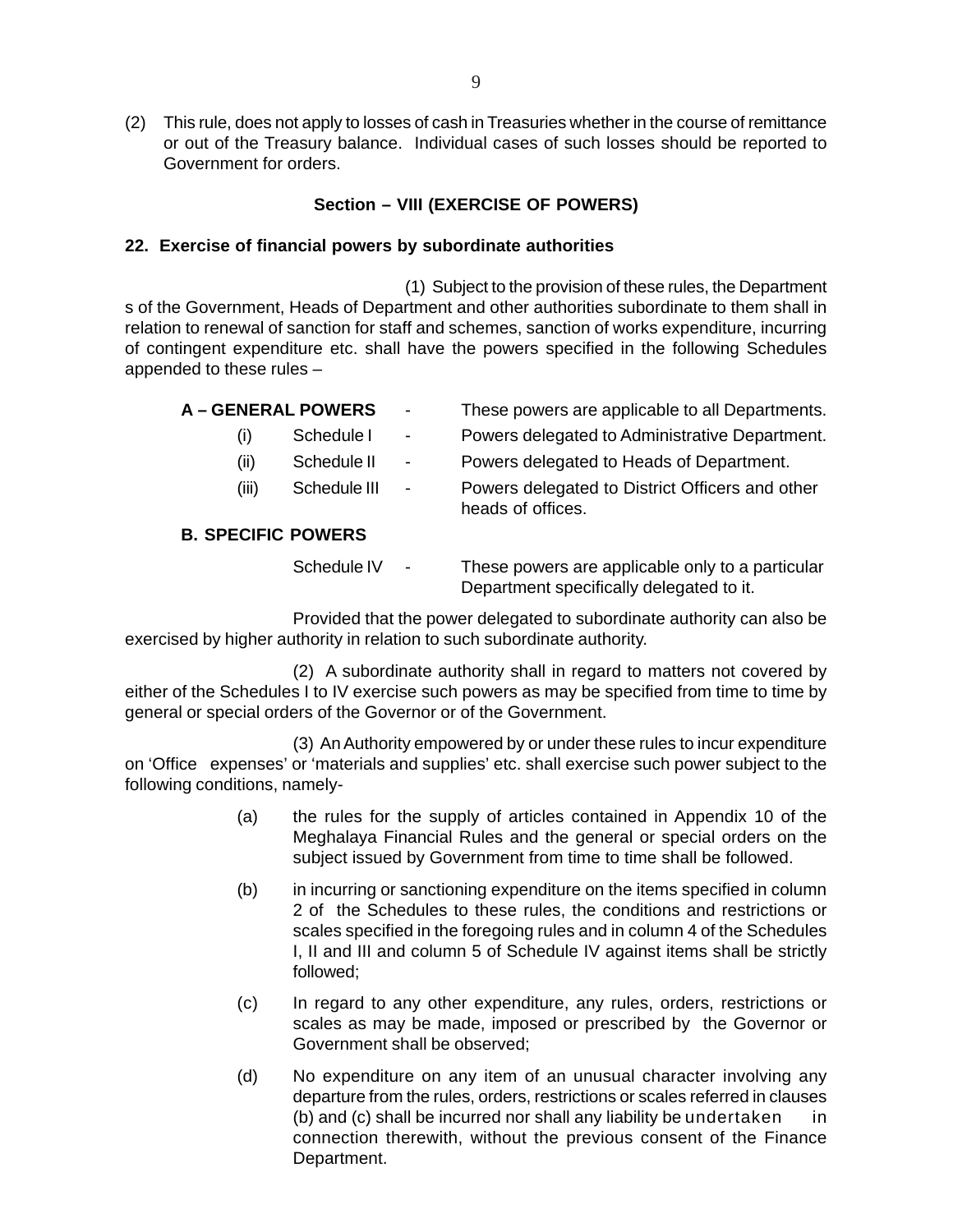(2) This rule, does not apply to losses of cash in Treasuries whether in the course of remittance or out of the Treasury balance. Individual cases of such losses should be reported to Government for orders.

## Section – VIII (EXERCISE OF POWERS)

### 22. Exercise of financial powers by subordinate authorities

(1) Subject to the provision of these rules, the Departments of the Government, Heads of Department and other authorities subordinate to them shall in relation to renewal of sanction for staff and schemes, sanction of works expenditure, incurring of contingent expenditure etc. shall have the powers specified in the following Schedules appended to these rules –

**A – GENERAL POWERS** - These powers are applicable to all Departments.

- (i) Schedule I - Powers delegated to Administrative Department.
- (ii) Schedule II - Powers delegated to Heads of Department.
- (iii) Schedule III - Powers delegated to District Officers and other heads of offices.

**B. SPECIFIC POWERS**

Schedule IV - These powers are applicable only to a particular Department specifically delegated to it.

Provided that the power delegated to subordinate authority can also be exercised by higher authority in relation to such subordinate authority.

(2) A subordinate authority shall in regard to matters not covered by either of the Schedules I to IV exercise such powers as may be specified from time to time by general or special orders of the Governor or of the Government.

(3) An Authority empowered by or under these rules to incur expenditure on 'Office expenses' or 'materials and supplies' etc. shall exercise such power subject to the following conditions, namely-

(a) the rules for the supply of articles contained in Appendix 10 of the Meghalaya Financial Rules and the general or special orders on the subject issued by Government from time to time shall be followed.

(b) in incurring or sanctioning expenditure on the items specified in column 2 of the Schedules to these rules, the conditions and restrictions or scales specified in the foregoing rules and in column 4 of the Schedules I, II and III and column 5 of Schedule IV against items shall be strictly followed;

(c) In regard to any other expenditure, any rules, orders, restrictions or scales as may be made, imposed or prescribed by the Governor or Government shall be observed;

(d) No expenditure on any item of an unusual character involving any departure from the rules, orders, restrictions or scales referred in clauses (b) and (c) shall be incurred nor shall any liability be undertaken in connection therewith, without the previous consent of the Finance Department.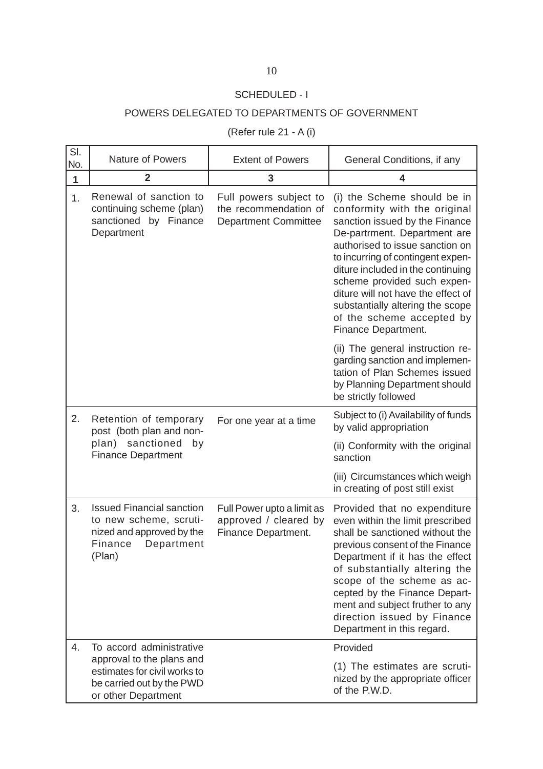## SCHEDULED - I

## POWERS DELEGATED TO DEPARTMENTS OF GOVERNMENT

(Refer rule 21 - A (i))

| Sl. No. | Nature of Powers | Extent of Powers | General Conditions, if any |
|---|---|---|---|
| 1 | 2 | 3 | 4 |
| 1. | Renewal of sanction to continuing scheme (plan) sanctioned by Finance Department | Full powers subject to the recommendation of Department Committee | (i) the Scheme should be in conformity with the original sanction issued by the Finance De-partrment. Department are authorised to issue sanction on to incurring of contingent expenditure included in the continuing scheme provided such expenditure will not have the effect of substantially altering the scope of the scheme accepted by Finance Department. |
| | | | (ii) The general instruction regarding sanction and implementation of Plan Schemes issued by Planning Department should be strictly followed |
| 2. | Retention of temporary post (both plan and non-plan) sanctioned by Finance Department | For one year at a time | Subject to (i) Availability of funds by valid appropriation |
| | | | (ii) Conformity with the original sanction |
| | | | (iii) Circumstances which weigh in creating of post still exist |
| 3. | Issued Financial sanction to new scheme, scrutinized and approved by the Finance Department (Plan) | Full Power upto a limit as approved / cleared by Finance Department. | Provided that no expenditure even within the limit prescribed shall be sanctioned without the previous consent of the Finance Department if it has the effect of substantially altering the scope of the scheme as accepted by the Finance Department and subject fruther to any direction issued by Finance Department in this regard. |
| 4. | To accord administrative approval to the plans and estimates for civil works to be carried out by the PWD or other Department | | Provided |
| | | | (1) The estimates are scrutinized by the appropriate officer of the P.W.D. |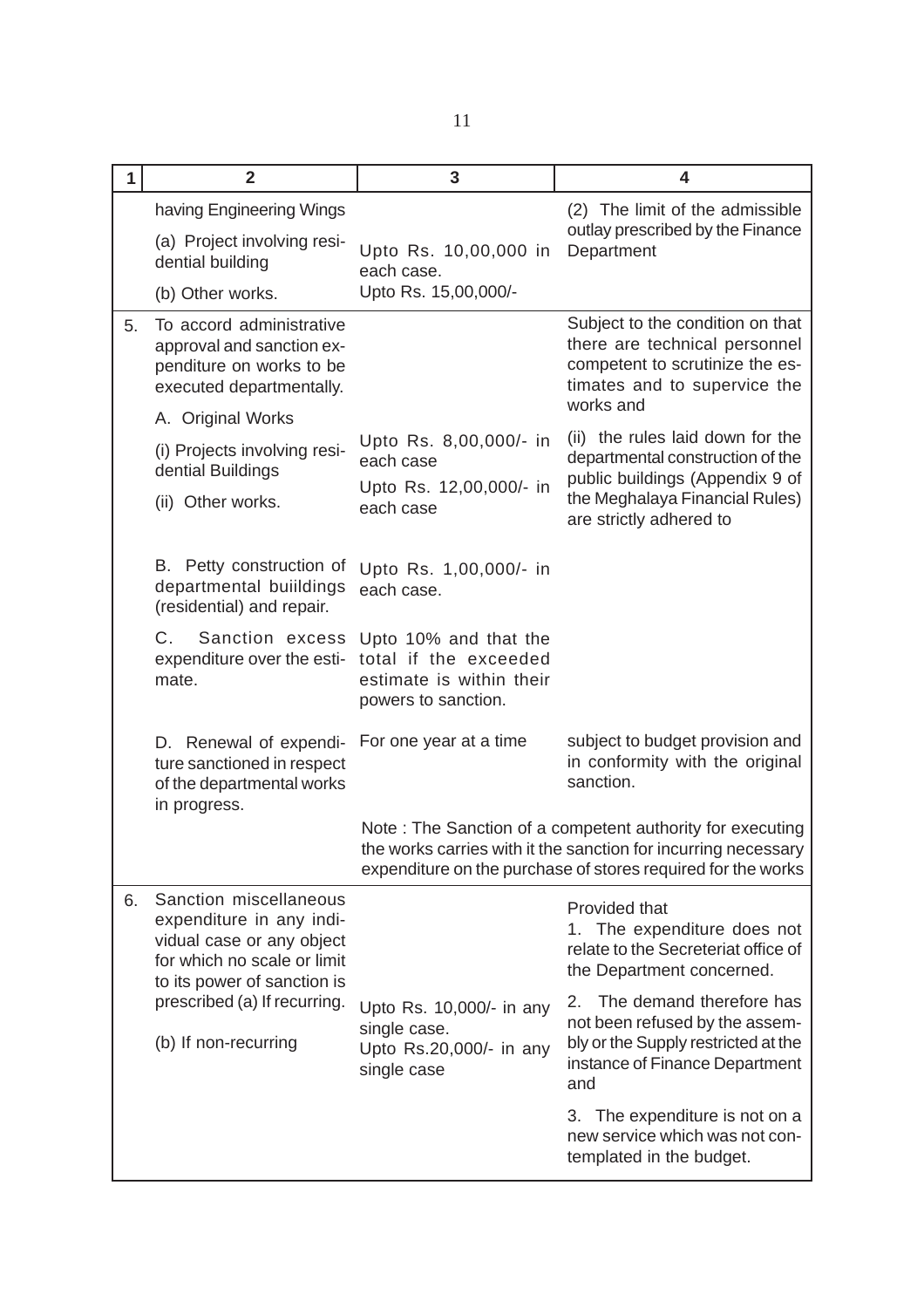| 1 | 2 | 3 | 4 |
|---|---|---|---|
| | having Engineering Wings<br>(a) Project involving residential building<br>(b) Other works. | <br>Upto Rs. 10,00,000 in each case.<br>Upto Rs. 15,00,000/- | (2) The limit of the admissible outlay prescribed by the Finance Department |
| 5. | To accord administrative approval and sanction expenditure on works to be executed departmentally.<br>A. Original Works<br>(i) Projects involving residential Buildings<br>(ii) Other works. | <br><br><br>Upto Rs. 8,00,000/- in each case<br>Upto Rs. 12,00,000/- in each case | Subject to the condition on that there are technical personnel competent to scrutinize the estimates and to supervice the works and<br>(ii) the rules laid down for the departmental construction of the public buildings (Appendix 9 of the Meghalaya Financial Rules) are strictly adhered to |
| | B. Petty construction of departmental buiildings (residential) and repair. | Upto Rs. 1,00,000/- in each case. | |
| | C. Sanction excess expenditure over the estimate. | Upto 10% and that the total if the exceeded estimate is within their powers to sanction. | |
| | D. Renewal of expenditure sanctioned in respect of the departmental works in progress. | For one year at a time | subject to budget provision and in conformity with the original sanction. |
| | | Note : The Sanction of a competent authority for executing the works carries with it the sanction for incurring necessary expenditure on the purchase of stores required for the works | |
| 6. | Sanction miscellaneous expenditure in any individual case or any object for which no scale or limit to its power of sanction is prescribed (a) If recurring.<br>(b) If non-recurring | <br><br><br><br>Upto Rs. 10,000/- in any single case.<br>Upto Rs.20,000/- in any single case | Provided that<br>1. The expenditure does not relate to the Secreteriat office of the Department concerned.<br>2. The demand therefore has not been refused by the assembly or the Supply restricted at the instance of Finance Department and<br>3. The expenditure is not on a new service which was not contemplated in the budget. |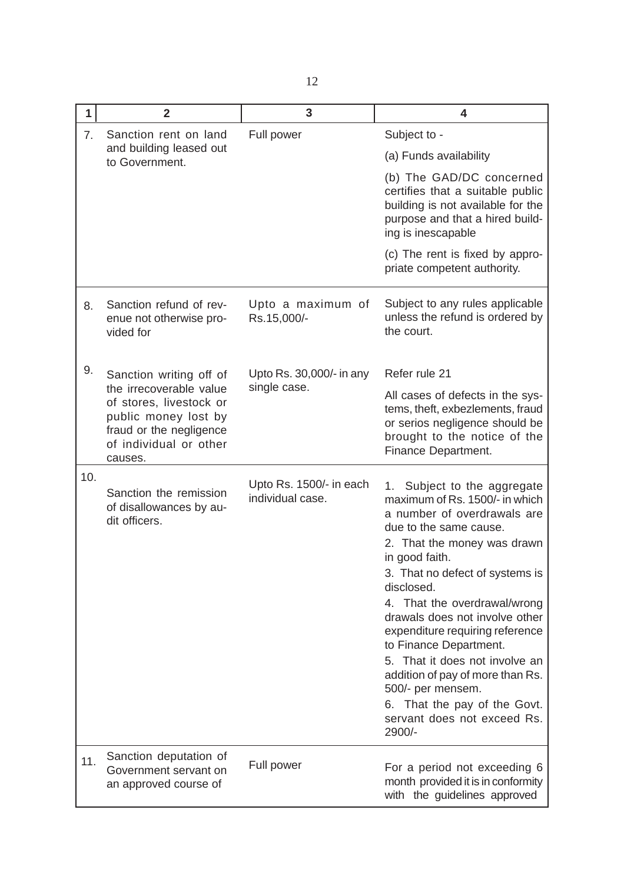| 1 | 2 | 3 | 4 |
|---|---|---|---|
| 7. | Sanction rent on land and building leased out to Government. | Full power | Subject to -<br>(a) Funds availability<br>(b) The GAD/DC concerned certifies that a suitable public building is not available for the purpose and that a hired building is inescapable<br>(c) The rent is fixed by appropriate competent authority. |
| 8. | Sanction refund of revenue not otherwise provided for | Upto a maximum of Rs.15,000/- | Subject to any rules applicable unless the refund is ordered by the court. |
| 9. | Sanction writing off of the irrecoverable value of stores, livestock or public money lost by fraud or the negligence of individual or other causes. | Upto Rs. 30,000/- in any single case. | Refer rule 21<br>All cases of defects in the systems, theft, exbezlements, fraud or serios negligence should be brought to the notice of the Finance Department. |
| 10. | Sanction the remission of disallowances by audit officers. | Upto Rs. 1500/- in each individual case. | 1. Subject to the aggregate maximum of Rs. 1500/- in which a number of overdrawals are due to the same cause.<br>2. That the money was drawn in good faith.<br>3. That no defect of systems is disclosed.<br>4. That the overdrawal/wrong drawals does not involve other expenditure requiring reference to Finance Department.<br>5. That it does not involve an addition of pay of more than Rs. 500/- per mensem.<br>6. That the pay of the Govt. servant does not exceed Rs. 2900/- |
| 11. | Sanction deputation of Government servant on an approved course of | Full power | For a period not exceeding 6 month provided it is in conformity with the guidelines approved |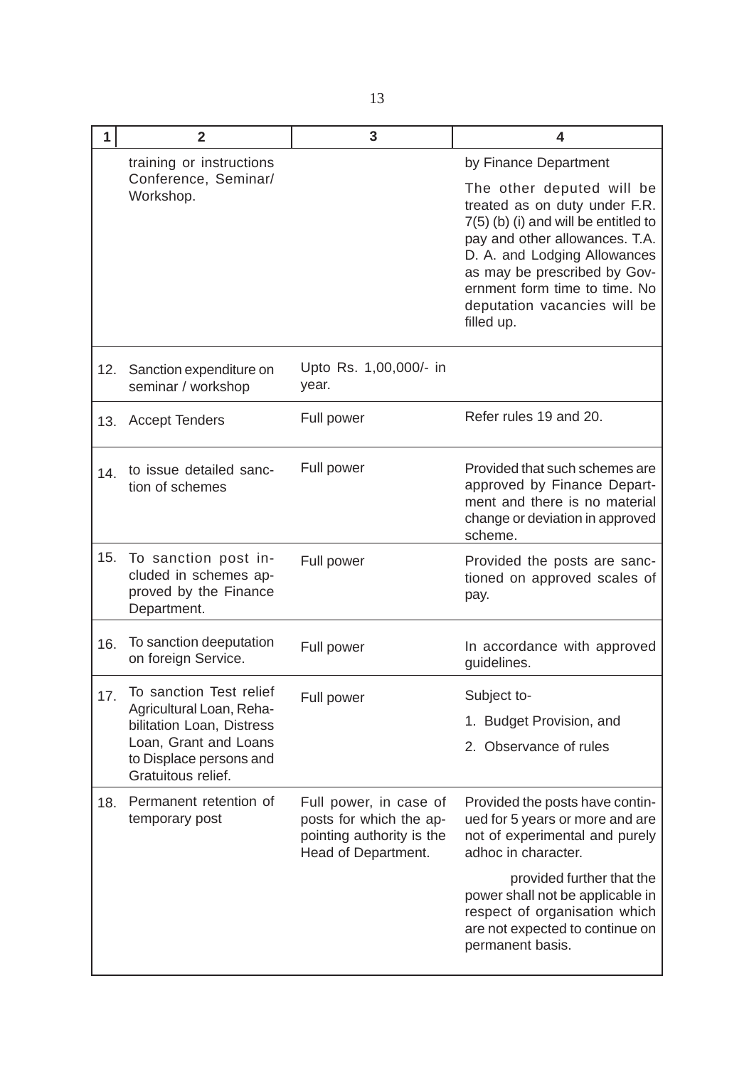| 1 | 2 | 3 | 4 |
|---|---|---|---|
| | training or instructions Conference, Seminar/ Workshop. | | by Finance Department<br><br>The other deputed will be treated as on duty under F.R. 7(5) (b) (i) and will be entitled to pay and other allowances. T.A. D. A. and Lodging Allowances as may be prescribed by Government form time to time. No deputation vacancies will be filled up. |
| 12. | Sanction expenditure on seminar / workshop | Upto Rs. 1,00,000/- in year. | |
| 13. | Accept Tenders | Full power | Refer rules 19 and 20. |
| 14. | to issue detailed sanction of schemes | Full power | Provided that such schemes are approved by Finance Department and there is no material change or deviation in approved scheme. |
| 15. | To sanction post included in schemes approved by the Finance Department. | Full power | Provided the posts are sanctioned on approved scales of pay. |
| 16. | To sanction deeputation on foreign Service. | Full power | In accordance with approved guidelines. |
| 17. | To sanction Test relief Agricultural Loan, Rehabilitation Loan, Distress Loan, Grant and Loans to Displace persons and Gratuitous relief. | Full power | Subject to-<br>1. Budget Provision, and<br>2. Observance of rules |
| 18. | Permanent retention of temporary post | Full power, in case of posts for which the appointing authority is the Head of Department. | Provided the posts have continued for 5 years or more and are not of experimental and purely adhoc in character.<br><br>provided further that the power shall not be applicable in respect of organisation which are not expected to continue on permanent basis. |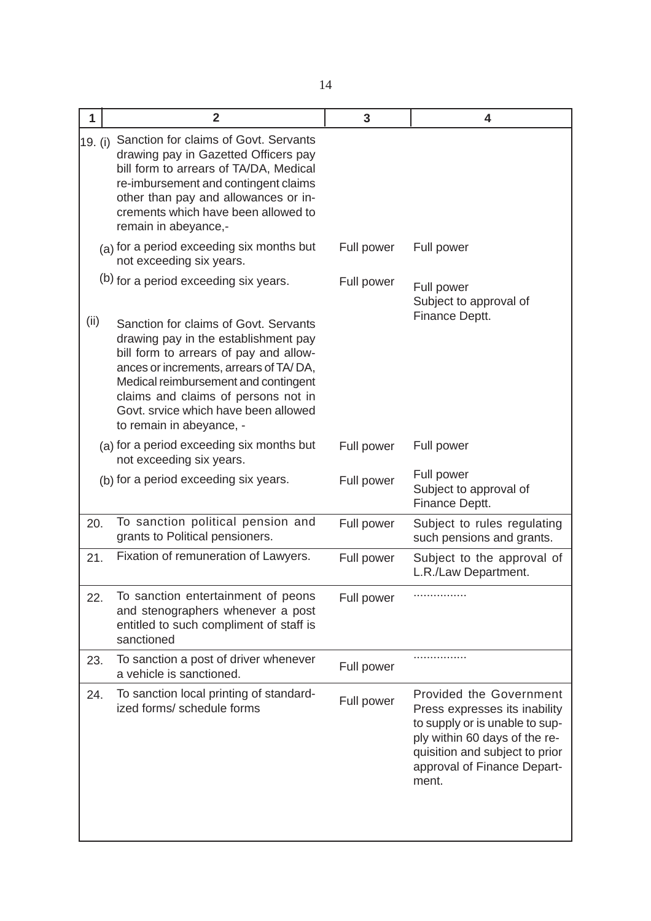| 1 | 2 | 3 | 4 |
|---|---|---|---|
| 19. (i) | Sanction for claims of Govt. Servants drawing pay in Gazetted Officers pay bill form to arrears of TA/DA, Medical re-imbursement and contingent claims other than pay and allowances or increments which have been allowed to remain in abeyance,- | | |
| | (a) for a period exceeding six months but not exceeding six years. | Full power | Full power |
| | (b) for a period exceeding six years. | Full power | Full power Subject to approval of Finance Deptt. |
| (ii) | Sanction for claims of Govt. Servants drawing pay in the establishment pay bill form to arrears of pay and allowances or increments, arrears of TA/ DA, Medical reimbursement and contingent claims and claims of persons not in Govt. srvice which have been allowed to remain in abeyance, - | | |
| | (a) for a period exceeding six months but not exceeding six years. | Full power | Full power |
| | (b) for a period exceeding six years. | Full power | Full power Subject to approval of Finance Deptt. |
| 20. | To sanction political pension and grants to Political pensioners. | Full power | Subject to rules regulating such pensions and grants. |
| 21. | Fixation of remuneration of Lawyers. | Full power | Subject to the approval of L.R./Law Department. |
| 22. | To sanction entertainment of peons and stenographers whenever a post entitled to such compliment of staff is sanctioned | Full power | ................ |
| 23. | To sanction a post of driver whenever a vehicle is sanctioned. | Full power | ................ |
| 24. | To sanction local printing of standardized forms/ schedule forms | Full power | Provided the Government Press expresses its inability to supply or is unable to supply within 60 days of the requisition and subject to prior approval of Finance Department. |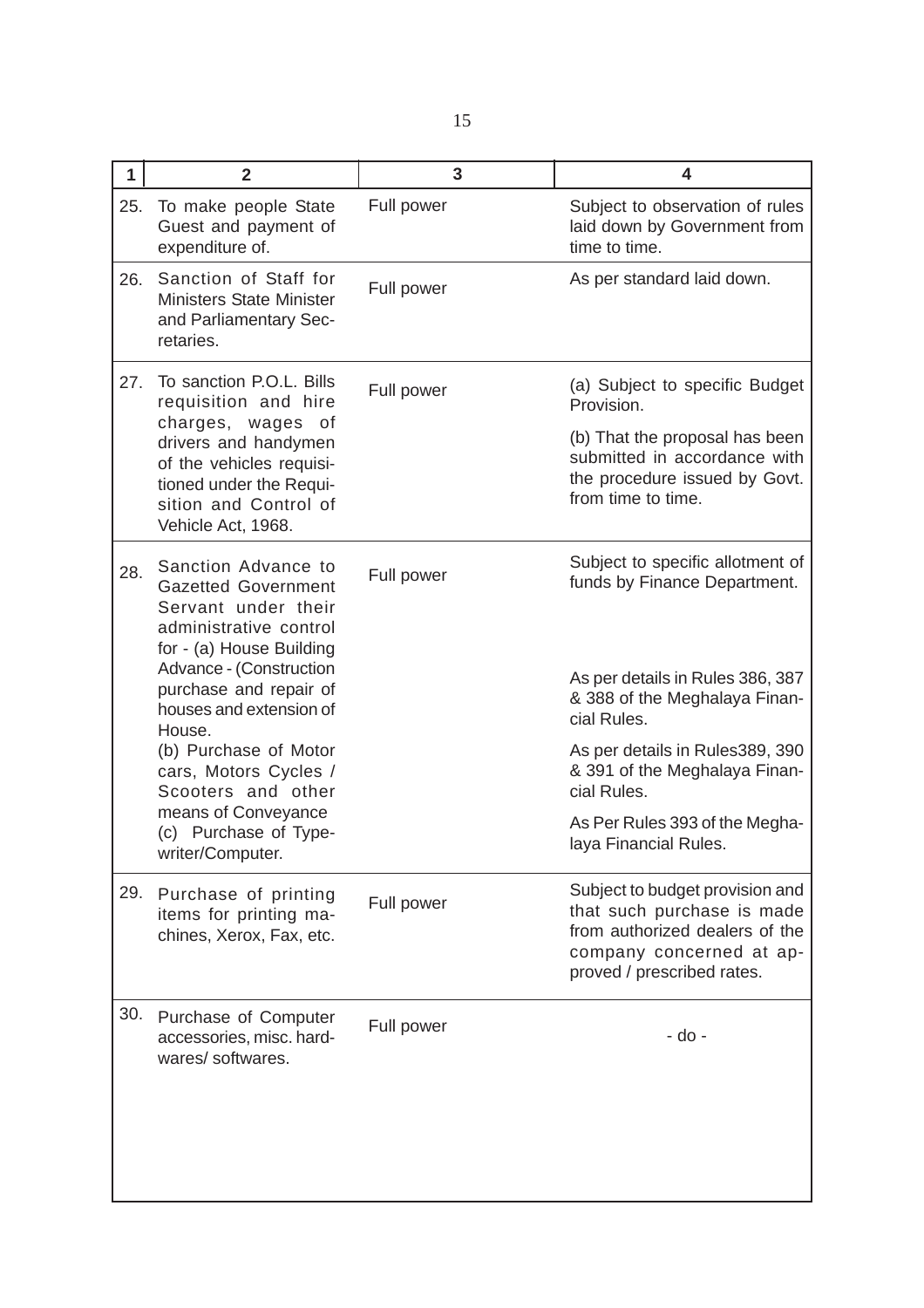| 1 | 2 | 3 | 4 |
|---|---|---|---|
| 25. | To make people State Guest and payment of expenditure of. | Full power | Subject to observation of rules laid down by Government from time to time. |
| 26. | Sanction of Staff for Ministers State Minister and Parliamentary Secretaries. | Full power | As per standard laid down. |
| 27. | To sanction P.O.L. Bills requisition and hire charges, wages of drivers and handymen of the vehicles requisitioned under the Requisition and Control of Vehicle Act, 1968. | Full power | (a) Subject to specific Budget Provision.<br>(b) That the proposal has been submitted in accordance with the procedure issued by Govt. from time to time. |
| 28. | Sanction Advance to Gazetted Government Servant under their administrative control for - (a) House Building Advance - (Construction purchase and repair of houses and extension of House.<br>(b) Purchase of Motor cars, Motors Cycles / Scooters and other means of Conveyance<br>(c) Purchase of Typewriter/Computer. | Full power | Subject to specific allotment of funds by Finance Department.<br>As per details in Rules 386, 387 & 388 of the Meghalaya Financial Rules.<br>As per details in Rules389, 390 & 391 of the Meghalaya Financial Rules.<br>As Per Rules 393 of the Meghalaya Financial Rules. |
| 29. | Purchase of printing items for printing machines, Xerox, Fax, etc. | Full power | Subject to budget provision and that such purchase is made from authorized dealers of the company concerned at approved / prescribed rates. |
| 30. | Purchase of Computer accessories, misc. hardwares/ softwares. | Full power | - do - |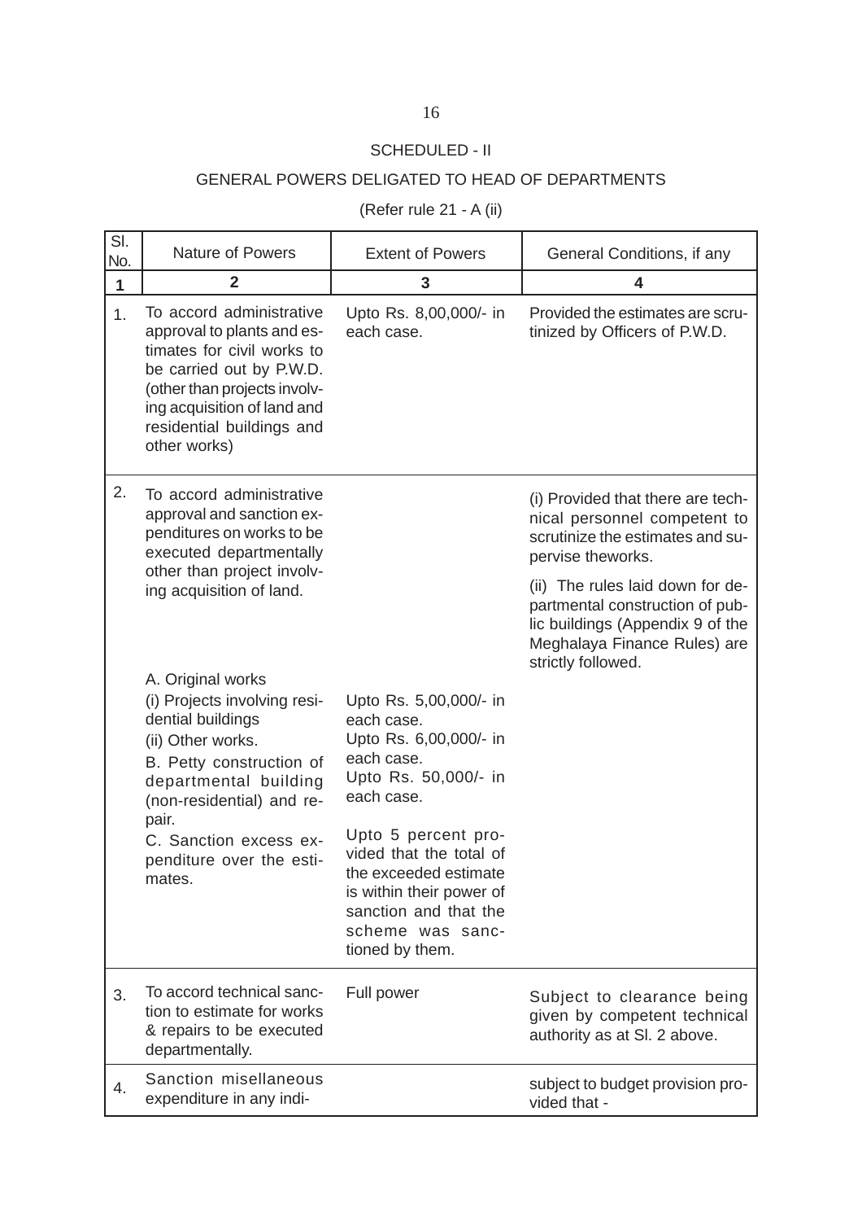## SCHEDULED - II

## GENERAL POWERS DELIGATED TO HEAD OF DEPARTMENTS

(Refer rule 21 - A (ii)

| Sl. No. | Nature of Powers | Extent of Powers | General Conditions, if any |
|---|---|---|---|
| 1 | 2 | 3 | 4 |
| 1. | To accord administrative approval to plants and estimates for civil works to be carried out by P.W.D. (other than projects involving acquisition of land and residential buildings and other works) | Upto Rs. 8,00,000/- in each case. | Provided the estimates are scrutinized by Officers of P.W.D. |
| 2. | To accord administrative approval and sanction expenditures on works to be executed departmentally other than project involving acquisition of land. | | (i) Provided that there are technical personnel competent to scrutinize the estimates and supervise theworks. (ii) The rules laid down for departmental construction of public buildings (Appendix 9 of the Meghalaya Finance Rules) are strictly followed. |
| | A. Original works | | |
| | (i) Projects involving residential buildings | Upto Rs. 5,00,000/- in each case. | |
| | (ii) Other works. | Upto Rs. 6,00,000/- in each case. | |
| | B. Petty construction of departmental building (non-residential) and repair. | Upto Rs. 50,000/- in each case. | |
| | C. Sanction excess expenditure over the estimates. | Upto 5 percent provided that the total of the exceeded estimate is within their power of sanction and that the scheme was sanctioned by them. | |
| 3. | To accord technical sanction to estimate for works & repairs to be executed departmentally. | Full power | Subject to clearance being given by competent technical authority as at Sl. 2 above. |
| 4. | Sanction misellaneous expenditure in any indi- | | subject to budget provision provided that - |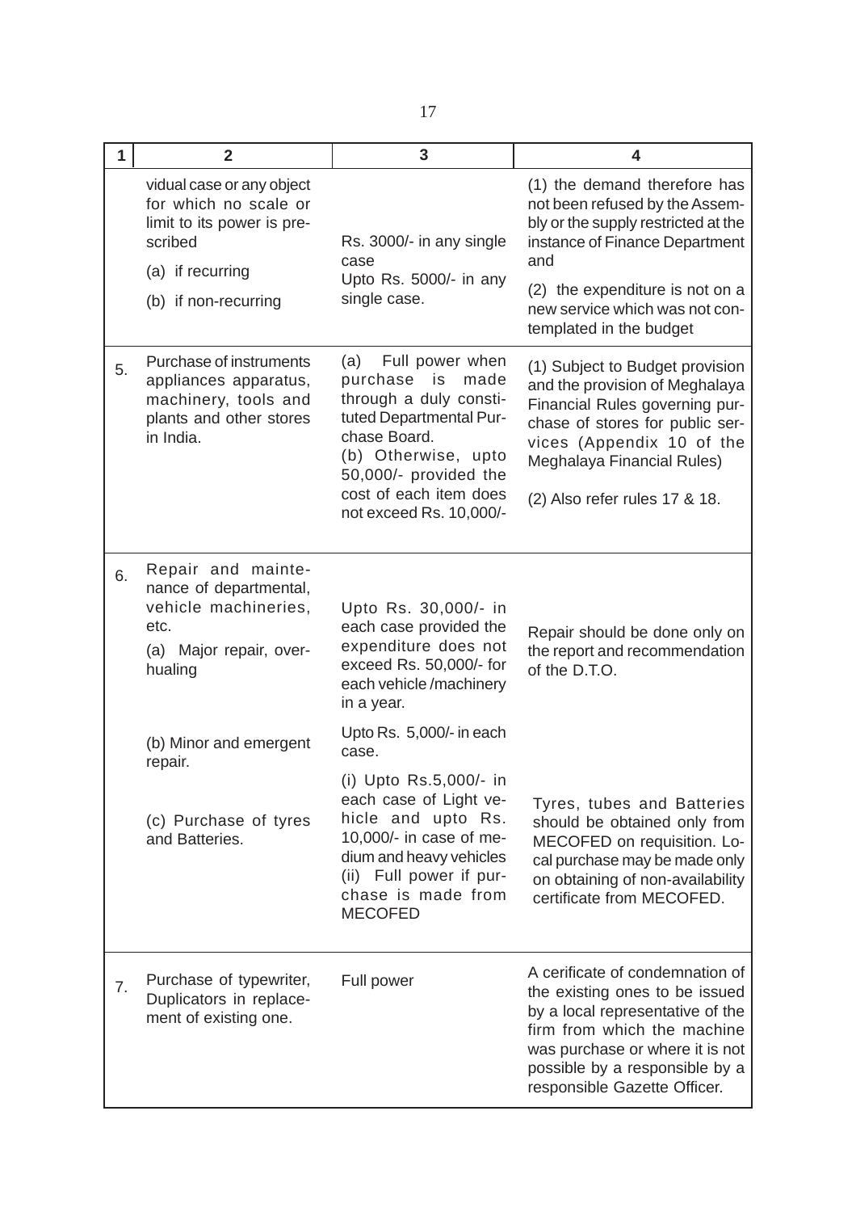| 1 | 2 | 3 | 4 |
|---|---|---|---|
| | vidual case or any object for which no scale or limit to its power is prescribed<br>(a) if recurring<br>(b) if non-recurring | Rs. 3000/- in any single case<br>Upto Rs. 5000/- in any single case. | (1) the demand therefore has not been refused by the Assembly or the supply restricted at the instance of Finance Department and<br>(2) the expenditure is not on a new service which was not contemplated in the budget |
| 5. | Purchase of instruments appliances apparatus, machinery, tools and plants and other stores in India. | (a) Full power when purchase is made through a duly constituted Departmental Purchase Board.<br>(b) Otherwise, upto 50,000/- provided the cost of each item does not exceed Rs. 10,000/- | (1) Subject to Budget provision and the provision of Meghalaya Financial Rules governing purchase of stores for public services (Appendix 10 of the Meghalaya Financial Rules)<br>(2) Also refer rules 17 & 18. |
| 6. | Repair and maintenance of departmental, vehicle machineries, etc.<br>(a) Major repair, overhualing | Upto Rs. 30,000/- in each case provided the expenditure does not exceed Rs. 50,000/- for each vehicle /machinery in a year. | Repair should be done only on the report and recommendation of the D.T.O. |
| | (b) Minor and emergent repair. | Upto Rs. 5,000/- in each case. | |
| | (c) Purchase of tyres and Batteries. | (i) Upto Rs.5,000/- in each case of Light vehicle and upto Rs. 10,000/- in case of medium and heavy vehicles<br>(ii) Full power if purchase is made from MECOFED | Tyres, tubes and Batteries should be obtained only from MECOFED on requisition. Local purchase may be made only on obtaining of non-availability certificate from MECOFED. |
| 7. | Purchase of typewriter, Duplicators in replacement of existing one. | Full power | A cerificate of condemnation of the existing ones to be issued by a local representative of the firm from which the machine was purchase or where it is not possible by a responsible by a responsible Gazette Officer. |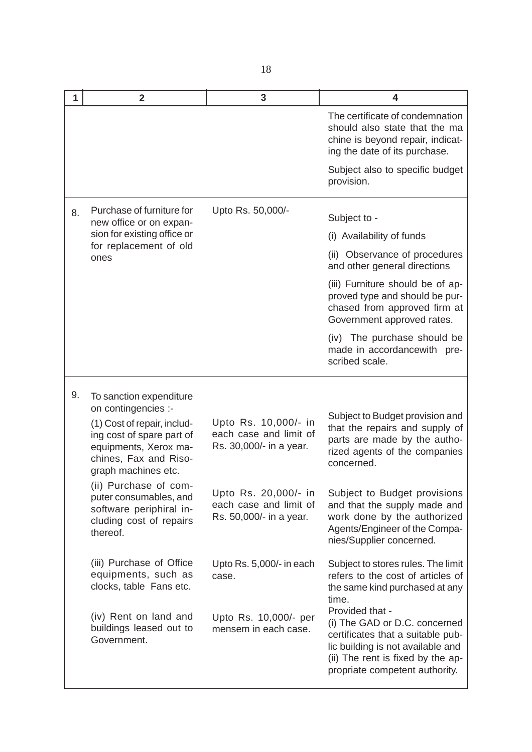| 1 | 2 | 3 | 4 |
|---|---|---|---|
| | | | The certificate of condemnation should also state that the ma chine is beyond repair, indicating the date of its purchase. Subject also to specific budget provision. |
| 8. | Purchase of furniture for new office or on expansion for existing office or for replacement of old ones | Upto Rs. 50,000/- | Subject to - (i) Availability of funds (ii) Observance of procedures and other general directions (iii) Furniture should be of approved type and should be purchased from approved firm at Government approved rates. (iv) The purchase should be made in accordancewith prescribed scale. |
| 9. | To sanction expenditure on contingencies :- | | |
| | (1) Cost of repair, including cost of spare part of equipments, Xerox machines, Fax and Risograph machines etc. | Upto Rs. 10,000/- in each case and limit of Rs. 30,000/- in a year. | Subject to Budget provision and that the repairs and supply of parts are made by the authorized agents of the companies concerned. |
| | (ii) Purchase of computer consumables, and software periphiral including cost of repairs thereof. | Upto Rs. 20,000/- in each case and limit of Rs. 50,000/- in a year. | Subject to Budget provisions and that the supply made and work done by the authorized Agents/Engineer of the Companies/Supplier concerned. |
| | (iii) Purchase of Office equipments, such as clocks, table Fans etc. | Upto Rs. 5,000/- in each case. | Subject to stores rules. The limit refers to the cost of articles of the same kind purchased at any time. |
| | (iv) Rent on land and buildings leased out to Government. | Upto Rs. 10,000/- per mensem in each case. | Provided that - (i) The GAD or D.C. concerned certificates that a suitable public building is not available and (ii) The rent is fixed by the appropriate competent authority. |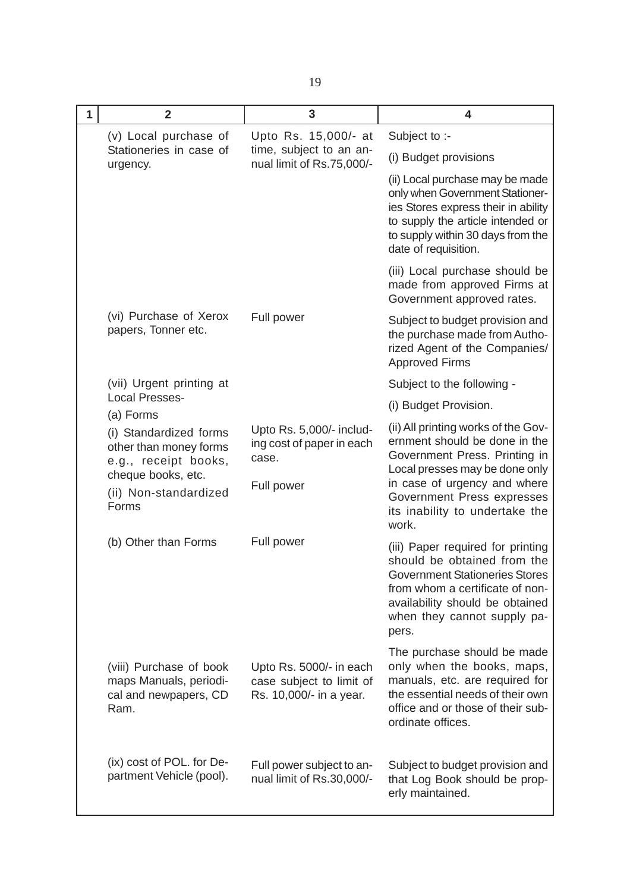| 1 | 2 | 3 | 4 |
|---|---|---|---|
| | (v) Local purchase of Stationeries in case of urgency. | Upto Rs. 15,000/- at time, subject to an annual limit of Rs.75,000/- | Subject to :-<br>(i) Budget provisions<br>(ii) Local purchase may be made only when Government Stationeries Stores express their in ability to supply the article intended or to supply within 30 days from the date of requisition.<br>(iii) Local purchase should be made from approved Firms at Government approved rates. |
| | (vi) Purchase of Xerox papers, Tonner etc. | Full power | Subject to budget provision and the purchase made from Authorized Agent of the Companies/ Approved Firms |
| | (vii) Urgent printing at Local Presses-<br>(a) Forms | | Subject to the following -<br>(i) Budget Provision. |
| | (i) Standardized forms other than money forms e.g., receipt books, cheque books, etc. | Upto Rs. 5,000/- including cost of paper in each case. | (ii) All printing works of the Government should be done in the Government Press. Printing in Local presses may be done only in case of urgency and where Government Press expresses its inability to undertake the work. |
| | (ii) Non-standardized Forms | Full power | |
| | (b) Other than Forms | Full power | (iii) Paper required for printing should be obtained from the Government Stationeries Stores from whom a certificate of non-availability should be obtained when they cannot supply papers. |
| | (viii) Purchase of book maps Manuals, periodical and newpapers, CD Ram. | Upto Rs. 5000/- in each case subject to limit of Rs. 10,000/- in a year. | The purchase should be made only when the books, maps, manuals, etc. are required for the essential needs of their own office and or those of their subordinate offices. |
| | (ix) cost of POL. for Department Vehicle (pool). | Full power subject to annual limit of Rs.30,000/- | Subject to budget provision and that Log Book should be properly maintained. |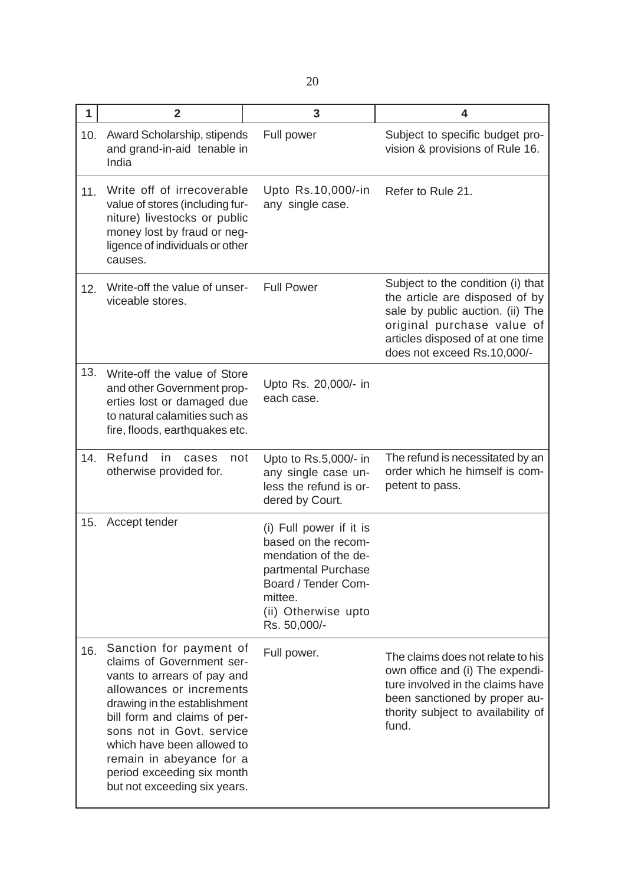| 1 | 2 | 3 | 4 |
|---|---|---|---|
| 10. | Award Scholarship, stipends and grand-in-aid tenable in India | Full power | Subject to specific budget provision & provisions of Rule 16. |
| 11. | Write off of irrecoverable value of stores (including furniture) livestocks or public money lost by fraud or negligence of individuals or other causes. | Upto Rs.10,000/-in any single case. | Refer to Rule 21. |
| 12. | Write-off the value of unserviceable stores. | Full Power | Subject to the condition (i) that the article are disposed of by sale by public auction. (ii) The original purchase value of articles disposed of at one time does not exceed Rs.10,000/- |
| 13. | Write-off the value of Store and other Government properties lost or damaged due to natural calamities such as fire, floods, earthquakes etc. | Upto Rs. 20,000/- in each case. | |
| 14. | Refund in cases not otherwise provided for. | Upto to Rs.5,000/- in any single case unless the refund is ordered by Court. | The refund is necessitated by an order which he himself is competent to pass. |
| 15. | Accept tender | (i) Full power if it is based on the recommendation of the departmental Purchase Board / Tender Committee.<br>(ii) Otherwise upto Rs. 50,000/- | |
| 16. | Sanction for payment of claims of Government servants to arrears of pay and allowances or increments drawing in the establishment bill form and claims of persons not in Govt. service which have been allowed to remain in abeyance for a period exceeding six month but not exceeding six years. | Full power. | The claims does not relate to his own office and (i) The expenditure involved in the claims have been sanctioned by proper authority subject to availability of fund. |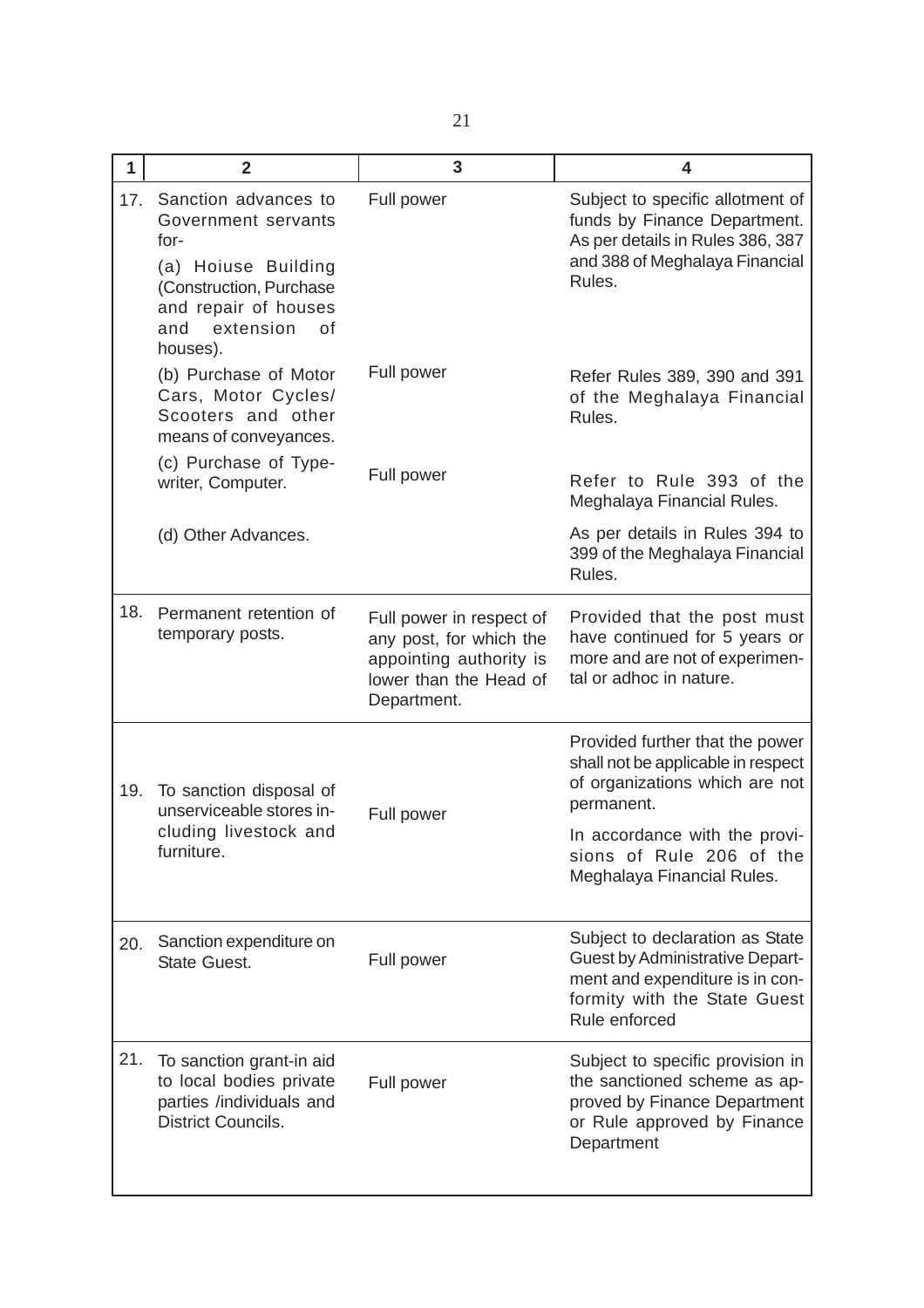| 1 | 2 | 3 | 4 |
|---|---|---|---|
| 17. | Sanction advances to Government servants for-<br>(a) Hoiuse Building (Construction, Purchase and repair of houses and extension of houses). | Full power | Subject to specific allotment of funds by Finance Department. As per details in Rules 386, 387 and 388 of Meghalaya Financial Rules. |
| | (b) Purchase of Motor Cars, Motor Cycles/ Scooters and other means of conveyances. | Full power | Refer Rules 389, 390 and 391 of the Meghalaya Financial Rules. |
| | (c) Purchase of Type-writer, Computer. | Full power | Refer to Rule 393 of the Meghalaya Financial Rules. |
| | (d) Other Advances. | | As per details in Rules 394 to 399 of the Meghalaya Financial Rules. |
| 18. | Permanent retention of temporary posts. | Full power in respect of any post, for which the appointing authority is lower than the Head of Department. | Provided that the post must have continued for 5 years or more and are not of experimental or adhoc in nature. |
| | | | Provided further that the power shall not be applicable in respect of organizations which are not permanent. |
| 19. | To sanction disposal of unserviceable stores including livestock and furniture. | Full power | In accordance with the provisions of Rule 206 of the Meghalaya Financial Rules. |
| 20. | Sanction expenditure on State Guest. | Full power | Subject to declaration as State Guest by Administrative Department and expenditure is in conformity with the State Guest Rule enforced |
| 21. | To sanction grant-in aid to local bodies private parties /individuals and District Councils. | Full power | Subject to specific provision in the sanctioned scheme as approved by Finance Department or Rule approved by Finance Department |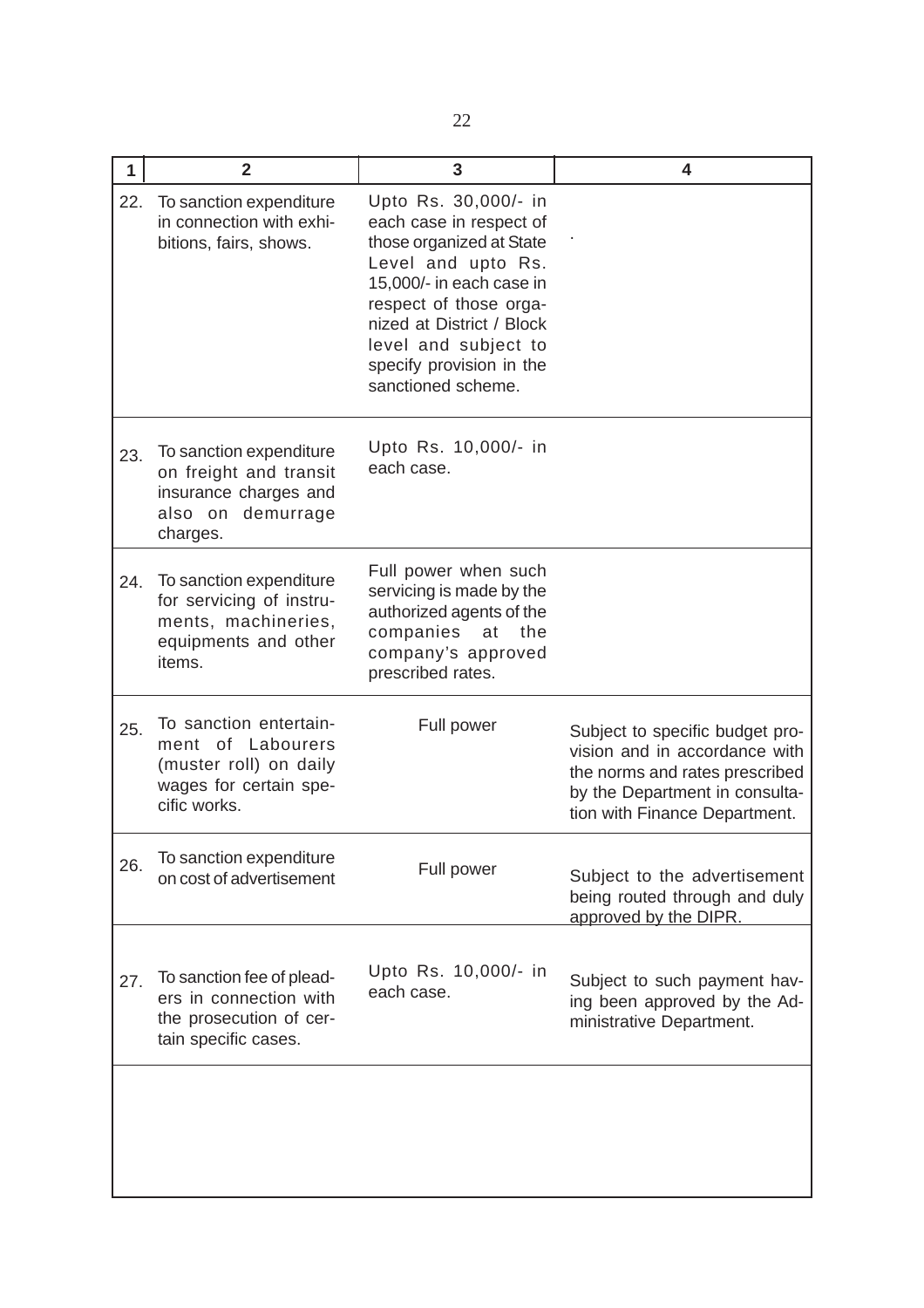| 1 | 2 | 3 | 4 |
|---|---|---|---|
| 22. | To sanction expenditure in connection with exhibitions, fairs, shows. | Upto Rs. 30,000/- in each case in respect of those organized at State Level and upto Rs. 15,000/- in each case in respect of those organized at District / Block level and subject to specify provision in the sanctioned scheme. | . |
| 23. | To sanction expenditure on freight and transit insurance charges and also on demurrage charges. | Upto Rs. 10,000/- in each case. | |
| 24. | To sanction expenditure for servicing of instruments, machineries, equipments and other items. | Full power when such servicing is made by the authorized agents of the companies at the company's approved prescribed rates. | |
| 25. | To sanction entertainment of Labourers (muster roll) on daily wages for certain specific works. | Full power | Subject to specific budget provision and in accordance with the norms and rates prescribed by the Department in consultation with Finance Department. |
| 26. | To sanction expenditure on cost of advertisement | Full power | Subject to the advertisement being routed through and duly approved by the DIPR. |
| 27. | To sanction fee of pleaders in connection with the prosecution of certain specific cases. | Upto Rs. 10,000/- in each case. | Subject to such payment having been approved by the Administrative Department. |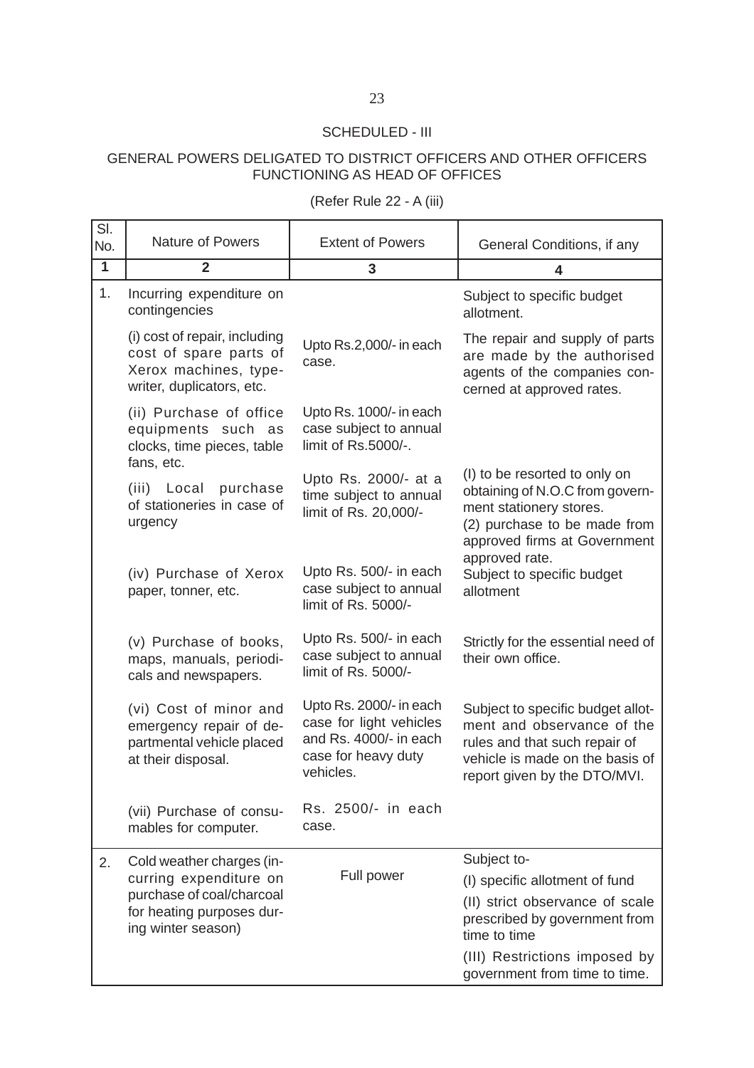SCHEDULED - III

GENERAL POWERS DELIGATED TO DISTRICT OFFICERS AND OTHER OFFICERS FUNCTIONING AS HEAD OF OFFICES

(Refer Rule 22 - A (iii)

| Sl. No. | Nature of Powers | Extent of Powers | General Conditions, if any |
|---|---|---|---|
| 1 | 2 | 3 | 4 |
| 1. | Incurring expenditure on contingencies | | Subject to specific budget allotment. |
| | (i) cost of repair, including cost of spare parts of Xerox machines, typewriter, duplicators, etc. | Upto Rs.2,000/- in each case. | The repair and supply of parts are made by the authorised agents of the companies concerned at approved rates. |
| | (ii) Purchase of office equipments such as clocks, time pieces, table fans, etc. | Upto Rs. 1000/- in each case subject to annual limit of Rs.5000/-. | |
| | (iii) Local purchase of stationeries in case of urgency | Upto Rs. 2000/- at a time subject to annual limit of Rs. 20,000/- | (I) to be resorted to only on obtaining of N.O.C from government stationery stores.<br>(2) purchase to be made from approved firms at Government approved rate. |
| | (iv) Purchase of Xerox paper, tonner, etc. | Upto Rs. 500/- in each case subject to annual limit of Rs. 5000/- | Subject to specific budget allotment |
| | (v) Purchase of books, maps, manuals, periodicals and newspapers. | Upto Rs. 500/- in each case subject to annual limit of Rs. 5000/- | Strictly for the essential need of their own office. |
| | (vi) Cost of minor and emergency repair of departmental vehicle placed at their disposal. | Upto Rs. 2000/- in each case for light vehicles and Rs. 4000/- in each case for heavy duty vehicles. | Subject to specific budget allotment and observance of the rules and that such repair of vehicle is made on the basis of report given by the DTO/MVI. |
| | (vii) Purchase of consumables for computer. | Rs. 2500/- in each case. | |
| 2. | Cold weather charges (incurring expenditure on purchase of coal/charcoal for heating purposes during winter season) | Full power | Subject to-<br>(I) specific allotment of fund<br>(II) strict observance of scale prescribed by government from time to time<br>(III) Restrictions imposed by government from time to time. |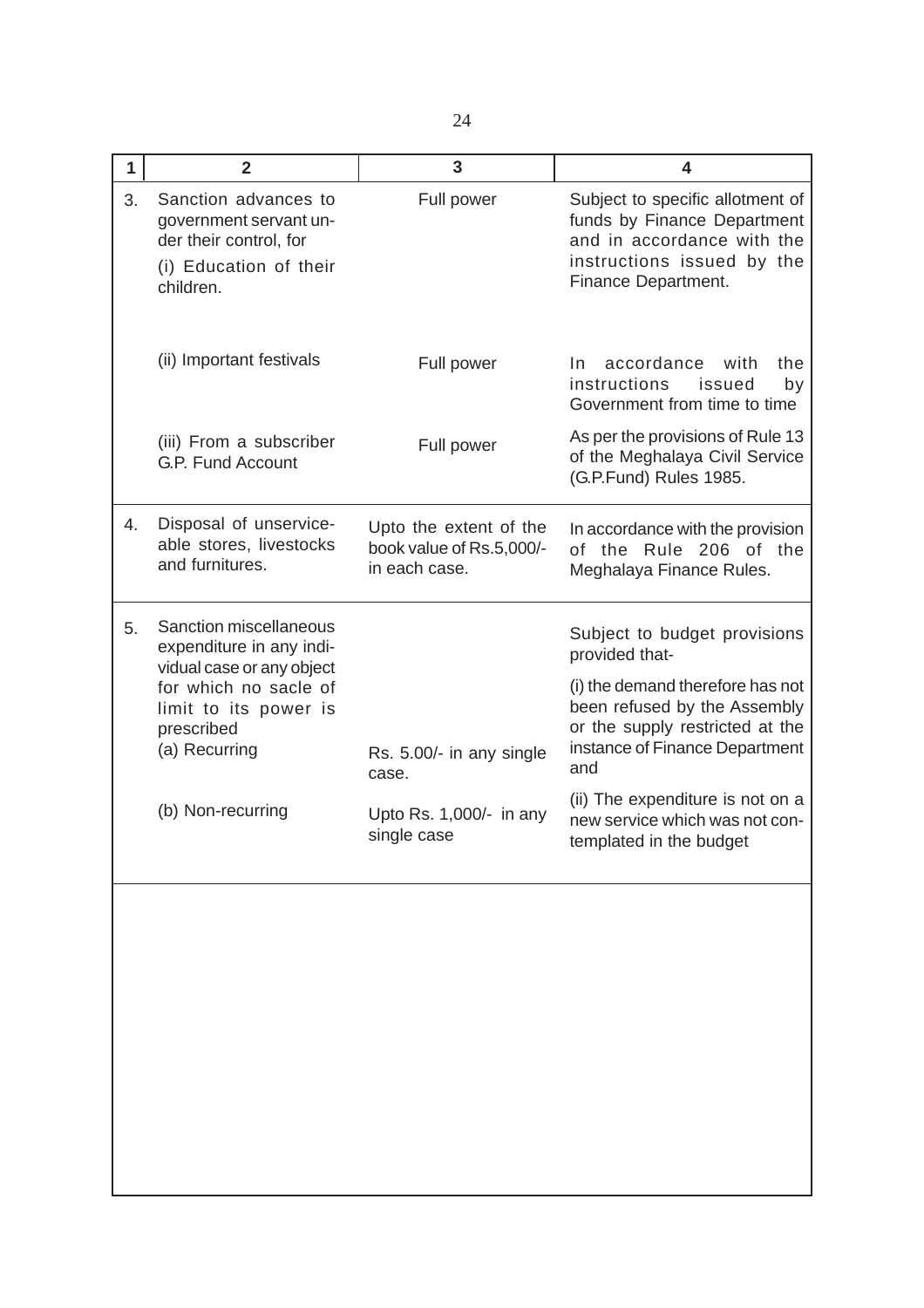| 1 | 2 | 3 | 4 |
|---|---|---|---|
| 3. | Sanction advances to government servant under their control, for (i) Education of their children. | Full power | Subject to specific allotment of funds by Finance Department and in accordance with the instructions issued by the Finance Department. |
| | (ii) Important festivals | Full power | In accordance with the instructions issued by Government from time to time |
| | (iii) From a subscriber G.P. Fund Account | Full power | As per the provisions of Rule 13 of the Meghalaya Civil Service (G.P.Fund) Rules 1985. |
| 4. | Disposal of unserviceable stores, livestocks and furnitures. | Upto the extent of the book value of Rs.5,000/- in each case. | In accordance with the provision of the Rule 206 of the Meghalaya Finance Rules. |
| 5. | Sanction miscellaneous expenditure in any individual case or any object for which no sacle of limit to its power is prescribed | | Subject to budget provisions provided that- |
| | (a) Recurring | Rs. 5.00/- in any single case. | (i) the demand therefore has not been refused by the Assembly or the supply restricted at the instance of Finance Department and |
| | (b) Non-recurring | Upto Rs. 1,000/- in any single case | (ii) The expenditure is not on a new service which was not contemplated in the budget |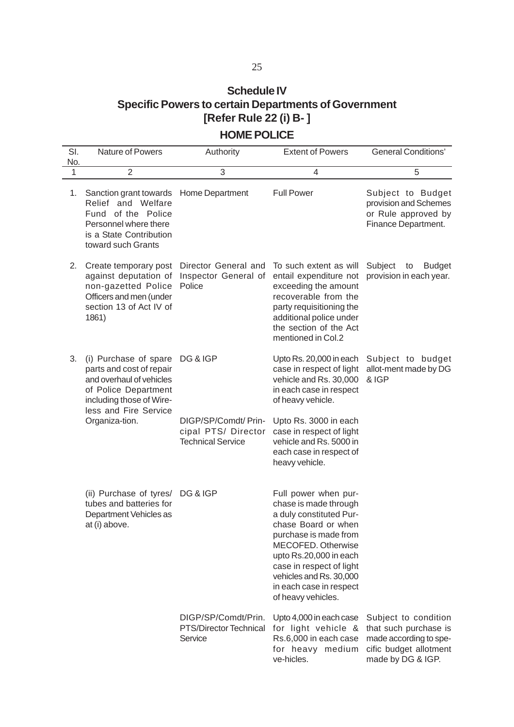## Schedule IV

## Specific Powers to certain Departments of Government [Refer Rule 22 (i) B- ]

### HOME POLICE

| Sl. No. | Nature of Powers | Authority | Extent of Powers | General Conditions' |
|---|---|---|---|---|
| 1 | 2 | 3 | 4 | 5 |
| 1. | Sanction grant towards Relief and Welfare Fund of the Police Personnel where there is a State Contribution toward such Grants | Home Department | Full Power | Subject to Budget provision and Schemes or Rule approved by Finance Department. |
| 2. | Create temporary post against deputation of non-gazetted Police Officers and men (under section 13 of Act IV of 1861) | Director General and Inspector General of Police | To such extent as will entail expenditure not exceeding the amount recoverable from the party requisitioning the additional police under the section of the Act mentioned in Col.2 | Subject to Budget provision in each year. |
| 3. | (i) Purchase of spare parts and cost of repair and overhaul of vehicles of Police Department including those of Wire-less and Fire Service Organiza-tion. | DG & IGP | Upto Rs. 20,000 in each case in respect of light vehicle and Rs. 30,000 in each case in respect of heavy vehicle. | Subject to budget allot-ment made by DG & IGP |
| | | DIGP/SP/Comdt/ Prin-cipal PTS/ Director Technical Service | Upto Rs. 3000 in each case in respect of light vehicle and Rs. 5000 in each case in respect of heavy vehicle. | |
| | (ii) Purchase of tyres/ tubes and batteries for Department Vehicles as at (i) above. | DG & IGP | Full power when pur-chase is made through a duly constituted Pur-chase Board or when purchase is made from MECOFED. Otherwise upto Rs.20,000 in each case in respect of light vehicles and Rs. 30,000 in each case in respect of heavy vehicles. | |
| | | DIGP/SP/Comdt/Prin. PTS/Director Technical Service | Upto 4,000 in each case for light vehicle & Rs.6,000 in each case for heavy medium ve-hicles. | Subject to condition that such purchase is made according to spe-cific budget allotment made by DG & IGP. |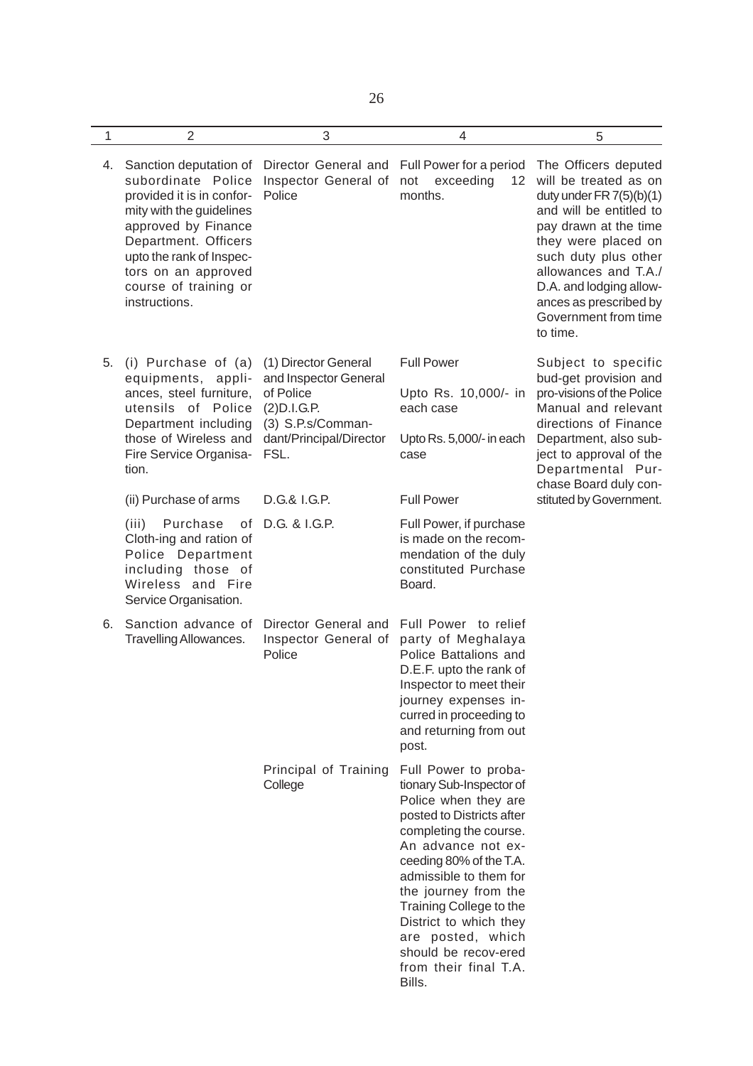| 1 | 2 | 3 | 4 | 5 |
|---|---|---|---|---|
| 4. | Sanction deputation of subordinate Police provided it is in conformity with the guidelines approved by Finance Department. Officers upto the rank of Inspectors on an approved course of training or instructions. | Director General and Inspector General of Police | Full Power for a period not exceeding 12 months. | The Officers deputed will be treated as on duty under FR 7(5)(b)(1) and will be entitled to pay drawn at the time they were placed on such duty plus other allowances and T.A./ D.A. and lodging allowances as prescribed by Government from time to time. |
| 5. | (i) Purchase of (a) equipments, appliances, steel furniture, utensils of Police Department including those of Wireless and Fire Service Organisation. | (1) Director General and Inspector General of Police<br>(2)D.I.G.P.<br>(3) S.P.s/Commandant/Principal/Director FSL. | Full Power<br>Upto Rs. 10,000/- in each case<br>Upto Rs. 5,000/- in each case | Subject to specific bud-get provision and pro-visions of the Police Manual and relevant directions of Finance Department, also subject to approval of the Departmental Purchase Board duly constituted by Government. |
| | (ii) Purchase of arms | D.G.& I.G.P. | Full Power | |
| | (iii) Purchase of Cloth-ing and ration of Police Department including those of Wireless and Fire Service Organisation. | D.G. & I.G.P. | Full Power, if purchase is made on the recommendation of the duly constituted Purchase Board. | |
| 6. | Sanction advance of Travelling Allowances. | Director General and Inspector General of Police | Full Power to relief party of Meghalaya Police Battalions and D.E.F. upto the rank of Inspector to meet their journey expenses incurred in proceeding to and returning from out post. | |
| | | Principal of Training College | Full Power to probationary Sub-Inspector of Police when they are posted to Districts after completing the course. An advance not exceeding 80% of the T.A. admissible to them for the journey from the Training College to the District to which they are posted, which should be recov-ered from their final T.A. Bills. | |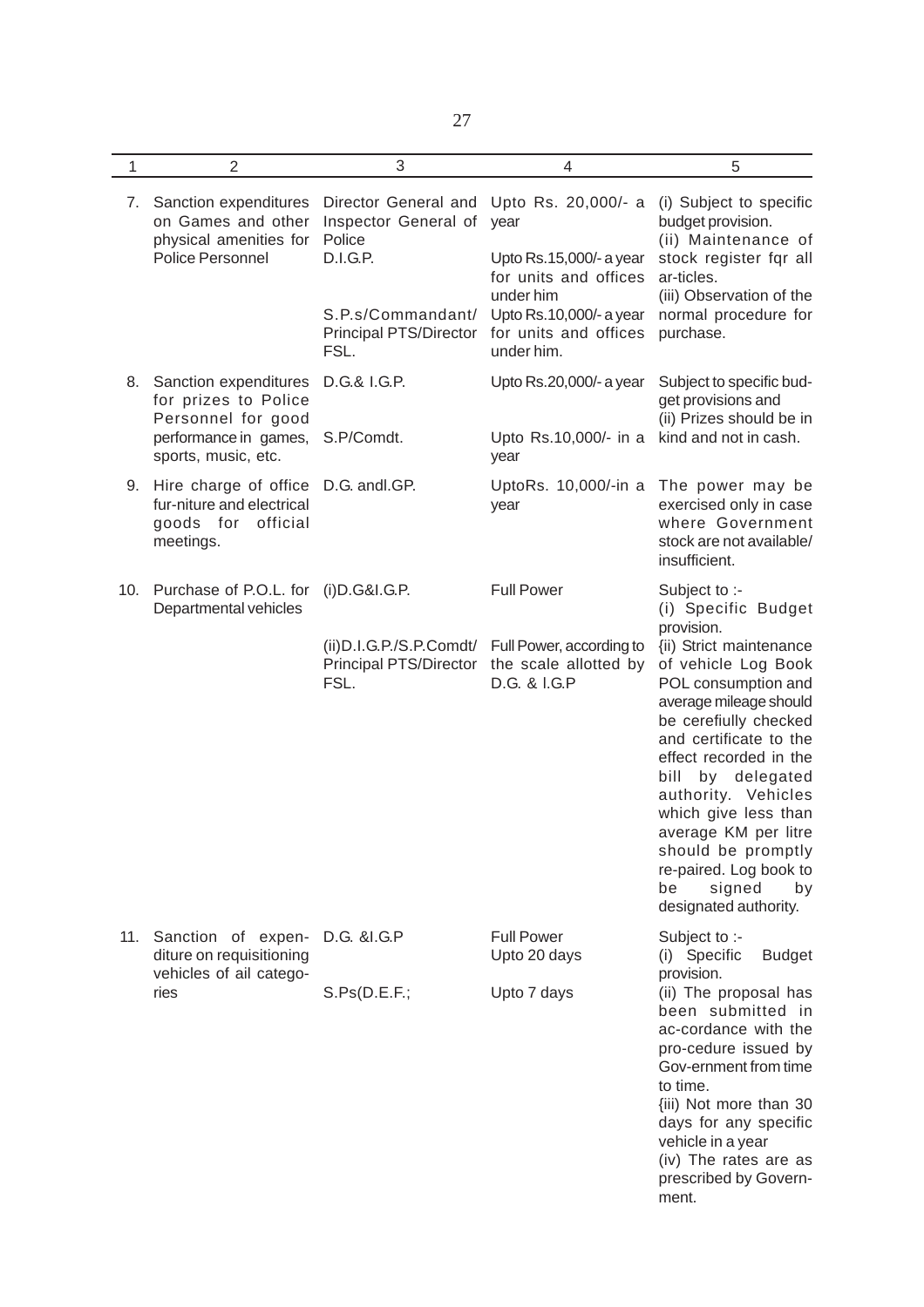| 1 | 2 | 3 | 4 | 5 |
|---|---|---|---|---|
| 7. | Sanction expenditures on Games and other physical amenities for Police Personnel | Director General and Inspector General of Police | Upto Rs. 20,000/- a year | (i) Subject to specific budget provision. (ii) Maintenance of stock register fqr all ar-ticles. (iii) Observation of the normal procedure for purchase. |
| | | D.I.G.P. | Upto Rs.15,000/- a year for units and offices under him | |
| | | S.P.s/Commandant/ Principal PTS/Director FSL. | Upto Rs.10,000/- a year for units and offices under him. | |
| 8. | Sanction expenditures for prizes to Police Personnel for good performance in games, sports, music, etc. | D.G.& I.G.P. | Upto Rs.20,000/- a year | Subject to specific bud-get provisions and (ii) Prizes should be in kind and not in cash. |
| | | S.P/Comdt. | Upto Rs.10,000/- in a year | |
| 9. | Hire charge of office fur-niture and electrical goods for official meetings. | D.G. andl.GP. | UptoRs. 10,000/-in a year | The power may be exercised only in case where Government stock are not available/ insufficient. |
| 10. | Purchase of P.O.L. for Departmental vehicles | (i)D.G.&I.G.P. | Full Power | Subject to :- (i) Specific Budget provision. {ii) Strict maintenance of vehicle Log Book POL consumption and average mileage should be cerefiully checked and certificate to the effect recorded in the bill by delegated authority. Vehicles which give less than average KM per litre should be promptly re-paired. Log book to be signed by designated authority. |
| | | (ii)D.I.G.P./S.P.Comdt/ Principal PTS/Director FSL. | Full Power, according to the scale allotted by D.G. & I.G.P | |
| 11. | Sanction of expen-diture on requisitioning vehicles of ail catego-ries | D.G. &I.G.P | Full Power Upto 20 days | Subject to :- (i) Specific Budget provision. (ii) The proposal has been submitted in ac-cordance with the pro-cedure issued by Gov-ernment from time to time. {iii) Not more than 30 days for any specific vehicle in a year (iv) The rates are as prescribed by Govern-ment. |
| | | S.Ps(D.E.F.; | Upto 7 days | |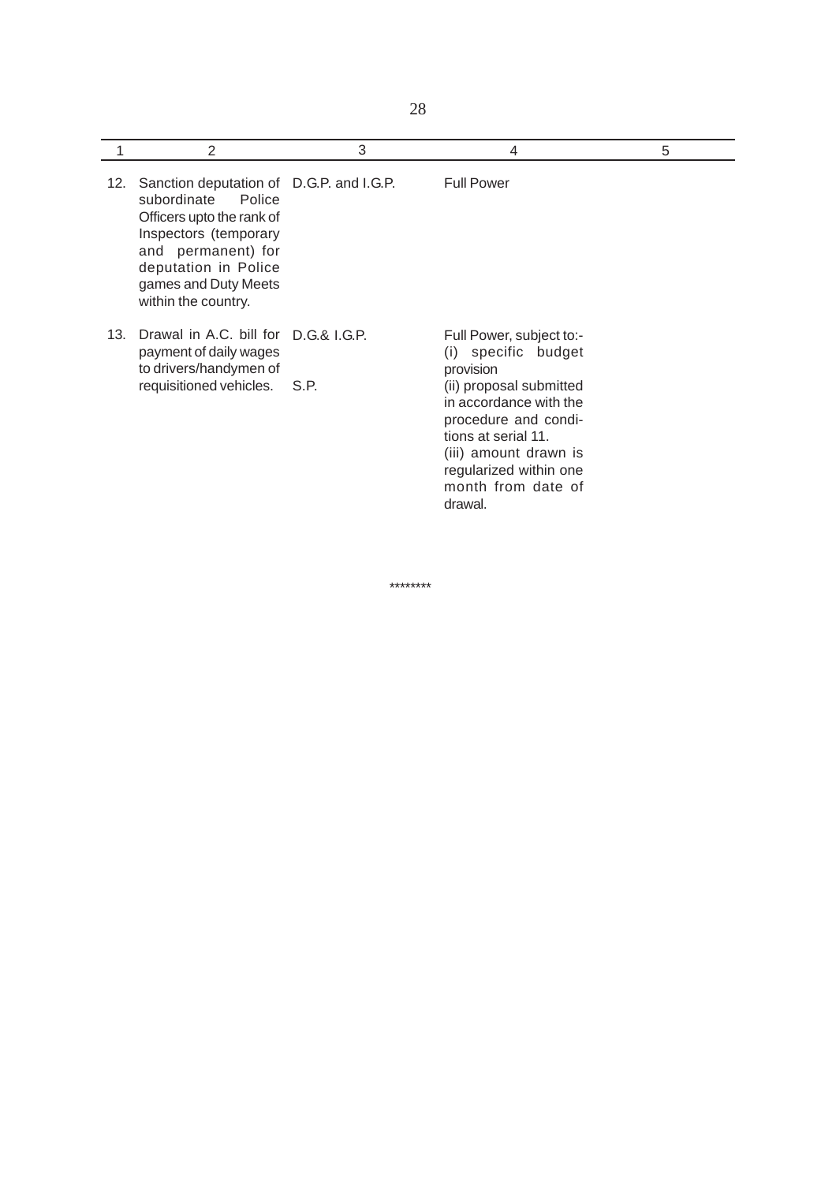| 1 | 2 | 3 | 4 | 5 |
|---|---|---|---|---|
| 12. | Sanction deputation of subordinate Police Officers upto the rank of Inspectors (temporary and permanent) for deputation in Police games and Duty Meets within the country. | D.G.P. and I.G.P. | Full Power | |
| 13. | Drawal in A.C. bill for payment of daily wages to drivers/handymen of requisitioned vehicles. | D.G.& I.G.P.<br><br><br>S.P. | Full Power, subject to:-<br>(i) specific budget provision<br>(ii) proposal submitted in accordance with the procedure and conditions at serial 11.<br>(iii) amount drawn is regularized within one month from date of drawal. | |

********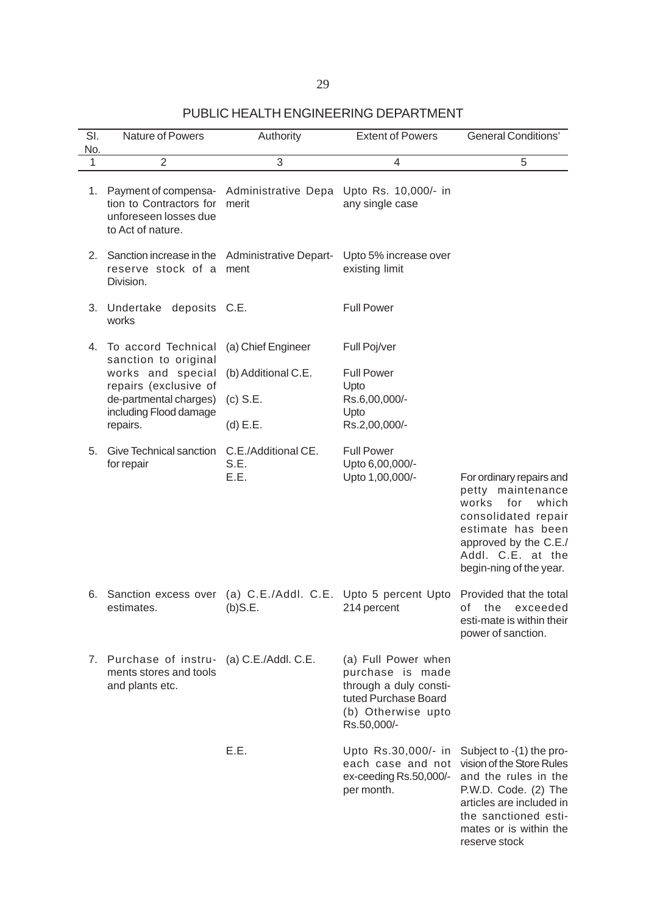## PUBLIC HEALTH ENGINEERING DEPARTMENT

| Sl. No. | Nature of Powers | Authority | Extent of Powers | General Conditions' |
|---|---|---|---|---|
| 1 | 2 | 3 | 4 | 5 |
| 1. | Payment of compensa-tion to Contractors for unforeseen losses due to Act of nature. | Administrative Depa merit | Upto Rs. 10,000/- in any single case | |
| 2. | Sanction increase in the reserve stock of a Division. | Administrative Depart-ment | Upto 5% increase over existing limit | |
| 3. | Undertake deposits works | C.E. | Full Power | |
| 4. | To accord Technical sanction to original works and special repairs (exclusive of de-partmental charges) including Flood damage repairs. | (a) Chief Engineer<br>(b) Additional C.E.<br>(c) S.E.<br>(d) E.E. | Full Poj/ver<br>Full Power<br>Upto Rs.6,00,000/-<br>Upto Rs.2,00,000/- | |
| 5. | Give Technical sanction for repair | C.E./Additional CE.<br>S.E.<br>E.E. | Full Power<br>Upto 6,00,000/-<br>Upto 1,00,000/- | For ordinary repairs and petty maintenance works for which consolidated repair estimate has been approved by the C.E./ Addl. C.E. at the begin-ning of the year. |
| 6. | Sanction excess over estimates. | (a) C.E./Addl. C.E.<br>(b)S.E. | Upto 5 percent Upto 214 percent | Provided that the total of the exceeded esti-mate is within their power of sanction. |
| 7. | Purchase of instru-ments stores and tools and plants etc. | (a) C.E./Addl. C.E. | (a) Full Power when purchase is made through a duly consti-tuted Purchase Board<br>(b) Otherwise upto Rs.50,000/- | |
| | | E.E. | Upto Rs.30,000/- in each case and not ex-ceeding Rs.50,000/- per month. | Subject to -(1) the pro-vision of the Store Rules and the rules in the P.W.D. Code. (2) The articles are included in the sanctioned esti-mates or is within the reserve stock |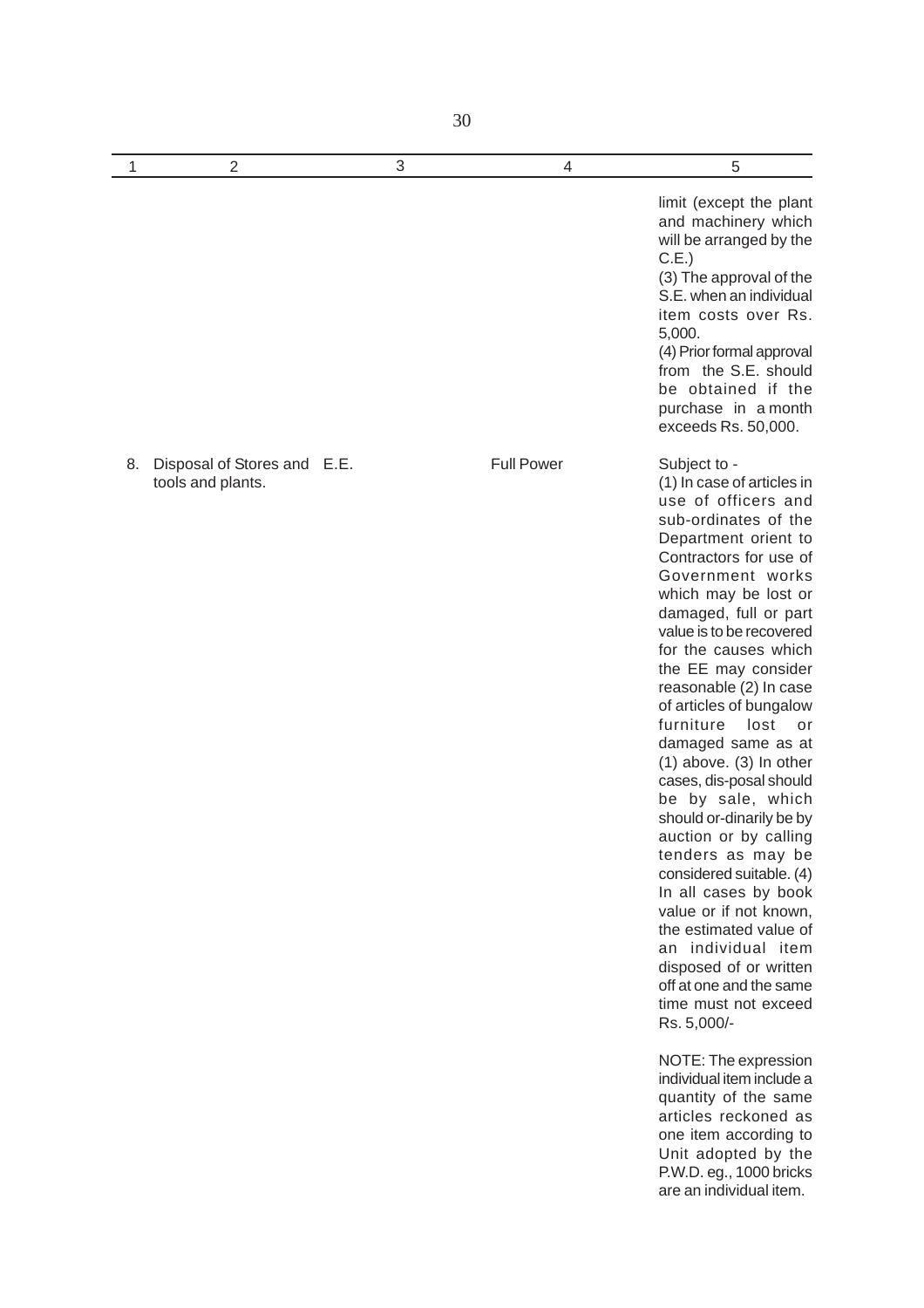| 1 | 2 | 3 | 4 | 5 |
|---|---|---|---|---|
| | | | | limit (except the plant and machinery which will be arranged by the C.E.)<br>(3) The approval of the S.E. when an individual item costs over Rs. 5,000.<br>(4) Prior formal approval from the S.E. should be obtained if the purchase in a month exceeds Rs. 50,000. |
| 8. | Disposal of Stores and tools and plants. | E.E. | Full Power | Subject to -<br>(1) In case of articles in use of officers and sub-ordinates of the Department orient to Contractors for use of Government works which may be lost or damaged, full or part value is to be recovered for the causes which the EE may consider reasonable (2) In case of articles of bungalow furniture lost or damaged same as at (1) above. (3) In other cases, dis-posal should be by sale, which should or-dinarily be by auction or by calling tenders as may be considered suitable. (4) In all cases by book value or if not known, the estimated value of an individual item disposed of or written off at one and the same time must not exceed Rs. 5,000/-<br><br>NOTE: The expression individual item include a quantity of the same articles reckoned as one item according to Unit adopted by the P.W.D. eg., 1000 bricks are an individual item. |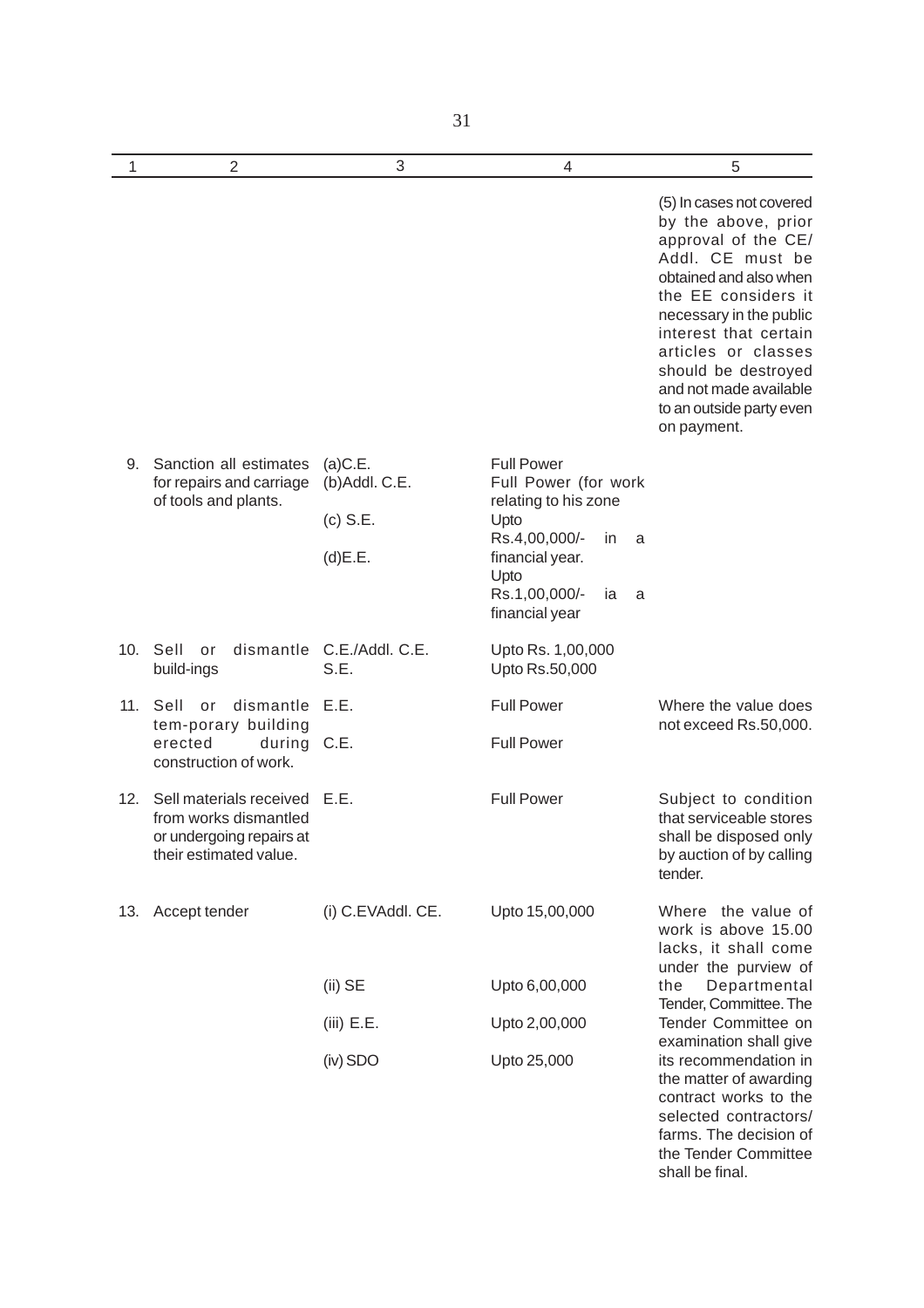| 1 | 2 | 3 | 4 | 5 |
|---|---|---|---|---|
| | | | | (5) In cases not covered by the above, prior approval of the CE/ Addl. CE must be obtained and also when the EE considers it necessary in the public interest that certain articles or classes should be destroyed and not made available to an outside party even on payment. |
| 9. | Sanction all estimates for repairs and carriage of tools and plants. | (a)C.E. | Full Power | |
| | | (b)Addl. C.E. | Full Power (for work relating to his zone | |
| | | (c) S.E. | Upto Rs.4,00,000/- in a financial year. | |
| | | (d)E.E. | Upto Rs.1,00,000/- ia a financial year | |
| 10. | Sell or dismantle build-ings | C.E./Addl. C.E. | Upto Rs. 1,00,000 | |
| | | S.E. | Upto Rs.50,000 | |
| 11. | Sell or dismantle tem-porary building erected during construction of work. | E.E. | Full Power | Where the value does not exceed Rs.50,000. |
| | | C.E. | Full Power | |
| 12. | Sell materials received from works dismantled or undergoing repairs at their estimated value. | E.E. | Full Power | Subject to condition that serviceable stores shall be disposed only by auction of by calling tender. |
| 13. | Accept tender | (i) C.EVAddl. CE. | Upto 15,00,000 | Where the value of work is above 15.00 lacks, it shall come under the purview of the Departmental Tender, Committee. The Tender Committee on examination shall give its recommendation in the matter of awarding contract works to the selected contractors/ farms. The decision of the Tender Committee shall be final. |
| | | (ii) SE | Upto 6,00,000 | |
| | | (iii) E.E. | Upto 2,00,000 | |
| | | (iv) SDO | Upto 25,000 | |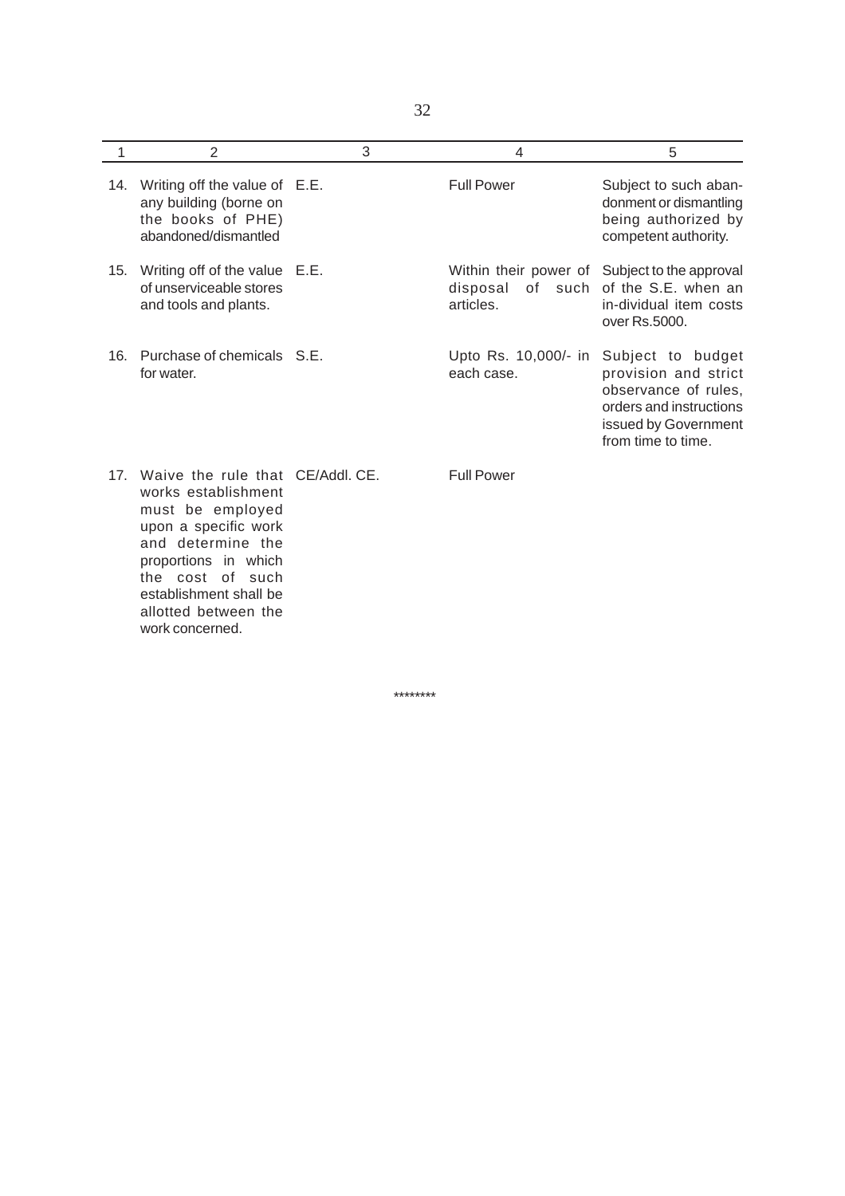| 1 | 2 | 3 | 4 | 5 |
|---|---|---|---|---|
| 14. | Writing off the value of any building (borne on the books of PHE) abandoned/dismantled | E.E. | Full Power | Subject to such abandonment or dismantling being authorized by competent authority. |
| 15. | Writing off of the value of unserviceable stores and tools and plants. | E.E. | Within their power of disposal of such articles. | Subject to the approval of the S.E. when an in-dividual item costs over Rs.5000. |
| 16. | Purchase of chemicals for water. | S.E. | Upto Rs. 10,000/- in each case. | Subject to budget provision and strict observance of rules, orders and instructions issued by Government from time to time. |
| 17. | Waive the rule that works establishment must be employed upon a specific work and determine the proportions in which the cost of such establishment shall be allotted between the work concerned. | CE/Addl. CE. | Full Power | |

********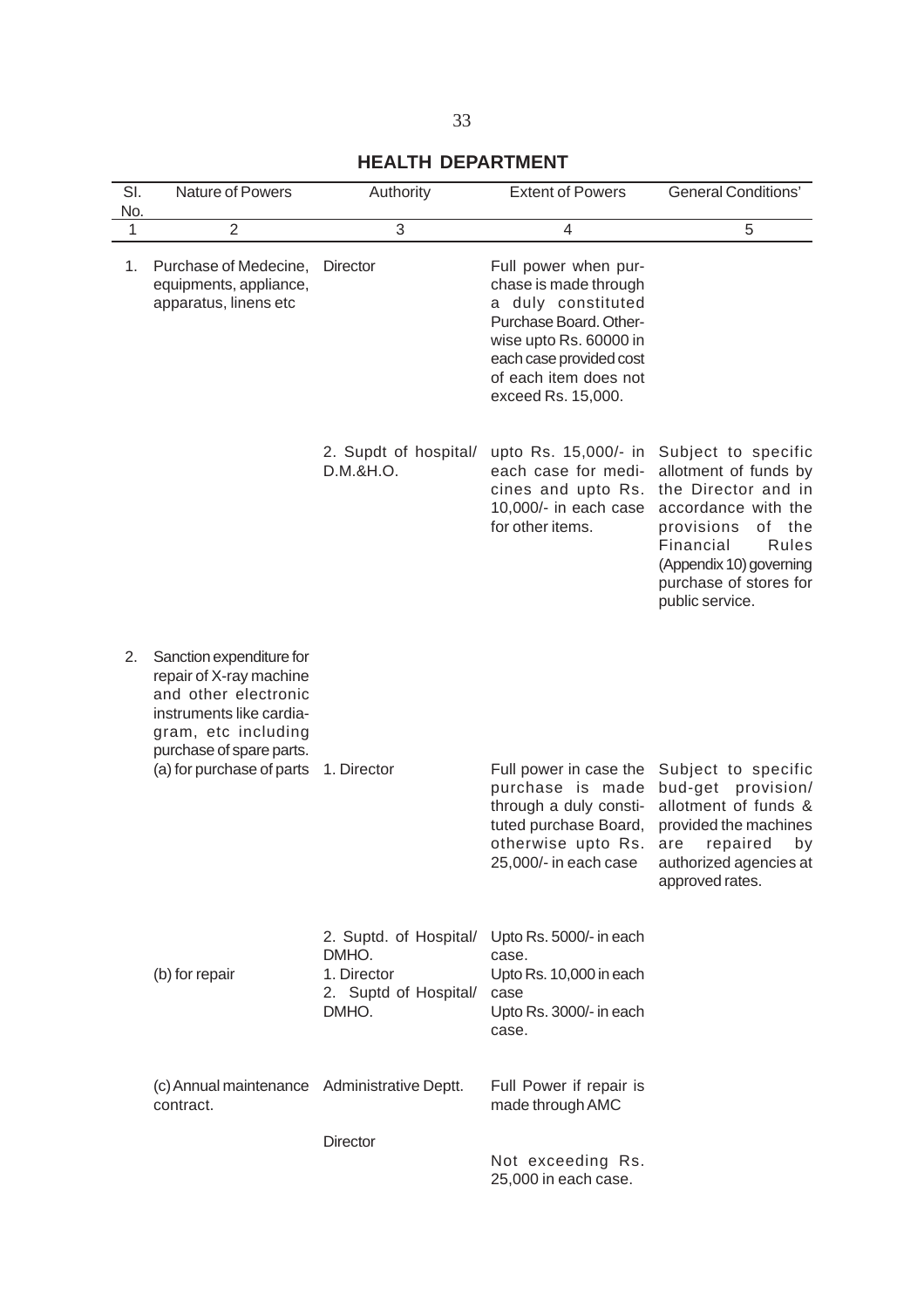## HEALTH DEPARTMENT

| Sl. No. | Nature of Powers | Authority | Extent of Powers | General Conditions' |
|---|---|---|---|---|
| 1 | 2 | 3 | 4 | 5 |
| 1. | Purchase of Medecine, equipments, appliance, apparatus, linens etc | Director | Full power when purchase is made through a duly constituted Purchase Board. Otherwise upto Rs. 60000 in each case provided cost of each item does not exceed Rs. 15,000. | |
| | | 2. Supdt of hospital/ D.M.&H.O. | upto Rs. 15,000/- in each case for medicines and upto Rs. 10,000/- in each case for other items. | Subject to specific allotment of funds by the Director and in accordance with the provisions of the Financial Rules (Appendix 10) governing purchase of stores for public service. |
| 2. | Sanction expenditure for repair of X-ray machine and other electronic instruments like cardiagram, etc including purchase of spare parts. | | | |
| | (a) for purchase of parts | 1. Director | Full power in case the purchase is made through a duly constituted purchase Board, otherwise upto Rs. 25,000/- in each case | Subject to specific bud-get provision/ allotment of funds & provided the machines are repaired by authorized agencies at approved rates. |
| | | 2. Suptd. of Hospital/ DMHO. | Upto Rs. 5000/- in each case. | |
| | (b) for repair | 1. Director | Upto Rs. 10,000 in each case | |
| | | 2. Suptd of Hospital/ DMHO. | Upto Rs. 3000/- in each case. | |
| | (c) Annual maintenance contract. | Administrative Deptt. | Full Power if repair is made through AMC | |
| | | Director | Not exceeding Rs. 25,000 in each case. | |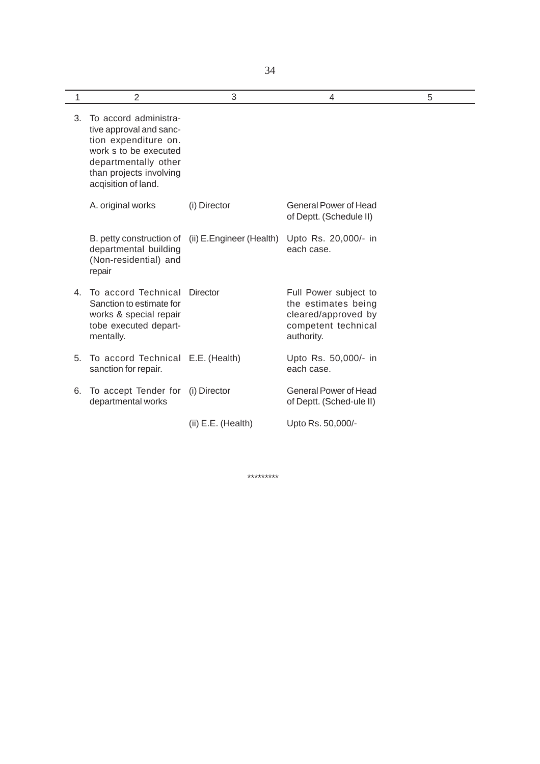| 1 | 2 | 3 | 4 | 5 |
|---|---|---|---|---|
| 3. | To accord administrative approval and sanction expenditure on. work s to be executed departmentally other than projects involving acqisition of land. | | | |
| | A. original works | (i) Director | General Power of Head of Deptt. (Schedule II) | |
| | B. petty construction of departmental building (Non-residential) and repair | (ii) E.Engineer (Health) | Upto Rs. 20,000/- in each case. | |
| 4. | To accord Technical Sanction to estimate for works & special repair tobe executed departmentally. | Director | Full Power subject to the estimates being cleared/approved by competent technical authority. | |
| 5. | To accord Technical sanction for repair. | E.E. (Health) | Upto Rs. 50,000/- in each case. | |
| 6. | To accept Tender for departmental works | (i) Director | General Power of Head of Deptt. (Sched-ule II) | |
| | | (ii) E.E. (Health) | Upto Rs. 50,000/- | |

*********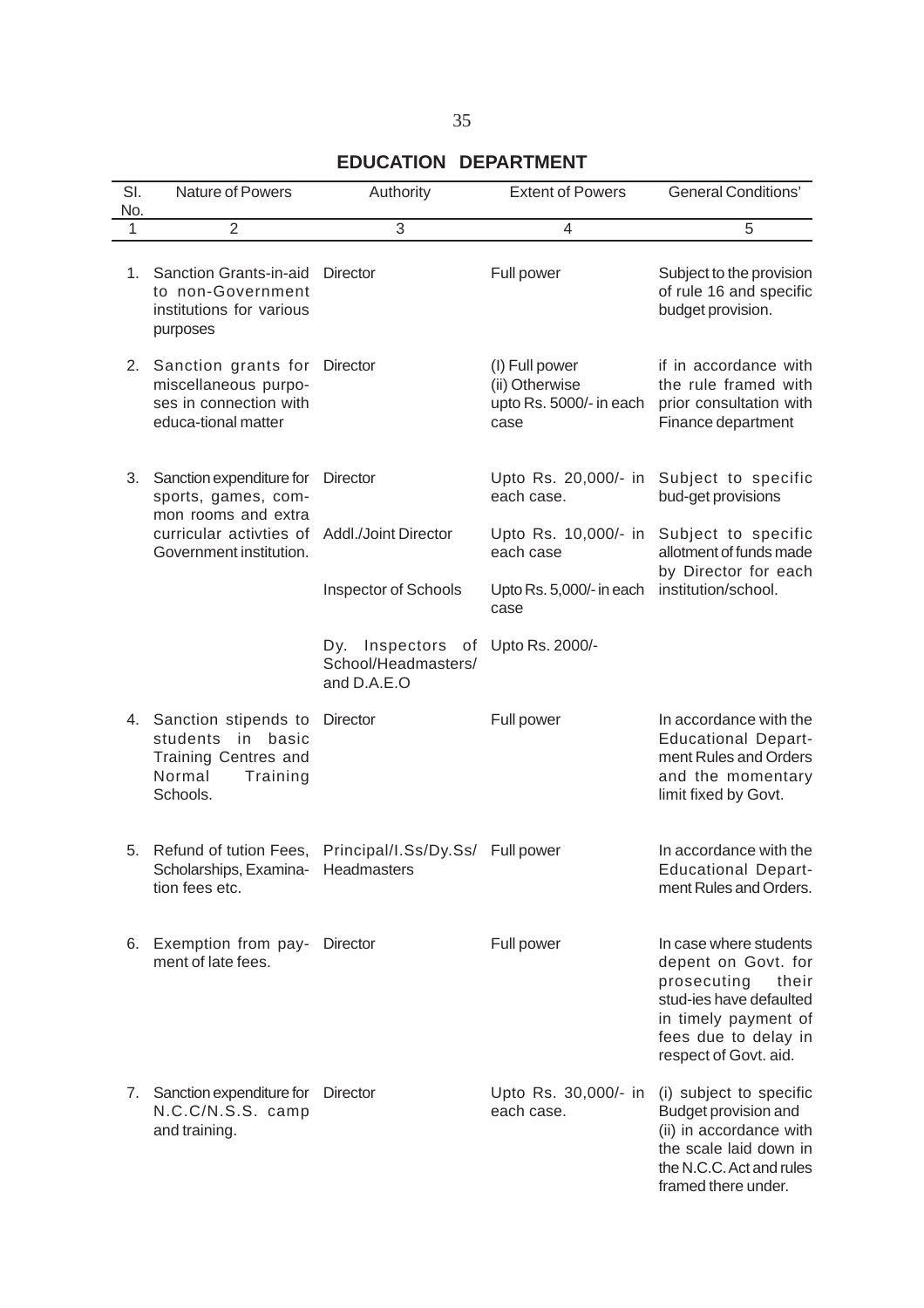# EDUCATION DEPARTMENT

| Sl. No. | Nature of Powers | Authority | Extent of Powers | General Conditions' |
|---|---|---|---|---|
| 1 | 2 | 3 | 4 | 5 |
| 1. | Sanction Grants-in-aid to non-Government institutions for various purposes | Director | Full power | Subject to the provision of rule 16 and specific budget provision. |
| 2. | Sanction grants for miscellaneous purposes in connection with educa-tional matter | Director | (I) Full power (ii) Otherwise upto Rs. 5000/- in each case | if in accordance with the rule framed with prior consultation with Finance department |
| 3. | Sanction expenditure for sports, games, common rooms and extra curricular activties of Government institution. | Director | Upto Rs. 20,000/- in each case. | Subject to specific bud-get provisions |
| | | Addl./Joint Director | Upto Rs. 10,000/- in each case | Subject to specific allotment of funds made by Director for each institution/school. |
| | | Inspector of Schools | Upto Rs. 5,000/- in each case | |
| | | Dy. Inspectors of School/Headmasters/ and D.A.E.O | Upto Rs. 2000/- | |
| 4. | Sanction stipends to students in basic Training Centres and Normal Training Schools. | Director | Full power | In accordance with the Educational Department Rules and Orders and the momentary limit fixed by Govt. |
| 5. | Refund of tution Fees, Scholarships, Examination fees etc. | Principal/I.Ss/Dy.Ss/ Headmasters | Full power | In accordance with the Educational Department Rules and Orders. |
| 6. | Exemption from payment of late fees. | Director | Full power | In case where students depent on Govt. for prosecuting their stud-ies have defaulted in timely payment of fees due to delay in respect of Govt. aid. |
| 7. | Sanction expenditure for N.C.C/N.S.S. camp and training. | Director | Upto Rs. 30,000/- in each case. | (i) subject to specific Budget provision and (ii) in accordance with the scale laid down in the N.C.C. Act and rules framed there under. |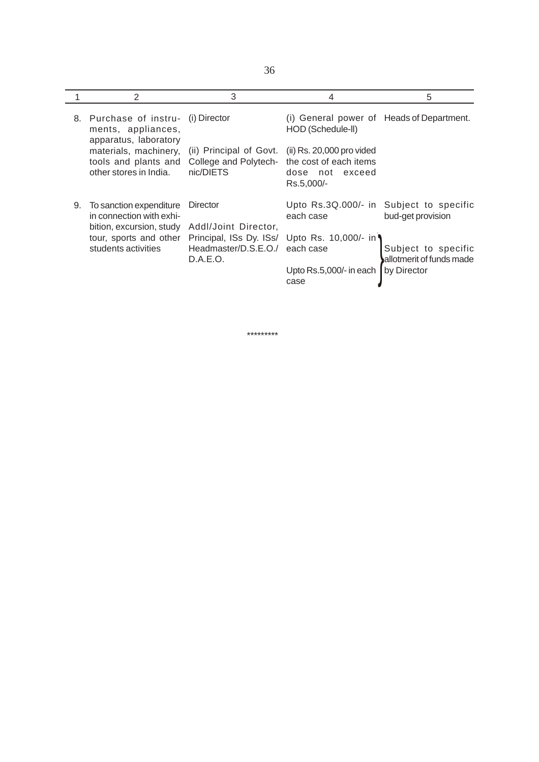| 1 | 2 | 3 | 4 | 5 |
|---|---|---|---|---|
| 8. | Purchase of instruments, appliances, apparatus, laboratory materials, machinery, tools and plants and other stores in India. | (i) Director | (i) General power of HOD (Schedule-ll) | Heads of Department. |
| | | (ii) Principal of Govt. College and Polytechnic/DIETS | (ii) Rs. 20,000 pro vided the cost of each items dose not exceed Rs.5,000/- | |
| 9. | To sanction expenditure in connection with exhibition, excursion, study tour, sports and other students activities | Director | Upto Rs.3Q.000/- in each case | Subject to specific bud-get provision |
| | | Addl/Joint Director, Principal, ISs Dy. ISs/ Headmaster/D.S.E.O./ D.A.E.O. | Upto Rs. 10,000/- in each case<br><br>Upto Rs.5,000/- in each case | Subject to specific allotmerit of funds made by Director |

*********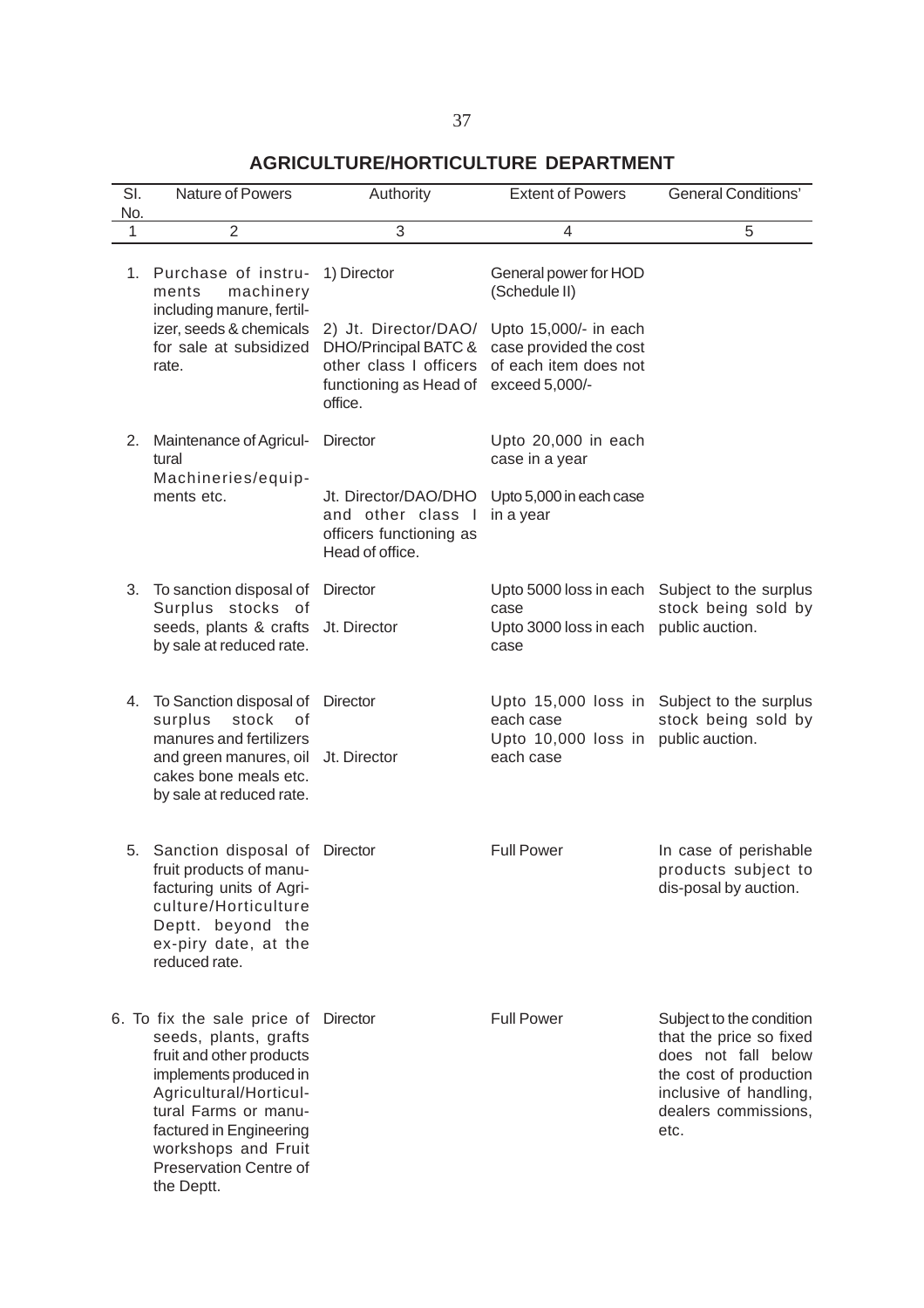## AGRICULTURE/HORTICULTURE DEPARTMENT

| Sl. No. | Nature of Powers | Authority | Extent of Powers | General Conditions' |
|---|---|---|---|---|
| 1 | 2 | 3 | 4 | 5 |
| 1. | Purchase of instruments machinery including manure, fertilizer, seeds & chemicals for sale at subsidized rate. | 1) Director | General power for HOD (Schedule II) | |
| | | 2) Jt. Director/DAO/ DHO/Principal BATC & other class I officers functioning as Head of office. | Upto 15,000/- in each case provided the cost of each item does not exceed 5,000/- | |
| 2. | Maintenance of Agricultural Machineries/equipments etc. | Director | Upto 20,000 in each case in a year | |
| | | Jt. Director/DAO/DHO and other class I officers functioning as Head of office. | Upto 5,000 in each case in a year | |
| 3. | To sanction disposal of Surplus stocks of seeds, plants & crafts by sale at reduced rate. | Director | Upto 5000 loss in each case | Subject to the surplus stock being sold by public auction. |
| | | Jt. Director | Upto 3000 loss in each case | |
| 4. | To Sanction disposal of surplus stock of manures and fertilizers and green manures, oil cakes bone meals etc. by sale at reduced rate. | Director | Upto 15,000 loss in each case | Subject to the surplus stock being sold by public auction. |
| | | Jt. Director | Upto 10,000 loss in each case | |
| 5. | Sanction disposal of fruit products of manufacturing units of Agriculture/Horticulture Deptt. beyond the ex-piry date, at the reduced rate. | Director | Full Power | In case of perishable products subject to dis-posal by auction. |
| 6. | To fix the sale price of seeds, plants, grafts fruit and other products implements produced in Agricultural/Horticultural Farms or manufactured in Engineering workshops and Fruit Preservation Centre of the Deptt. | Director | Full Power | Subject to the condition that the price so fixed does not fall below the cost of production inclusive of handling, dealers commissions, etc. |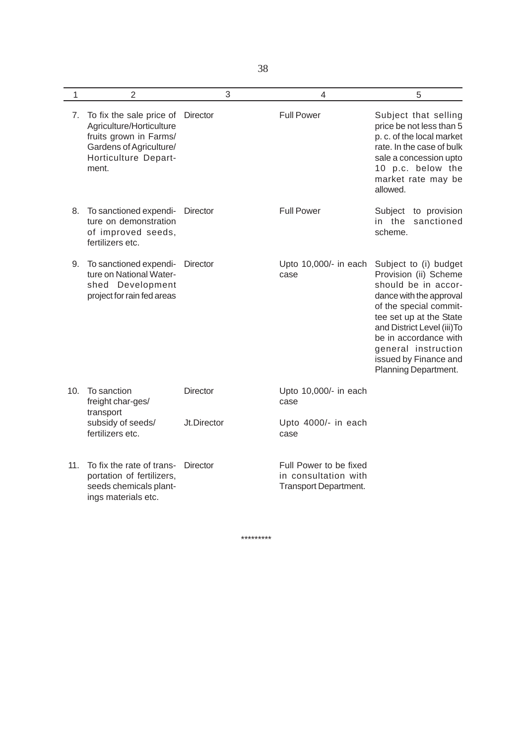| 1 | 2 | 3 | 4 | 5 |
|---|---|---|---|---|
| 7. | To fix the sale price of Agriculture/Horticulture fruits grown in Farms/ Gardens of Agriculture/ Horticulture Department. | Director | Full Power | Subject that selling price be not less than 5 p. c. of the local market rate. In the case of bulk sale a concession upto 10 p.c. below the market rate may be allowed. |
| 8. | To sanctioned expenditure on demonstration of improved seeds, fertilizers etc. | Director | Full Power | Subject to provision in the sanctioned scheme. |
| 9. | To sanctioned expenditure on National Watershed Development project for rain fed areas | Director | Upto 10,000/- in each case | Subject to (i) budget Provision (ii) Scheme should be in accordance with the approval of the special committee set up at the State and District Level (iii)To be in accordance with general instruction issued by Finance and Planning Department. |
| 10. | To sanction freight char-ges/ transport subsidy of seeds/ fertilizers etc. | Director | Upto 10,000/- in each case | |
| | | Jt.Director | Upto 4000/- in each case | |
| 11. | To fix the rate of transportation of fertilizers, seeds chemicals plantings materials etc. | Director | Full Power to be fixed in consultation with Transport Department. | |

*********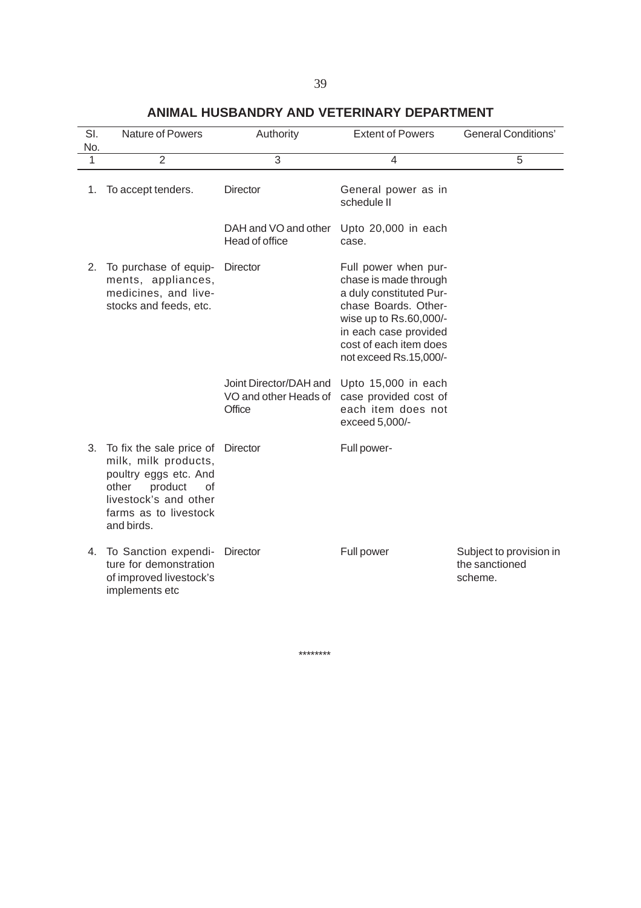## ANIMAL HUSBANDRY AND VETERINARY DEPARTMENT

| Sl. No. | Nature of Powers | Authority | Extent of Powers | General Conditions' |
|---|---|---|---|---|
| 1 | 2 | 3 | 4 | 5 |
| 1. | To accept tenders. | Director | General power as in schedule II | |
| | | DAH and VO and other Head of office | Upto 20,000 in each case. | |
| 2. | To purchase of equipments, appliances, medicines, and livestocks and feeds, etc. | Director | Full power when purchase is made through a duly constituted Purchase Boards. Otherwise up to Rs.60,000/- in each case provided cost of each item does not exceed Rs.15,000/- | |
| | | Joint Director/DAH and VO and other Heads of Office | Upto 15,000 in each case provided cost of each item does not exceed 5,000/- | |
| 3. | To fix the sale price of milk, milk products, poultry eggs etc. And other product of livestock's and other farms as to livestock and birds. | Director | Full power- | |
| 4. | To Sanction expenditure for demonstration of improved livestock's implements etc | Director | Full power | Subject to provision in the sanctioned scheme. |

********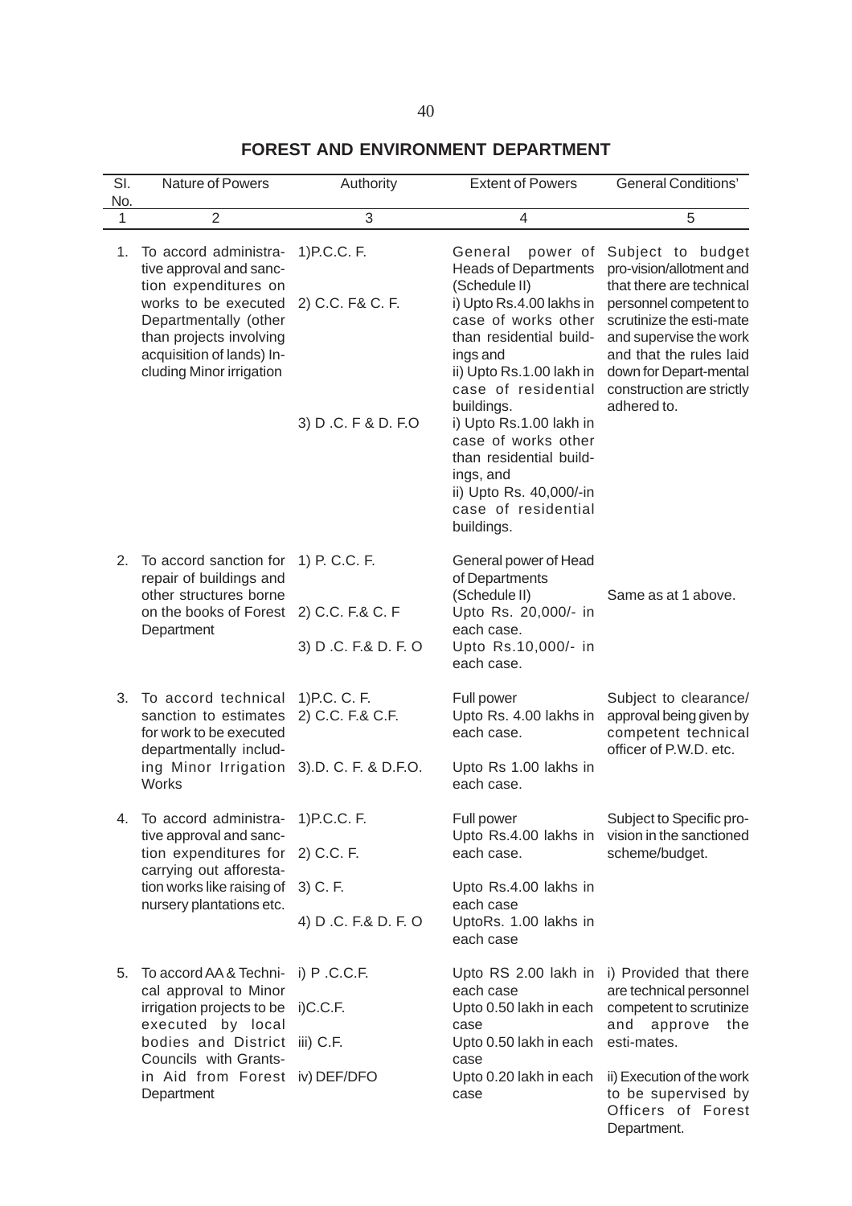## FOREST AND ENVIRONMENT DEPARTMENT

| Sl. No. | Nature of Powers | Authority | Extent of Powers | General Conditions' |
|---|---|---|---|---|
| 1 | 2 | 3 | 4 | 5 |
| 1. | To accord administrative approval and sanction expenditures on works to be executed Departmentally (other than projects involving acquisition of lands) Including Minor irrigation | 1)P.C.C. F. | General power of Heads of Departments (Schedule II) | Subject to budget pro-vision/allotment and that there are technical personnel competent to scrutinize the esti-mate and supervise the work and that the rules laid down for Depart-mental construction are strictly adhered to. |
| | | 2) C.C. F& C. F. | i) Upto Rs.4.00 lakhs in case of works other than residential buildings and<br>ii) Upto Rs.1.00 lakh in case of residential buildings. | |
| | | 3) D .C. F & D. F.O | i) Upto Rs.1.00 lakh in case of works other than residential buildings, and<br>ii) Upto Rs. 40,000/-in case of residential buildings. | |
| 2. | To accord sanction for repair of buildings and other structures borne on the books of Forest Department | 1) P. C.C. F. | General power of Head of Departments (Schedule II) | Same as at 1 above. |
| | | 2) C.C. F.& C. F | Upto Rs. 20,000/- in each case. | |
| | | 3) D .C. F.& D. F. O | Upto Rs.10,000/- in each case. | |
| 3. | To accord technical sanction to estimates for work to be executed departmentally including Minor Irrigation Works | 1)P.C. C. F. | Full power | Subject to clearance/ approval being given by competent technical officer of P.W.D. etc. |
| | | 2) C.C. F.& C.F. | Upto Rs. 4.00 lakhs in each case. | |
| | | 3).D. C. F. & D.F.O. | Upto Rs 1.00 lakhs in each case. | |
| 4. | To accord administrative approval and sanction expenditures for carrying out afforestation works like raising of nursery plantations etc. | 1)P.C.C. F. | Full power | Subject to Specific provision in the sanctioned scheme/budget. |
| | | 2) C.C. F. | Upto Rs.4.00 lakhs in each case. | |
| | | 3) C. F. | Upto Rs.4.00 lakhs in each case | |
| | | 4) D .C. F.& D. F. O | UptoRs. 1.00 lakhs in each case | |
| 5. | To accord AA & Technical approval to Minor irrigation projects to be executed by local bodies and District Councils with Grants-in Aid from Forest Department | i) P .C.C.F. | Upto RS 2.00 lakh in each case | i) Provided that there are technical personnel competent to scrutinize and approve the esti-mates. |
| | | i)C.C.F. | Upto 0.50 lakh in each case | |
| | | iii) C.F. | Upto 0.50 lakh in each case | |
| | | iv) DEF/DFO | Upto 0.20 lakh in each case | ii) Execution of the work to be supervised by Officers of Forest Department. |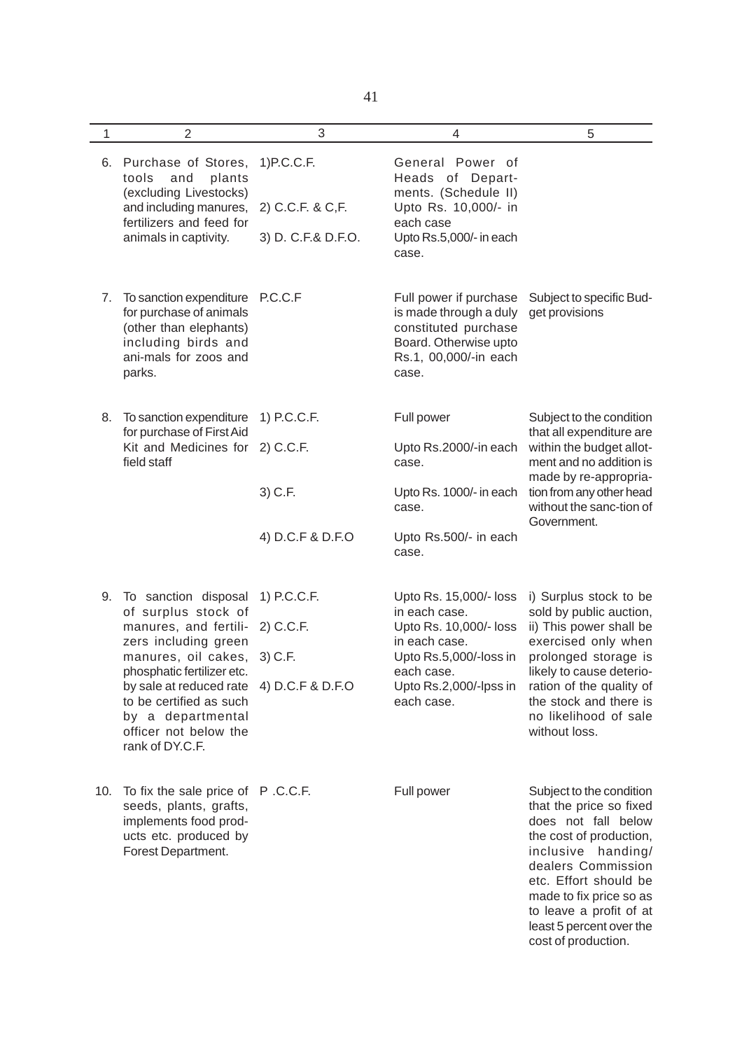| 1 | 2 | 3 | 4 | 5 |
|---|---|---|---|---|
| 6. | Purchase of Stores, tools and plants (excluding Livestocks) and including manures, fertilizers and feed for animals in captivity. | 1)P.C.C.F. | General Power of Heads of Departments. (Schedule II) | |
| | | 2) C.C.F. & C,F. | Upto Rs. 10,000/- in each case | |
| | | 3) D. C.F.& D.F.O. | Upto Rs.5,000/- in each case. | |
| 7. | To sanction expenditure for purchase of animals (other than elephants) including birds and ani-mals for zoos and parks. | P.C.C.F | Full power if purchase is made through a duly constituted purchase Board. Otherwise upto Rs.1, 00,000/-in each case. | Subject to specific Budget provisions |
| 8. | To sanction expenditure for purchase of First Aid Kit and Medicines for field staff | 1) P.C.C.F. | Full power | Subject to the condition that all expenditure are within the budget allotment and no addition is made by re-appropriation from any other head without the sanc-tion of Government. |
| | | 2) C.C.F. | Upto Rs.2000/-in each case. | |
| | | 3) C.F. | Upto Rs. 1000/- in each case. | |
| | | 4) D.C.F & D.F.O | Upto Rs.500/- in each case. | |
| 9. | To sanction disposal of surplus stock of manures, and fertilizers including green manures, oil cakes, phosphatic fertilizer etc. by sale at reduced rate to be certified as such by a departmental officer not below the rank of DY.C.F. | 1) P.C.C.F. | Upto Rs. 15,000/- loss in each case. | i) Surplus stock to be sold by public auction, ii) This power shall be exercised only when prolonged storage is likely to cause deterioration of the quality of the stock and there is no likelihood of sale without loss. |
| | | 2) C.C.F. | Upto Rs. 10,000/- loss in each case. | |
| | | 3) C.F. | Upto Rs.5,000/-loss in each case. | |
| | | 4) D.C.F & D.F.O | Upto Rs.2,000/-lpss in each case. | |
| 10. | To fix the sale price of seeds, plants, grafts, implements food products etc. produced by Forest Department. | P .C.C.F. | Full power | Subject to the condition that the price so fixed does not fall below the cost of production, inclusive handing/ dealers Commission etc. Effort should be made to fix price so as to leave a profit of at least 5 percent over the cost of production. |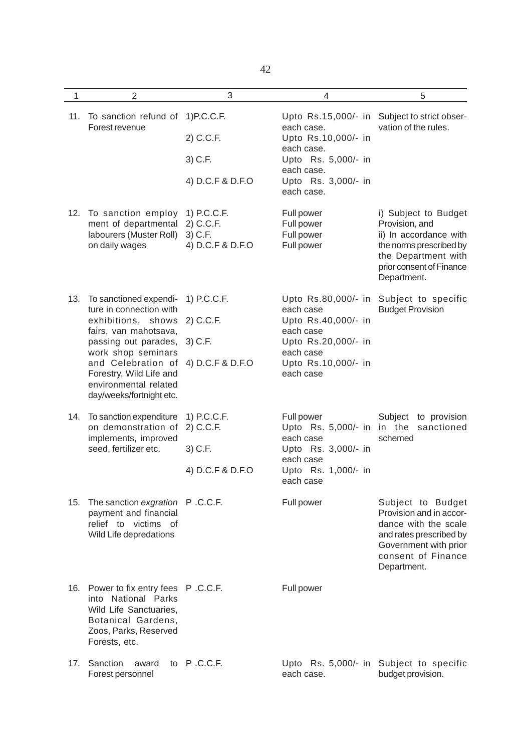| 1 | 2 | 3 | 4 | 5 |
|---|---|---|---|---|
| 11. | To sanction refund of Forest revenue | 1)P.C.C.F.<br>2) C.C.F.<br>3) C.F.<br>4) D.C.F & D.F.O | Upto Rs.15,000/- in each case.<br>Upto Rs.10,000/- in each case.<br>Upto Rs. 5,000/- in each case.<br>Upto Rs. 3,000/- in each case. | Subject to strict observation of the rules. |
| 12. | To sanction employ ment of departmental labourers (Muster Roll) on daily wages | 1) P.C.C.F.<br>2) C.C.F.<br>3) C.F.<br>4) D.C.F & D.F.O | Full power<br>Full power<br>Full power<br>Full power | i) Subject to Budget Provision, and<br>ii) In accordance with the norms prescribed by the Department with prior consent of Finance Department. |
| 13. | To sanctioned expenditure in connection with exhibitions, shows fairs, van mahotsava, passing out parades, work shop seminars and Celebration of Forestry, Wild Life and environmental related day/weeks/fortnight etc. | 1) P.C.C.F.<br>2) C.C.F.<br>3) C.F.<br>4) D.C.F & D.F.O | Upto Rs.80,000/- in each case<br>Upto Rs.40,000/- in each case<br>Upto Rs.20,000/- in each case<br>Upto Rs.10,000/- in each case | Subject to specific Budget Provision |
| 14. | To sanction expenditure on demonstration of implements, improved seed, fertilizer etc. | 1) P.C.C.F.<br>2) C.C.F.<br>3) C.F.<br>4) D.C.F & D.F.O | Full power<br>Upto Rs. 5,000/- in each case<br>Upto Rs. 3,000/- in each case<br>Upto Rs. 1,000/- in each case | Subject to provision in the sanctioned schemed |
| 15. | The sanction *exgration* payment and financial relief to victims of Wild Life depredations | P .C.C.F. | Full power | Subject to Budget Provision and in accordance with the scale and rates prescribed by Government with prior consent of Finance Department. |
| 16. | Power to fix entry fees into National Parks Wild Life Sanctuaries, Botanical Gardens, Zoos, Parks, Reserved Forests, etc. | P .C.C.F. | Full power | |
| 17. | Sanction award to Forest personnel | P .C.C.F. | Upto Rs. 5,000/- in each case. | Subject to specific budget provision. |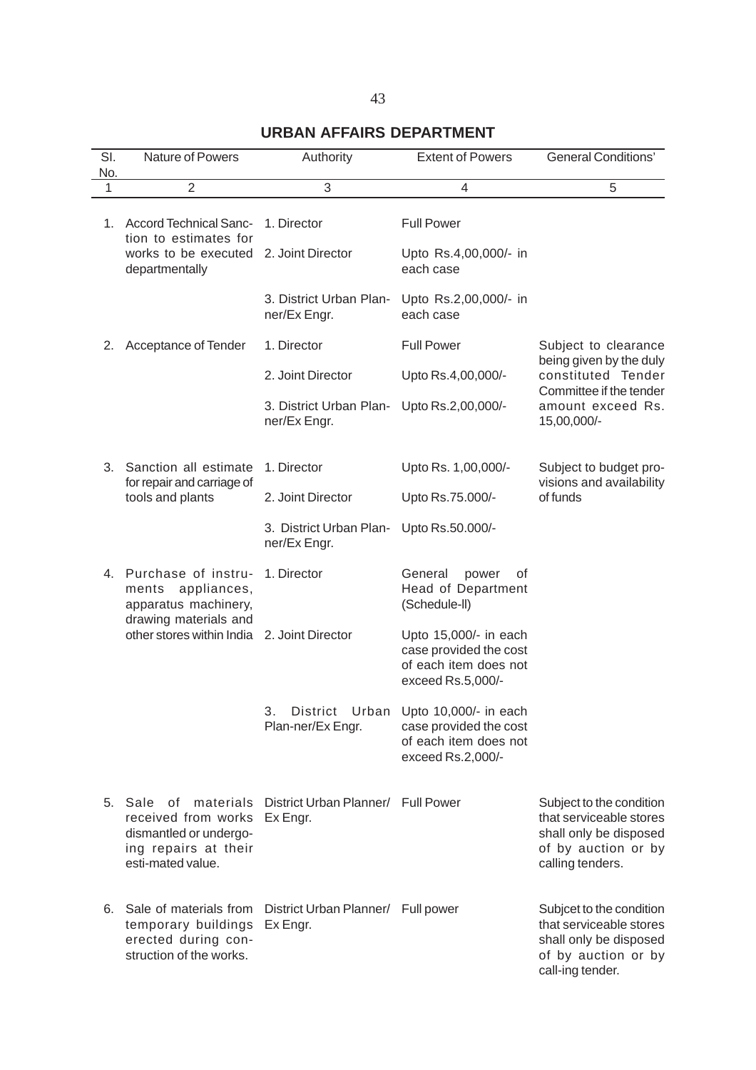## URBAN AFFAIRS DEPARTMENT

| Sl. No. | Nature of Powers | Authority | Extent of Powers | General Conditions' |
|---|---|---|---|---|
| 1 | 2 | 3 | 4 | 5 |
| 1. | Accord Technical Sanction to estimates for works to be executed departmentally | 1. Director | Full Power | |
| | | 2. Joint Director | Upto Rs.4,00,000/- in each case | |
| | | 3. District Urban Planner/Ex Engr. | Upto Rs.2,00,000/- in each case | |
| 2. | Acceptance of Tender | 1. Director | Full Power | Subject to clearance being given by the duly constituted Tender Committee if the tender amount exceed Rs. 15,00,000/- |
| | | 2. Joint Director | Upto Rs.4,00,000/- | |
| | | 3. District Urban Planner/Ex Engr. | Upto Rs.2,00,000/- | |
| 3. | Sanction all estimate for repair and carriage of tools and plants | 1. Director | Upto Rs. 1,00,000/- | Subject to budget provisions and availability of funds |
| | | 2. Joint Director | Upto Rs.75.000/- | |
| | | 3. District Urban Planner/Ex Engr. | Upto Rs.50.000/- | |
| 4. | Purchase of instruments appliances, apparatus machinery, drawing materials and other stores within India | 1. Director | General power of Head of Department (Schedule-II) | |
| | | 2. Joint Director | Upto 15,000/- in each case provided the cost of each item does not exceed Rs.5,000/- | |
| | | 3. District Urban Plan-ner/Ex Engr. | Upto 10,000/- in each case provided the cost of each item does not exceed Rs.2,000/- | |
| 5. | Sale of materials received from works dismantled or undergoing repairs at their esti-mated value. | District Urban Planner/ Ex Engr. | Full Power | Subject to the condition that serviceable stores shall only be disposed of by auction or by calling tenders. |
| 6. | Sale of materials from temporary buildings erected during construction of the works. | District Urban Planner/ Ex Engr. | Full power | Subjcet to the condition that serviceable stores shall only be disposed of by auction or by call-ing tender. |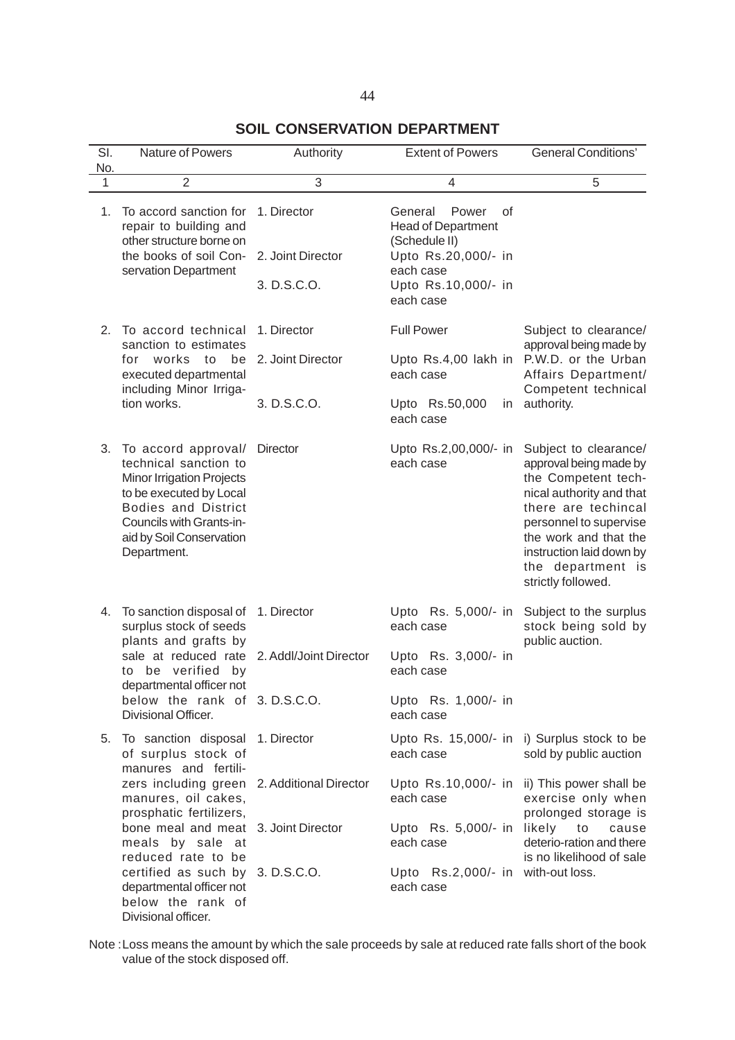## SOIL CONSERVATION DEPARTMENT

| Sl. No. | Nature of Powers | Authority | Extent of Powers | General Conditions' |
|---|---|---|---|---|
| 1 | 2 | 3 | 4 | 5 |
| 1. | To accord sanction for repair to building and other structure borne on the books of soil Conservation Department | 1. Director<br>2. Joint Director<br>3. D.S.C.O. | General Power of Head of Department (Schedule II)<br>Upto Rs.20,000/- in each case<br>Upto Rs.10,000/- in each case | |
| 2. | To accord technical sanction to estimates for works to be executed departmental including Minor Irrigation works. | 1. Director<br>2. Joint Director<br>3. D.S.C.O. | Full Power<br>Upto Rs.4,00 lakh in each case<br>Upto Rs.50,000 in each case | Subject to clearance/ approval being made by P.W.D. or the Urban Affairs Department/ Competent technical authority. |
| 3. | To accord approval/ technical sanction to Minor Irrigation Projects to be executed by Local Bodies and District Councils with Grants-in-aid by Soil Conservation Department. | Director | Upto Rs.2,00,000/- in each case | Subject to clearance/ approval being made by the Competent technical authority and that there are techincal personnel to supervise the work and that the instruction laid down by the department is strictly followed. |
| 4. | To sanction disposal of surplus stock of seeds plants and grafts by sale at reduced rate to be verified by departmental officer not below the rank of Divisional Officer. | 1. Director<br>2. Addl/Joint Director<br>3. D.S.C.O. | Upto Rs. 5,000/- in each case<br>Upto Rs. 3,000/- in each case<br>Upto Rs. 1,000/- in each case | Subject to the surplus stock being sold by public auction. |
| 5. | To sanction disposal of surplus stock of manures and fertilizers including green manures, oil cakes, prosphatic fertilizers, bone meal and meat meals by sale at reduced rate to be certified as such by departmental officer not below the rank of Divisional officer. | 1. Director<br>2. Additional Director<br>3. Joint Director<br>3. D.S.C.O. | Upto Rs. 15,000/- in each case<br>Upto Rs.10,000/- in each case<br>Upto Rs. 5,000/- in each case<br>Upto Rs.2,000/- in each case | i) Surplus stock to be sold by public auction<br>ii) This power shall be exercise only when prolonged storage is likely to cause deterio-ration and there is no likelihood of sale with-out loss. |

Note : Loss means the amount by which the sale proceeds by sale at reduced rate falls short of the book value of the stock disposed off.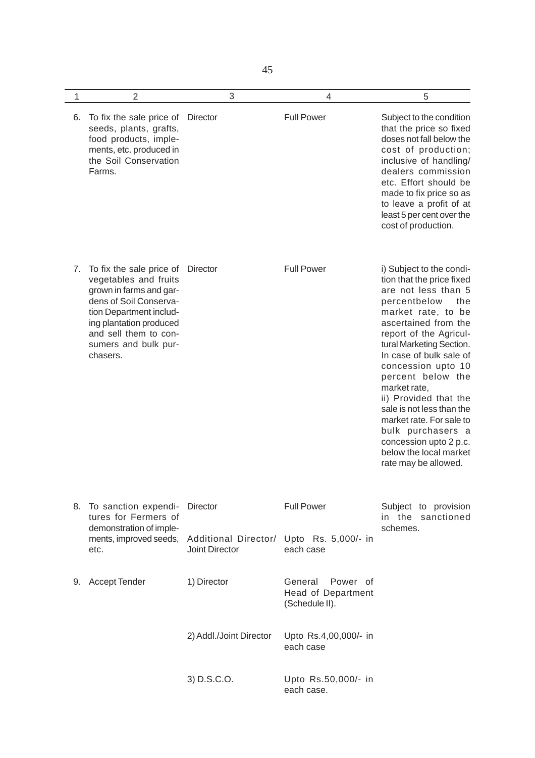| 1 | 2 | 3 | 4 | 5 |
|---|---|---|---|---|
| 6. | To fix the sale price of seeds, plants, grafts, food products, implements, etc. produced in the Soil Conservation Farms. | Director | Full Power | Subject to the condition that the price so fixed doses not fall below the cost of production; inclusive of handling/ dealers commission etc. Effort should be made to fix price so as to leave a profit of at least 5 per cent over the cost of production. |
| 7. | To fix the sale price of vegetables and fruits grown in farms and gardens of Soil Conservation Department including plantation produced and sell them to consumers and bulk purchasers. | Director | Full Power | i) Subject to the condition that the price fixed are not less than 5 percentbelow the market rate, to be ascertained from the report of the Agricultural Marketing Section. In case of bulk sale of concession upto 10 percent below the market rate,<br>ii) Provided that the sale is not less than the market rate. For sale to bulk purchasers a concession upto 2 p.c. below the local market rate may be allowed. |
| 8. | To sanction expenditures for Fermers of demonstration of implements, improved seeds, etc. | Director | Full Power | Subject to provision in the sanctioned schemes. |
| | | Additional Director/ Joint Director | Upto Rs. 5,000/- in each case | |
| 9. | Accept Tender | 1) Director | General Power of Head of Department (Schedule II). | |
| | | 2) Addl./Joint Director | Upto Rs.4,00,000/- in each case | |
| | | 3) D.S.C.O. | Upto Rs.50,000/- in each case. | |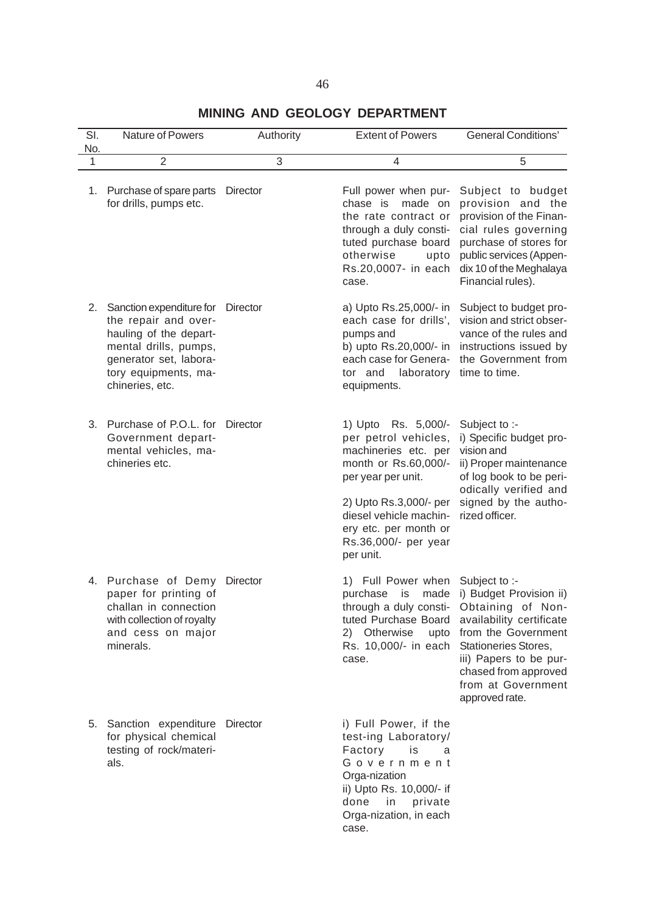## MINING AND GEOLOGY DEPARTMENT

| Sl. No. | Nature of Powers | Authority | Extent of Powers | General Conditions' |
|---|---|---|---|---|
| 1 | 2 | 3 | 4 | 5 |
| 1. | Purchase of spare parts for drills, pumps etc. | Director | Full power when purchase is made on the rate contract or through a duly constituted purchase board otherwise upto Rs.20,0007- in each case. | Subject to budget provision and the provision of the Financial rules governing purchase of stores for public services (Appendix 10 of the Meghalaya Financial rules). |
| 2. | Sanction expenditure for the repair and overhauling of the departmental drills, pumps, generator set, laboratory equipments, machineries, etc. | Director | a) Upto Rs.25,000/- in each case for drills', pumps and<br>b) upto Rs.20,000/- in each case for Generator and laboratory equipments. | Subject to budget provision and strict observance of the rules and instructions issued by the Government from time to time. |
| 3. | Purchase of P.O.L. for Government departmental vehicles, machineries etc. | Director | 1) Upto Rs. 5,000/- per petrol vehicles, machineries etc. per month or Rs.60,000/- per year per unit.<br>2) Upto Rs.3,000/- per diesel vehicle machinery etc. per month or Rs.36,000/- per year per unit. | Subject to :-<br>i) Specific budget provision and<br>ii) Proper maintenance of log book to be periodically verified and signed by the authorized officer. |
| 4. | Purchase of Demy paper for printing of challan in connection with collection of royalty and cess on major minerals. | Director | 1) Full Power when purchase is made through a duly constituted Purchase Board<br>2) Otherwise upto Rs. 10,000/- in each case. | Subject to :-<br>i) Budget Provision ii) Obtaining of Non-availability certificate from the Government Stationeries Stores,<br>iii) Papers to be purchased from approved from at Government approved rate. |
| 5. | Sanction expenditure for physical chemical testing of rock/materials. | Director | i) Full Power, if the test-ing Laboratory/ Factory is a Government Orga-nization<br>ii) Upto Rs. 10,000/- if done in private Orga-nization, in each case. | |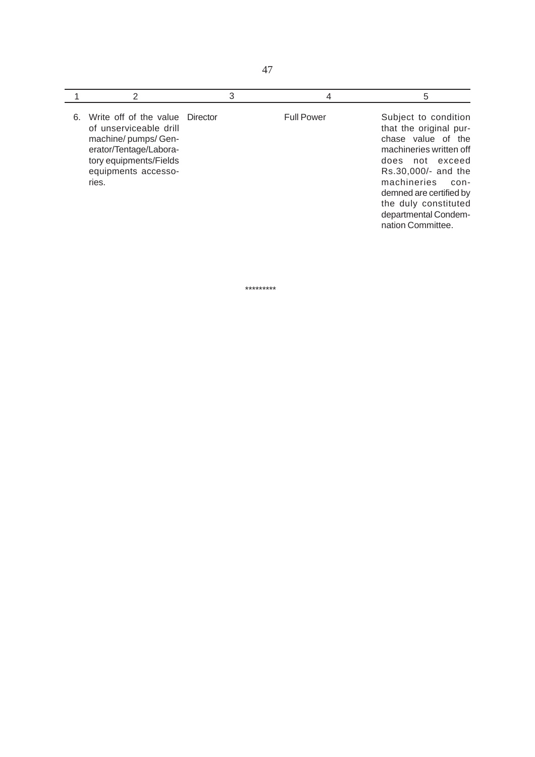| 1 | 2 | 3 | 4 | 5 |
|---|---|---|---|---|
| 6. | Write off of the value of unserviceable drill machine/ pumps/ Generator/Tentage/Laboratory equipments/Fields equipments accessories. | Director | Full Power | Subject to condition that the original purchase value of the machineries written off does not exceed Rs.30,000/- and the machineries condemned are certified by the duly constituted departmental Condemnation Committee. |

*********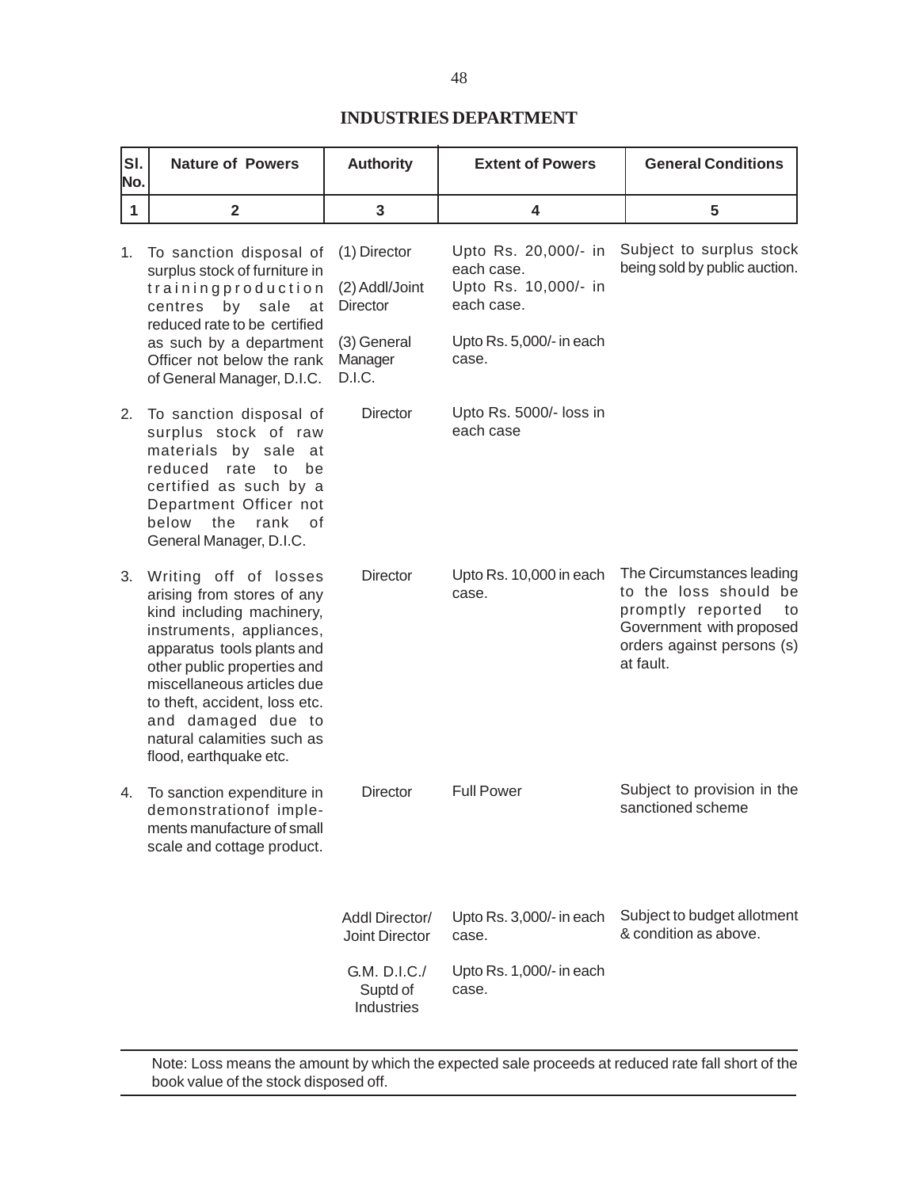## INDUSTRIES DEPARTMENT

| Sl. No. | Nature of Powers | Authority | Extent of Powers | General Conditions |
|---|---|---|---|---|
| 1 | 2 | 3 | 4 | 5 |
| 1. | To sanction disposal of surplus stock of furniture in trainingproduction centres by sale at reduced rate to be certified as such by a department Officer not below the rank of General Manager, D.I.C. | (1) Director | Upto Rs. 20,000/- in each case. | Subject to surplus stock being sold by public auction. |
| | | (2) Addl/Joint Director | Upto Rs. 10,000/- in each case. | |
| | | (3) General Manager D.I.C. | Upto Rs. 5,000/- in each case. | |
| 2. | To sanction disposal of surplus stock of raw materials by sale at reduced rate to be certified as such by a Department Officer not below the rank of General Manager, D.I.C. | Director | Upto Rs. 5000/- loss in each case | |
| 3. | Writing off of losses arising from stores of any kind including machinery, instruments, appliances, apparatus tools plants and other public properties and miscellaneous articles due to theft, accident, loss etc. and damaged due to natural calamities such as flood, earthquake etc. | Director | Upto Rs. 10,000 in each case. | The Circumstances leading to the loss should be promptly reported to Government with proposed orders against persons (s) at fault. |
| 4. | To sanction expenditure in demonstrationof implements manufacture of small scale and cottage product. | Director | Full Power | Subject to provision in the sanctioned scheme |
| | | Addl Director/ Joint Director | Upto Rs. 3,000/- in each case. | Subject to budget allotment & condition as above. |
| | | G.M. D.I.C./ Suptd of Industries | Upto Rs. 1,000/- in each case. | |

Note: Loss means the amount by which the expected sale proceeds at reduced rate fall short of the book value of the stock disposed off.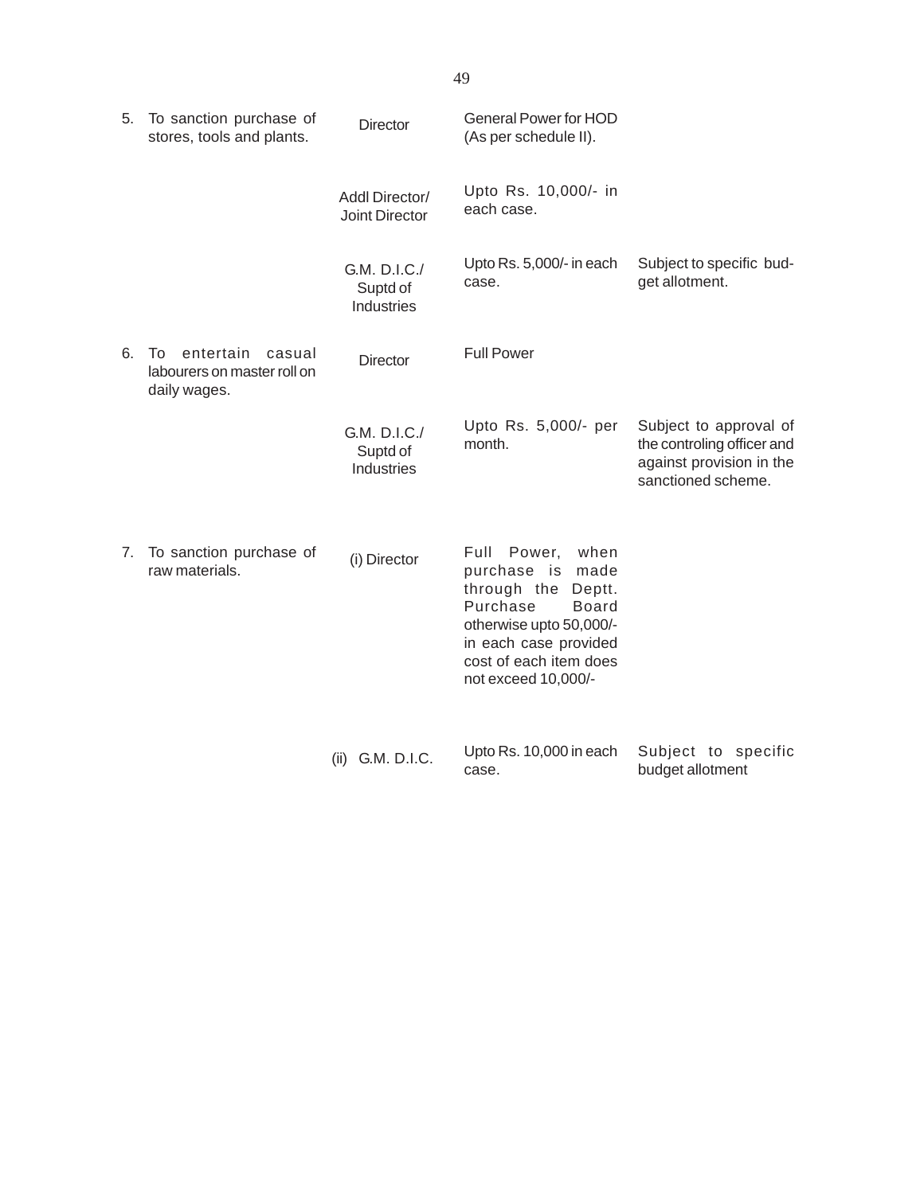| | | | | |
|---|---|---|---|---|
| 5. | To sanction purchase of stores, tools and plants. | Director | General Power for HOD (As per schedule II). | |
| | | Addl Director/ Joint Director | Upto Rs. 10,000/- in each case. | |
| | | G.M. D.I.C./ Suptd of Industries | Upto Rs. 5,000/- in each case. | Subject to specific budget allotment. |
| 6. | To entertain casual labourers on master roll on daily wages. | Director | Full Power | |
| | | G.M. D.I.C./ Suptd of Industries | Upto Rs. 5,000/- per month. | Subject to approval of the controling officer and against provision in the sanctioned scheme. |
| 7. | To sanction purchase of raw materials. | (i) Director | Full Power, when purchase is made through the Deptt. Purchase Board otherwise upto 50,000/- in each case provided cost of each item does not exceed 10,000/- | |
| | | (ii) G.M. D.I.C. | Upto Rs. 10,000 in each case. | Subject to specific budget allotment |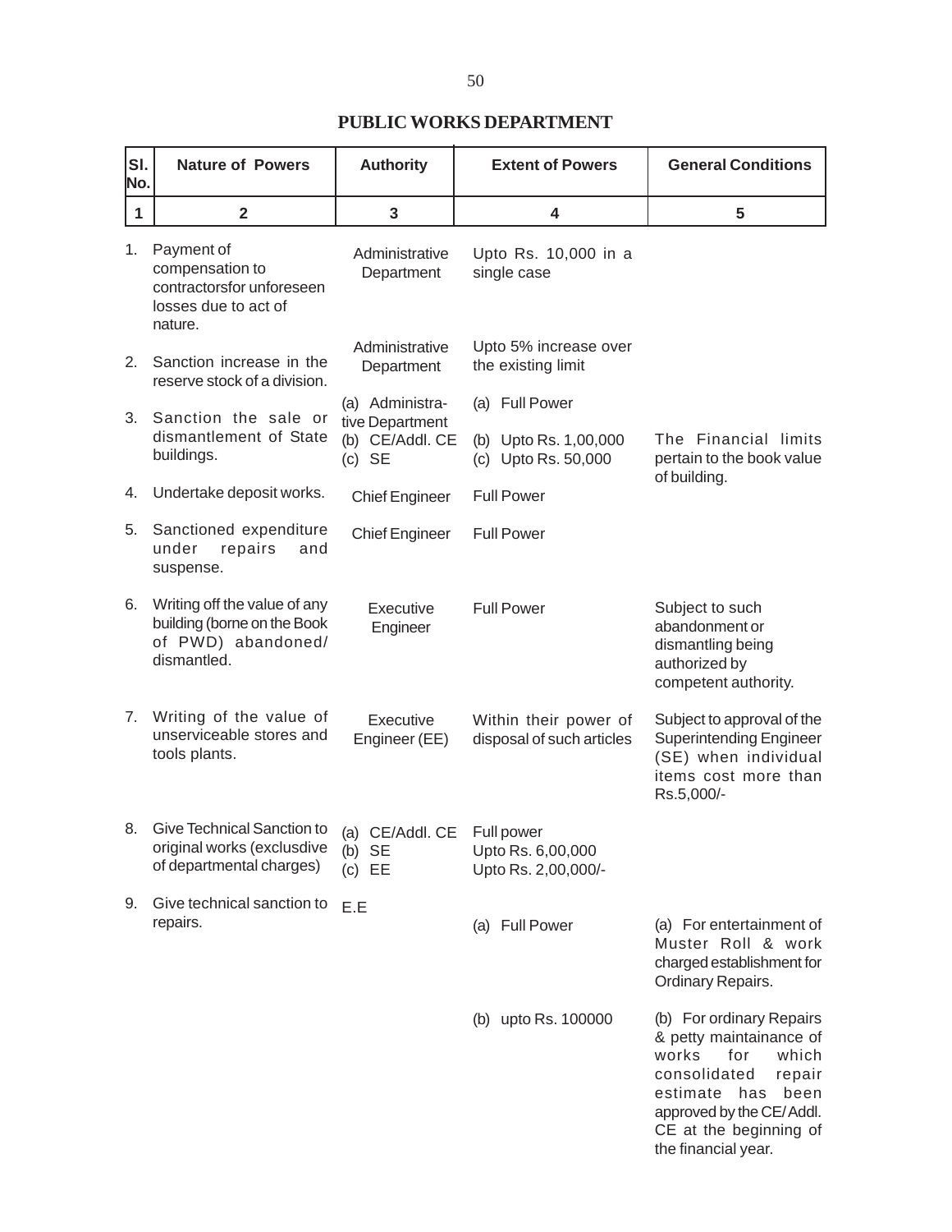## PUBLIC WORKS DEPARTMENT

| Sl. No. | Nature of Powers | Authority | Extent of Powers | General Conditions |
|---|---|---|---|---|
| 1 | 2 | 3 | 4 | 5 |
| 1. | Payment of compensation to contractorsfor unforeseen losses due to act of nature. | Administrative Department | Upto Rs. 10,000 in a single case | |
| 2. | Sanction increase in the reserve stock of a division. | Administrative Department | Upto 5% increase over the existing limit | |
| 3. | Sanction the sale or dismantlement of State buildings. | (a) Administrative Department<br>(b) CE/Addl. CE<br>(c) SE | (a) Full Power<br>(b) Upto Rs. 1,00,000<br>(c) Upto Rs. 50,000 | The Financial limits pertain to the book value of building. |
| 4. | Undertake deposit works. | Chief Engineer | Full Power | |
| 5. | Sanctioned expenditure under repairs and suspense. | Chief Engineer | Full Power | |
| 6. | Writing off the value of any building (borne on the Book of PWD) abandoned/ dismantled. | Executive Engineer | Full Power | Subject to such abandonment or dismantling being authorized by competent authority. |
| 7. | Writing of the value of unserviceable stores and tools plants. | Executive Engineer (EE) | Within their power of disposal of such articles | Subject to approval of the Superintending Engineer (SE) when individual items cost more than Rs.5,000/- |
| 8. | Give Technical Sanction to original works (exclusdive of departmental charges) | (a) CE/Addl. CE<br>(b) SE<br>(c) EE | Full power<br>Upto Rs. 6,00,000<br>Upto Rs. 2,00,000/- | |
| 9. | Give technical sanction to repairs. | E.E | (a) Full Power | (a) For entertainment of Muster Roll & work charged establishment for Ordinary Repairs. |
| | | | (b) upto Rs. 100000 | (b) For ordinary Repairs & petty maintainance of works for which consolidated repair estimate has been approved by the CE/ Addl. CE at the beginning of the financial year. |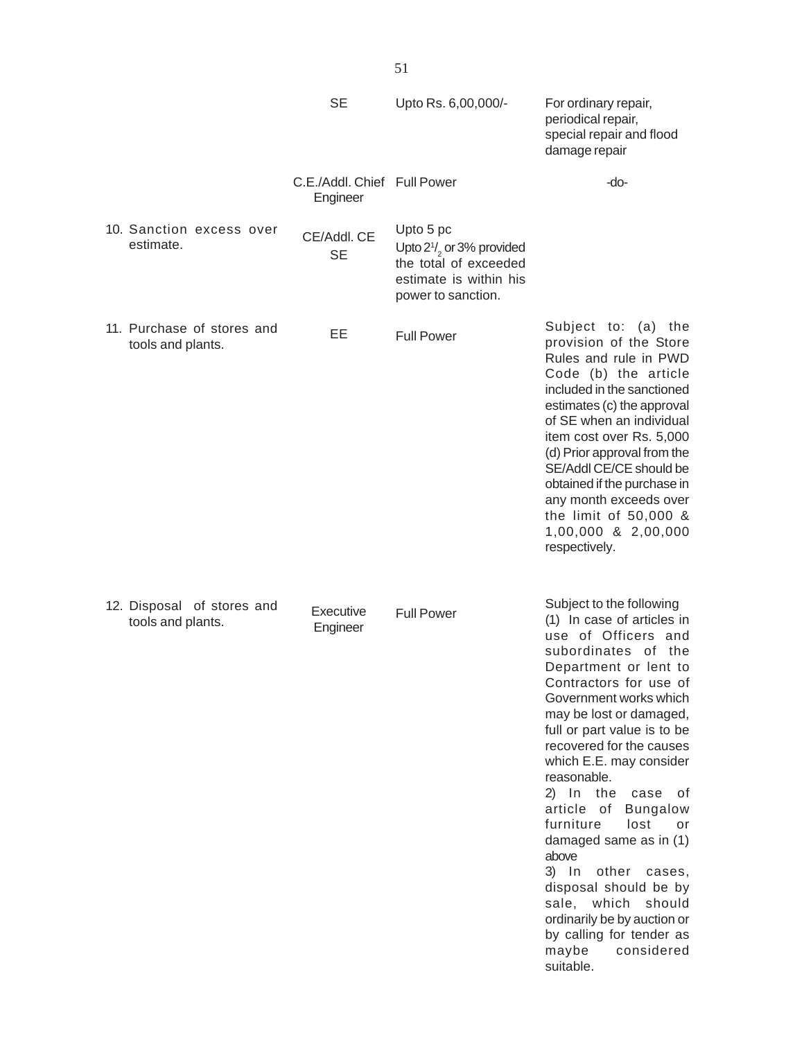| | | | |
|---|---|---|---|
| | SE | Upto Rs. 6,00,000/- | For ordinary repair, periodical repair, special repair and flood damage repair |
| | C.E./Addl. Chief Engineer | Full Power | -do- |
| 10. Sanction excess over estimate. | CE/Addl. CE<br>SE | Upto 5 pc<br>Upto $2^1/_2$ or 3% provided the total of exceeded estimate is within his power to sanction. | |
| 11. Purchase of stores and tools and plants. | EE | Full Power | Subject to: (a) the provision of the Store Rules and rule in PWD Code (b) the article included in the sanctioned estimates (c) the approval of SE when an individual item cost over Rs. 5,000 (d) Prior approval from the SE/Addl CE/CE should be obtained if the purchase in any month exceeds over the limit of 50,000 & 1,00,000 & 2,00,000 respectively. |
| 12. Disposal of stores and tools and plants. | Executive Engineer | Full Power | Subject to the following<br>(1) In case of articles in use of Officers and subordinates of the Department or lent to Contractors for use of Government works which may be lost or damaged, full or part value is to be recovered for the causes which E.E. may consider reasonable.<br>2) In the case of article of Bungalow furniture lost or damaged same as in (1) above<br>3) In other cases, disposal should be by sale, which should ordinarily be by auction or by calling for tender as maybe considered suitable. |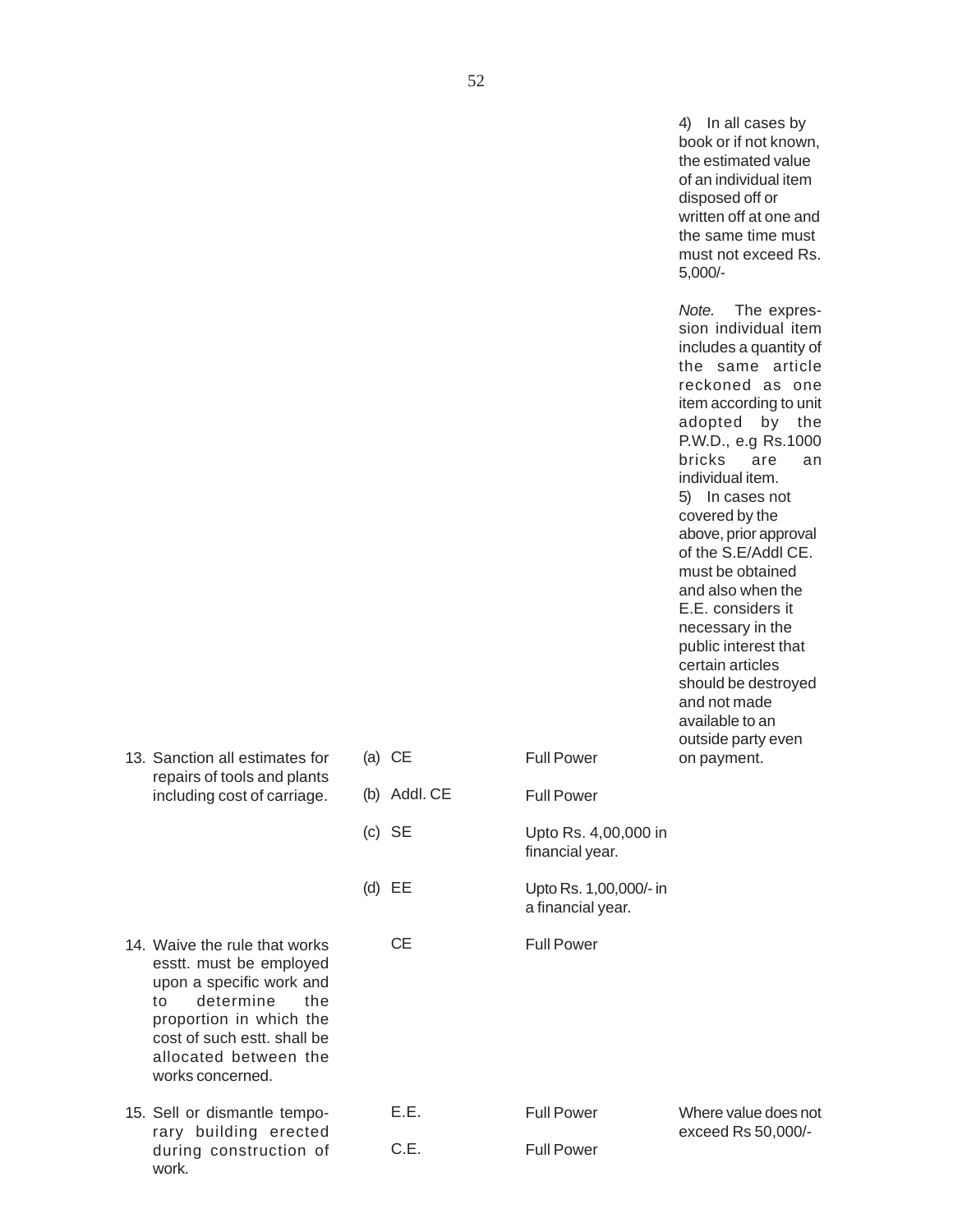| | | | |
|---|---|---|---|
| | | | 4) In all cases by book or if not known, the estimated value of an individual item disposed off or written off at one and the same time must must not exceed Rs. 5,000/-<br><br>*Note.* The expression individual item includes a quantity of the same article reckoned as one item according to unit adopted by the P.W.D., e.g Rs.1000 bricks are an individual item.<br>5) In cases not covered by the above, prior approval of the S.E/Addl CE. must be obtained and also when the E.E. considers it necessary in the public interest that certain articles should be destroyed and not made available to an outside party even on payment. |
| 13. Sanction all estimates for repairs of tools and plants including cost of carriage. | (a) CE | Full Power | |
| | (b) Addl. CE | Full Power | |
| | (c) SE | Upto Rs. 4,00,000 in financial year. | |
| | (d) EE | Upto Rs. 1,00,000/- in a financial year. | |
| 14. Waive the rule that works esstt. must be employed upon a specific work and to determine the proportion in which the cost of such estt. shall be allocated between the works concerned. | CE | Full Power | |
| 15. Sell or dismantle temporary building erected during construction of work. | E.E. | Full Power | Where value does not exceed Rs 50,000/- |
| | C.E. | Full Power | |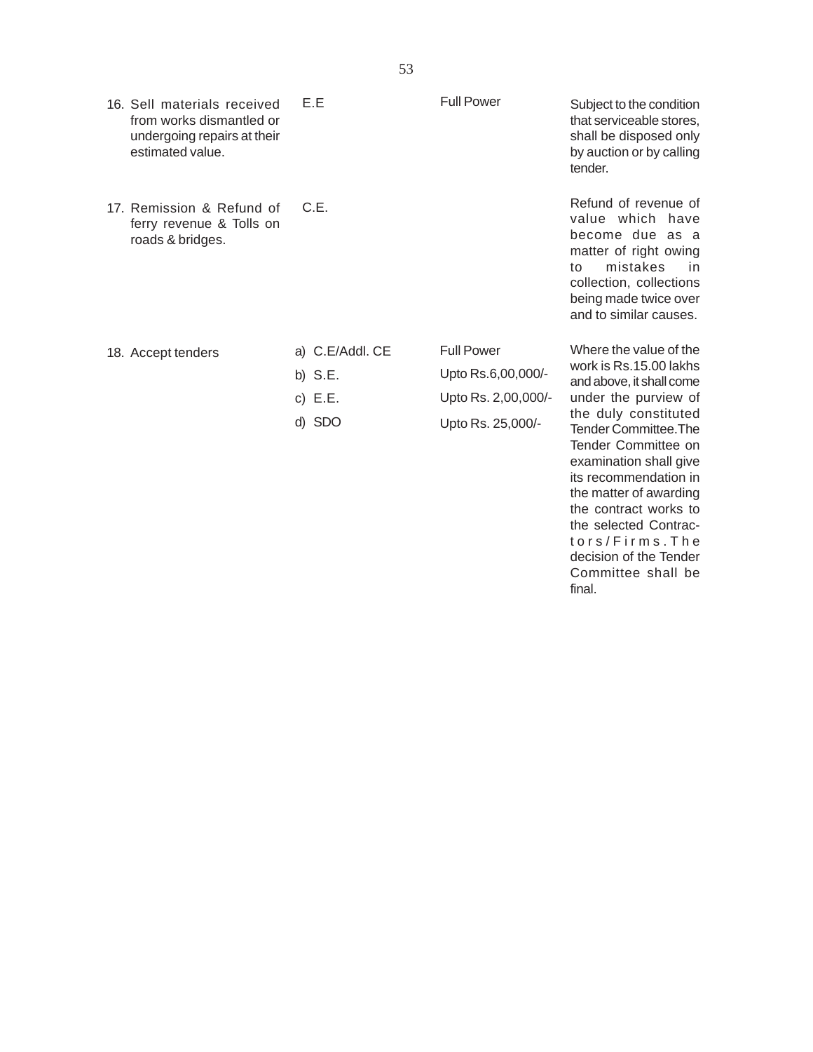| | | | |
|---|---|---|---|
| 16. Sell materials received from works dismantled or undergoing repairs at their estimated value. | E.E | Full Power | Subject to the condition that serviceable stores, shall be disposed only by auction or by calling tender. |
| 17. Remission & Refund of ferry revenue & Tolls on roads & bridges. | C.E. | | Refund of revenue of value which have become due as a matter of right owing to mistakes in collection, collections being made twice over and to similar causes. |
| 18. Accept tenders | a) C.E/Addl. CE | Full Power | Where the value of the work is Rs.15.00 lakhs and above, it shall come under the purview of the duly constituted Tender Committee.The Tender Committee on examination shall give its recommendation in the matter of awarding the contract works to the selected Contractors/Firms.The decision of the Tender Committee shall be final. |
| | b) S.E. | Upto Rs.6,00,000/- | |
| | c) E.E. | Upto Rs. 2,00,000/- | |
| | d) SDO | Upto Rs. 25,000/- | |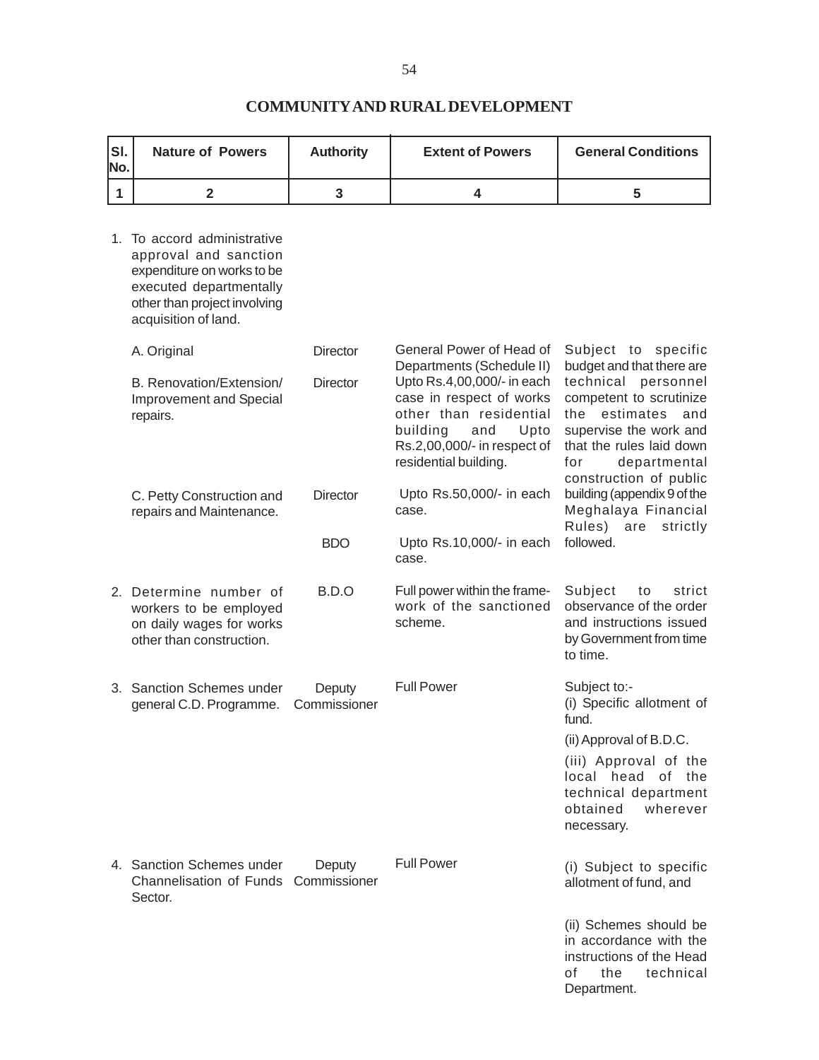## COMMUNITY AND RURAL DEVELOPMENT

| Sl. No. | Nature of Powers | Authority | Extent of Powers | General Conditions |
|---|---|---|---|---|
| 1 | 2 | 3 | 4 | 5 |
| 1. | To accord administrative approval and sanction expenditure on works to be executed departmentally other than project involving acquisition of land. | | | |
| | A. Original | Director | General Power of Head of Departments (Schedule II) | Subject to specific budget and that there are technical personnel competent to scrutinize the estimates and supervise the work and that the rules laid down for departmental construction of public building (appendix 9 of the Meghalaya Financial Rules) are strictly followed. |
| | B. Renovation/Extension/ Improvement and Special repairs. | Director | Upto Rs.4,00,000/- in each case in respect of works other than residential building and Upto Rs.2,00,000/- in respect of residential building. | |
| | C. Petty Construction and repairs and Maintenance. | Director | Upto Rs.50,000/- in each case. | |
| | | BDO | Upto Rs.10,000/- in each case. | |
| 2. | Determine number of workers to be employed on daily wages for works other than construction. | B.D.O | Full power within the frame-work of the sanctioned scheme. | Subject to strict observance of the order and instructions issued by Government from time to time. |
| 3. | Sanction Schemes under general C.D. Programme. | Deputy Commissioner | Full Power | Subject to:- (i) Specific allotment of fund. (ii) Approval of B.D.C. (iii) Approval of the local head of the technical department obtained wherever necessary. |
| 4. | Sanction Schemes under Channelisation of Funds Sector. | Deputy Commissioner | Full Power | (i) Subject to specific allotment of fund, and (ii) Schemes should be in accordance with the instructions of the Head of the technical Department. |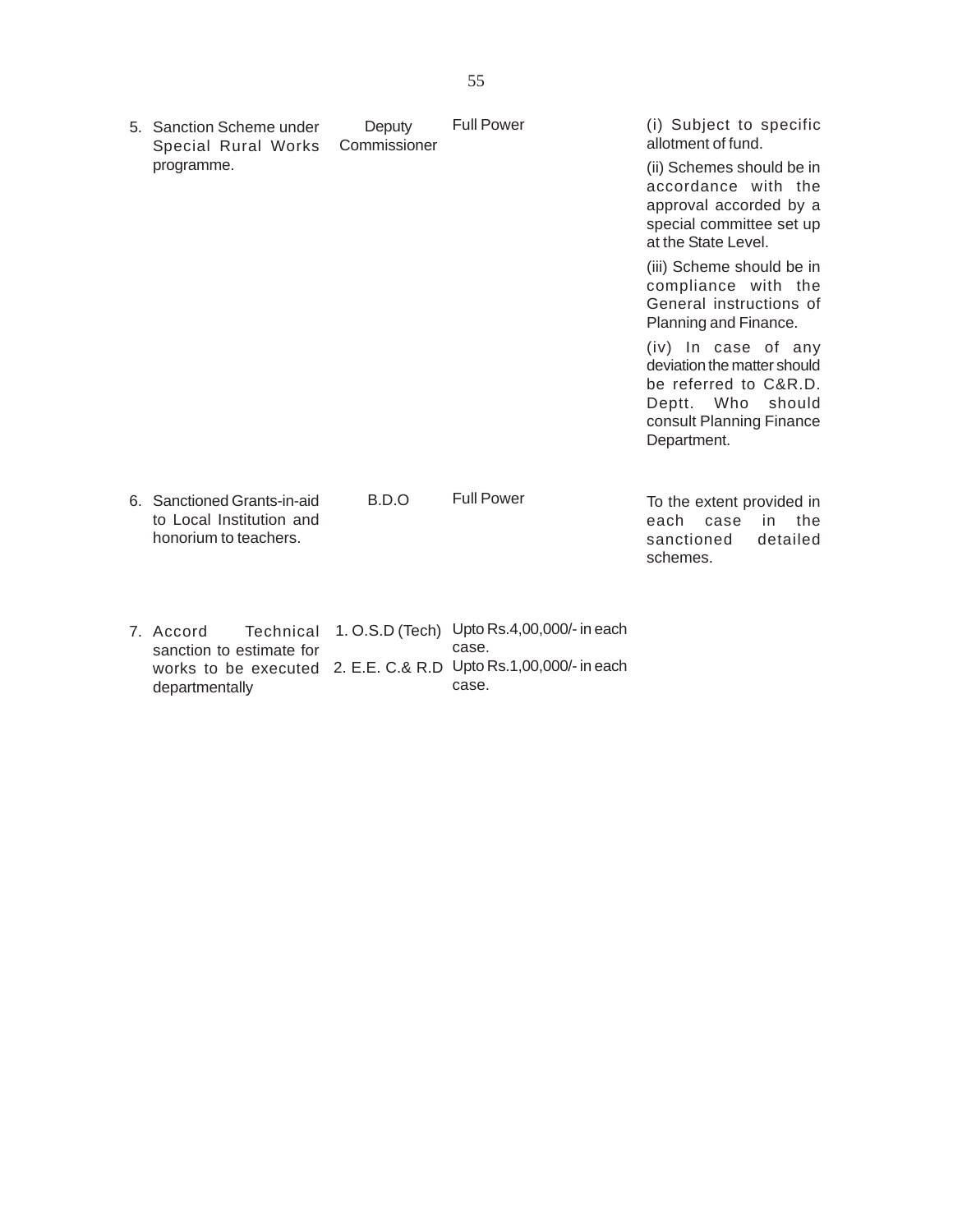| | | | |
|---|---|---|---|
| 5. Sanction Scheme under Special Rural Works programme. | Deputy Commissioner | Full Power | (i) Subject to specific allotment of fund.<br>(ii) Schemes should be in accordance with the approval accorded by a special committee set up at the State Level.<br>(iii) Scheme should be in compliance with the General instructions of Planning and Finance.<br>(iv) In case of any deviation the matter should be referred to C&R.D. Deptt. Who should consult Planning Finance Department. |
| 6. Sanctioned Grants-in-aid to Local Institution and honorium to teachers. | B.D.O | Full Power | To the extent provided in each case in the sanctioned detailed schemes. |
| 7. Accord Technical sanction to estimate for works to be executed departmentally | 1. O.S.D (Tech)<br>2. E.E. C.& R.D | Upto Rs.4,00,000/- in each case.<br>Upto Rs.1,00,000/- in each case. | |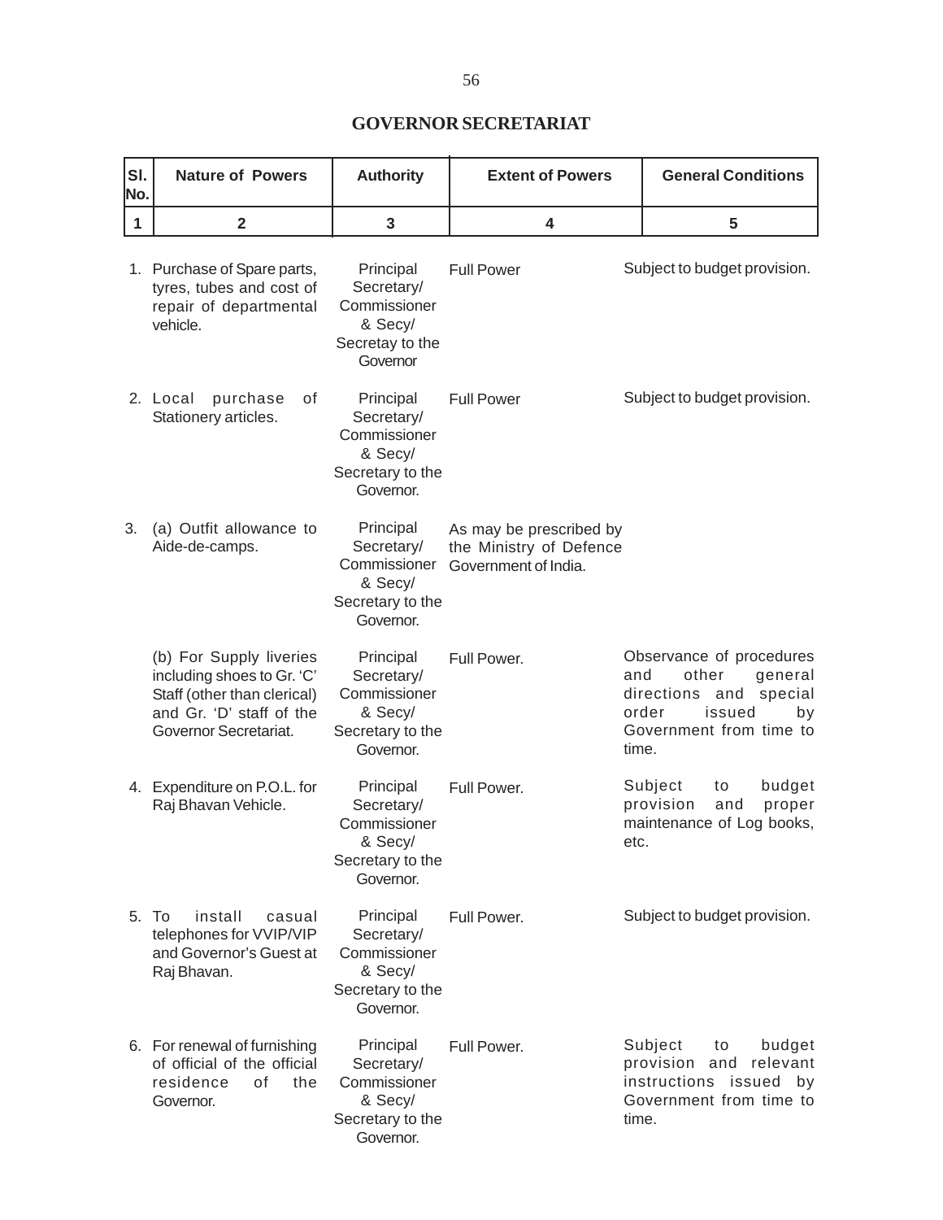## GOVERNOR SECRETARIAT

| Sl. No. | Nature of Powers | Authority | Extent of Powers | General Conditions |
|---|---|---|---|---|
| 1 | 2 | 3 | 4 | 5 |
| 1. | Purchase of Spare parts, tyres, tubes and cost of repair of departmental vehicle. | Principal Secretary/ Commissioner & Secy/ Secretay to the Governor | Full Power | Subject to budget provision. |
| 2. | Local purchase of Stationery articles. | Principal Secretary/ Commissioner & Secy/ Secretary to the Governor. | Full Power | Subject to budget provision. |
| 3. | (a) Outfit allowance to Aide-de-camps. | Principal Secretary/ Commissioner & Secy/ Secretary to the Governor. | As may be prescribed by the Ministry of Defence Government of India. | |
| | (b) For Supply liveries including shoes to Gr. 'C' Staff (other than clerical) and Gr. 'D' staff of the Governor Secretariat. | Principal Secretary/ Commissioner & Secy/ Secretary to the Governor. | Full Power. | Observance of procedures and other general directions and special order issued by Government from time to time. |
| 4. | Expenditure on P.O.L. for Raj Bhavan Vehicle. | Principal Secretary/ Commissioner & Secy/ Secretary to the Governor. | Full Power. | Subject to budget provision and proper maintenance of Log books, etc. |
| 5. | To install casual telephones for VVIP/VIP and Governor's Guest at Raj Bhavan. | Principal Secretary/ Commissioner & Secy/ Secretary to the Governor. | Full Power. | Subject to budget provision. |
| 6. | For renewal of furnishing of official of the official residence of the Governor. | Principal Secretary/ Commissioner & Secy/ Secretary to the Governor. | Full Power. | Subject to budget provision and relevant instructions issued by Government from time to time. |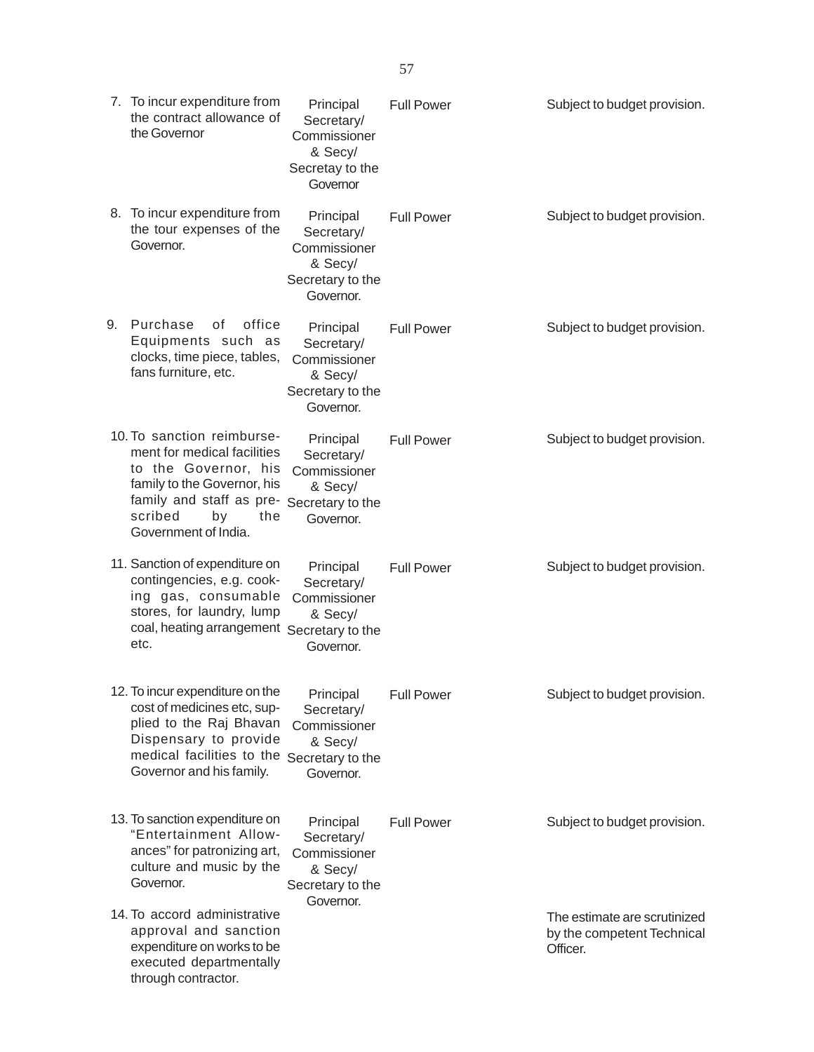| | | | |
|---|---|---|---|
| 7. To incur expenditure from the contract allowance of the Governor | Principal Secretary/ Commissioner & Secy/ Secretay to the Governor | Full Power | Subject to budget provision. |
| 8. To incur expenditure from the tour expenses of the Governor. | Principal Secretary/ Commissioner & Secy/ Secretary to the Governor. | Full Power | Subject to budget provision. |
| 9. Purchase of office Equipments such as clocks, time piece, tables, fans furniture, etc. | Principal Secretary/ Commissioner & Secy/ Secretary to the Governor. | Full Power | Subject to budget provision. |
| 10. To sanction reimbursement for medical facilities to the Governor, his family to the Governor, his family and staff as prescribed by the Government of India. | Principal Secretary/ Commissioner & Secy/ Secretary to the Governor. | Full Power | Subject to budget provision. |
| 11. Sanction of expenditure on contingencies, e.g. cooking gas, consumable stores, for laundry, lump coal, heating arrangement etc. | Principal Secretary/ Commissioner & Secy/ Secretary to the Governor. | Full Power | Subject to budget provision. |
| 12. To incur expenditure on the cost of medicines etc, supplied to the Raj Bhavan Dispensary to provide medical facilities to the Governor and his family. | Principal Secretary/ Commissioner & Secy/ Secretary to the Governor. | Full Power | Subject to budget provision. |
| 13. To sanction expenditure on "Entertainment Allowances" for patronizing art, culture and music by the Governor. | Principal Secretary/ Commissioner & Secy/ Secretary to the Governor. | Full Power | Subject to budget provision. |
| 14. To accord administrative approval and sanction expenditure on works to be executed departmentally through contractor. | | | The estimate are scrutinized by the competent Technical Officer. |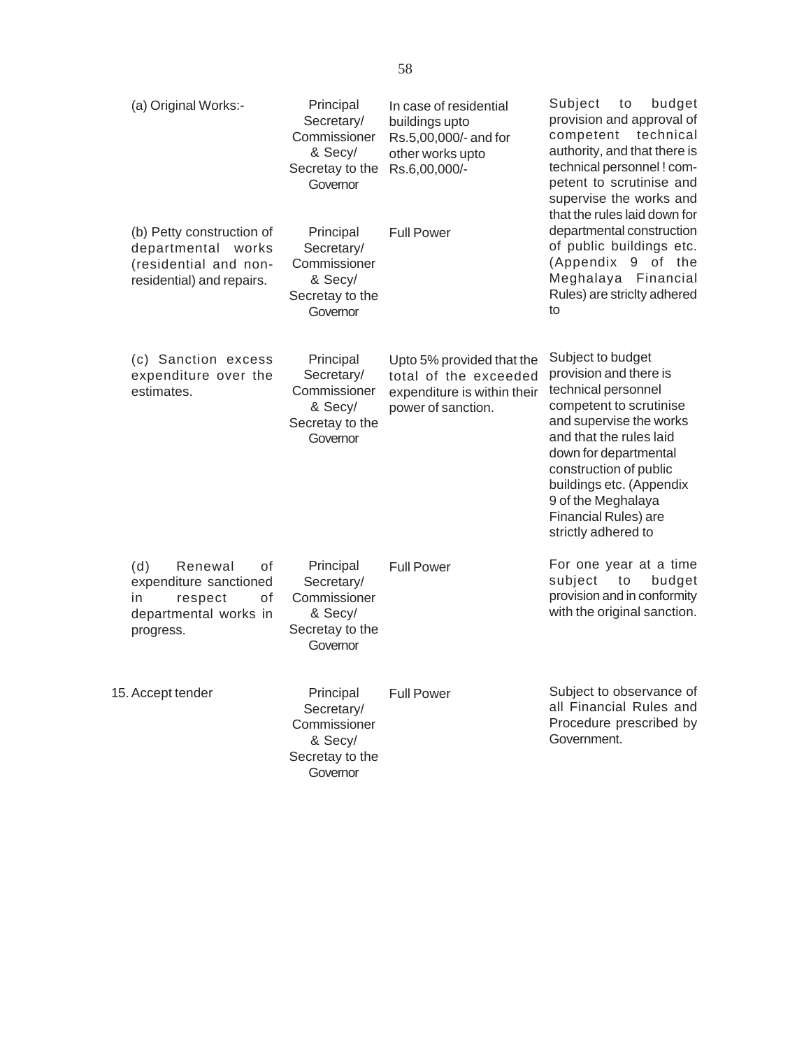| | | | |
|---|---|---|---|
| (a) Original Works:- | Principal Secretary/ Commissioner & Secy/ Secretay to the Governor | In case of residential buildings upto Rs.5,00,000/- and for other works upto Rs.6,00,000/- | Subject to budget provision and approval of competent technical authority, and that there is technical personnel ! competent to scrutinise and supervise the works and that the rules laid down for departmental construction of public buildings etc. (Appendix 9 of the Meghalaya Financial Rules) are stricIty adhered to |
| (b) Petty construction of departmental works (residential and non-residential) and repairs. | Principal Secretary/ Commissioner & Secy/ Secretay to the Governor | Full Power | |
| (c) Sanction excess expenditure over the estimates. | Principal Secretary/ Commissioner & Secy/ Secretay to the Governor | Upto 5% provided that the total of the exceeded expenditure is within their power of sanction. | Subject to budget provision and there is technical personnel competent to scrutinise and supervise the works and that the rules laid down for departmental construction of public buildings etc. (Appendix 9 of the Meghalaya Financial Rules) are strictly adhered to |
| (d) Renewal of expenditure sanctioned in respect of departmental works in progress. | Principal Secretary/ Commissioner & Secy/ Secretay to the Governor | Full Power | For one year at a time subject to budget provision and in conformity with the original sanction. |
| 15. Accept tender | Principal Secretary/ Commissioner & Secy/ Secretay to the Governor | Full Power | Subject to observance of all Financial Rules and Procedure prescribed by Government. |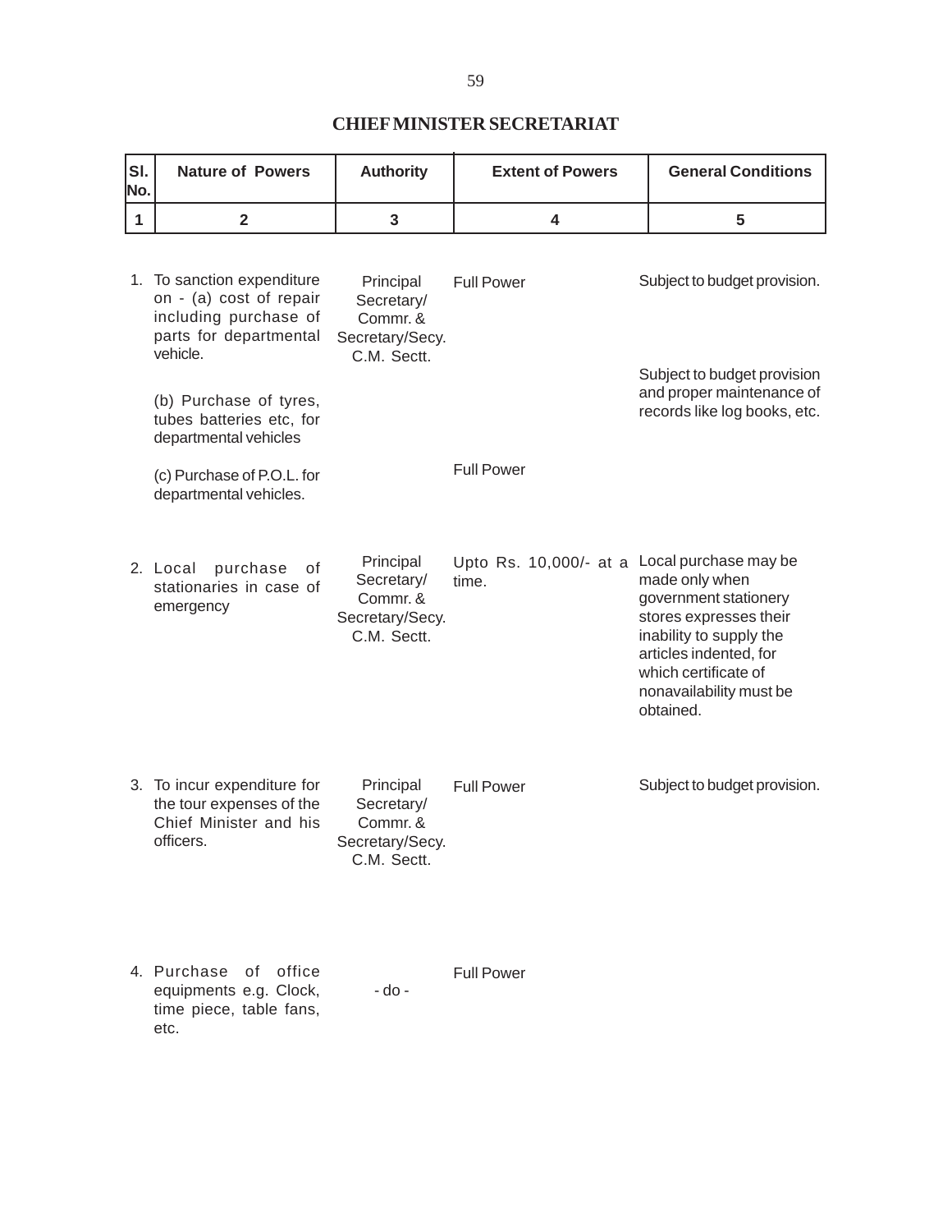## CHIEF MINISTER SECRETARIAT

| Sl. No. | Nature of Powers | Authority | Extent of Powers | General Conditions |
|---|---|---|---|---|
| 1 | 2 | 3 | 4 | 5 |
| 1. | To sanction expenditure on - (a) cost of repair including purchase of parts for departmental vehicle. | Principal Secretary/ Commr. & Secretary/Secy. C.M. Sectt. | Full Power | Subject to budget provision. |
| | (b) Purchase of tyres, tubes batteries etc, for departmental vehicles | | | Subject to budget provision and proper maintenance of records like log books, etc. |
| | (c) Purchase of P.O.L. for departmental vehicles. | | Full Power | |
| 2. | Local purchase of stationaries in case of emergency | Principal Secretary/ Commr. & Secretary/Secy. C.M. Sectt. | Upto Rs. 10,000/- at a time. | Local purchase may be made only when government stationery stores expresses their inability to supply the articles indented, for which certificate of nonavailability must be obtained. |
| 3. | To incur expenditure for the tour expenses of the Chief Minister and his officers. | Principal Secretary/ Commr. & Secretary/Secy. C.M. Sectt. | Full Power | Subject to budget provision. |
| 4. | Purchase of office equipments e.g. Clock, time piece, table fans, etc. | - do - | Full Power | |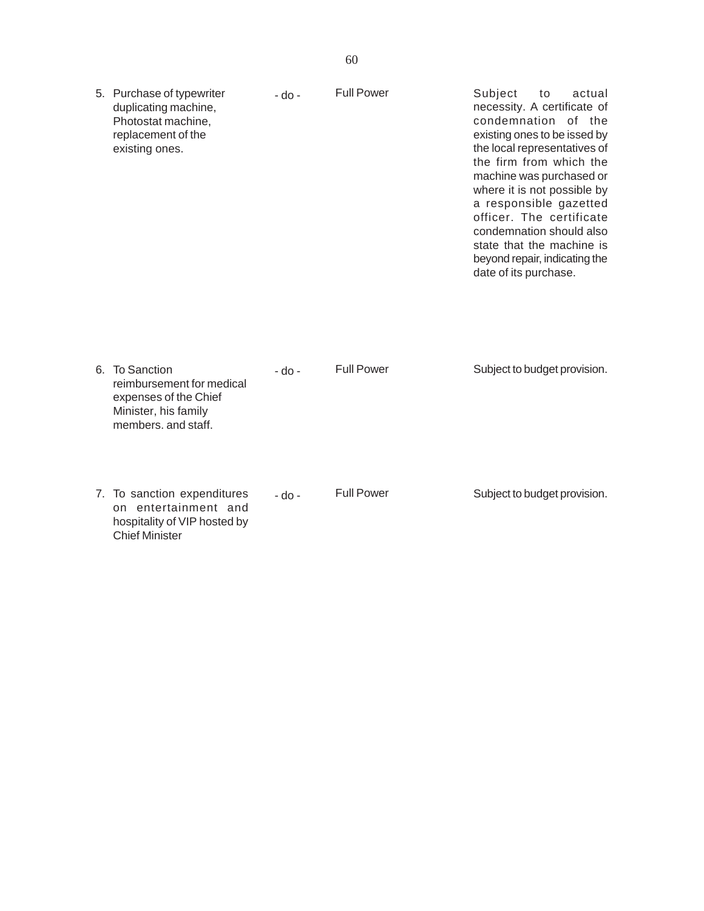| | | | |
|---|---|---|---|
| 5. Purchase of typewriter duplicating machine, Photostat machine, replacement of the existing ones. | - do - | Full Power | Subject to actual necessity. A certificate of condemnation of the existing ones to be issed by the local representatives of the firm from which the machine was purchased or where it is not possible by a responsible gazetted officer. The certificate condemnation should also state that the machine is beyond repair, indicating the date of its purchase. |
| 6. To Sanction reimbursement for medical expenses of the Chief Minister, his family members. and staff. | - do - | Full Power | Subject to budget provision. |
| 7. To sanction expenditures on entertainment and hospitality of VIP hosted by Chief Minister | - do - | Full Power | Subject to budget provision. |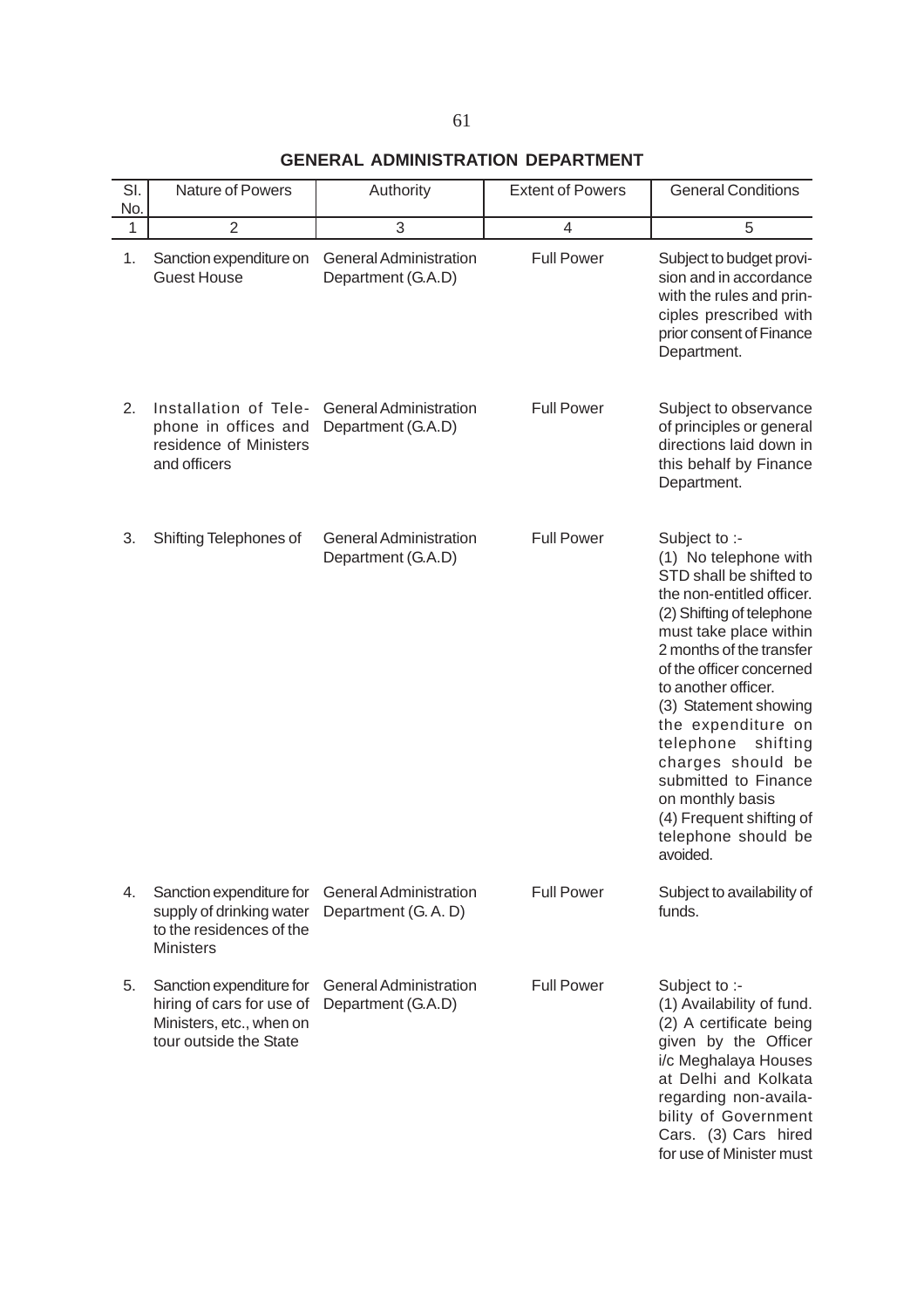## GENERAL ADMINISTRATION DEPARTMENT

| Sl. No. | Nature of Powers | Authority | Extent of Powers | General Conditions |
|---|---|---|---|---|
| 1 | 2 | 3 | 4 | 5 |
| 1. | Sanction expenditure on Guest House | General Administration Department (G.A.D) | Full Power | Subject to budget provision and in accordance with the rules and principles prescribed with prior consent of Finance Department. |
| 2. | Installation of Telephone in offices and residence of Ministers and officers | General Administration Department (G.A.D) | Full Power | Subject to observance of principles or general directions laid down in this behalf by Finance Department. |
| 3. | Shifting Telephones of | General Administration Department (G.A.D) | Full Power | Subject to :- (1) No telephone with STD shall be shifted to the non-entitled officer. (2) Shifting of telephone must take place within 2 months of the transfer of the officer concerned to another officer. (3) Statement showing the expenditure on telephone shifting charges should be submitted to Finance on monthly basis (4) Frequent shifting of telephone should be avoided. |
| 4. | Sanction expenditure for supply of drinking water to the residences of the Ministers | General Administration Department (G. A. D) | Full Power | Subject to availability of funds. |
| 5. | Sanction expenditure for hiring of cars for use of Ministers, etc., when on tour outside the State | General Administration Department (G.A.D) | Full Power | Subject to :- (1) Availability of fund. (2) A certificate being given by the Officer i/c Meghalaya Houses at Delhi and Kolkata regarding non-availability of Government Cars. (3) Cars hired for use of Minister must |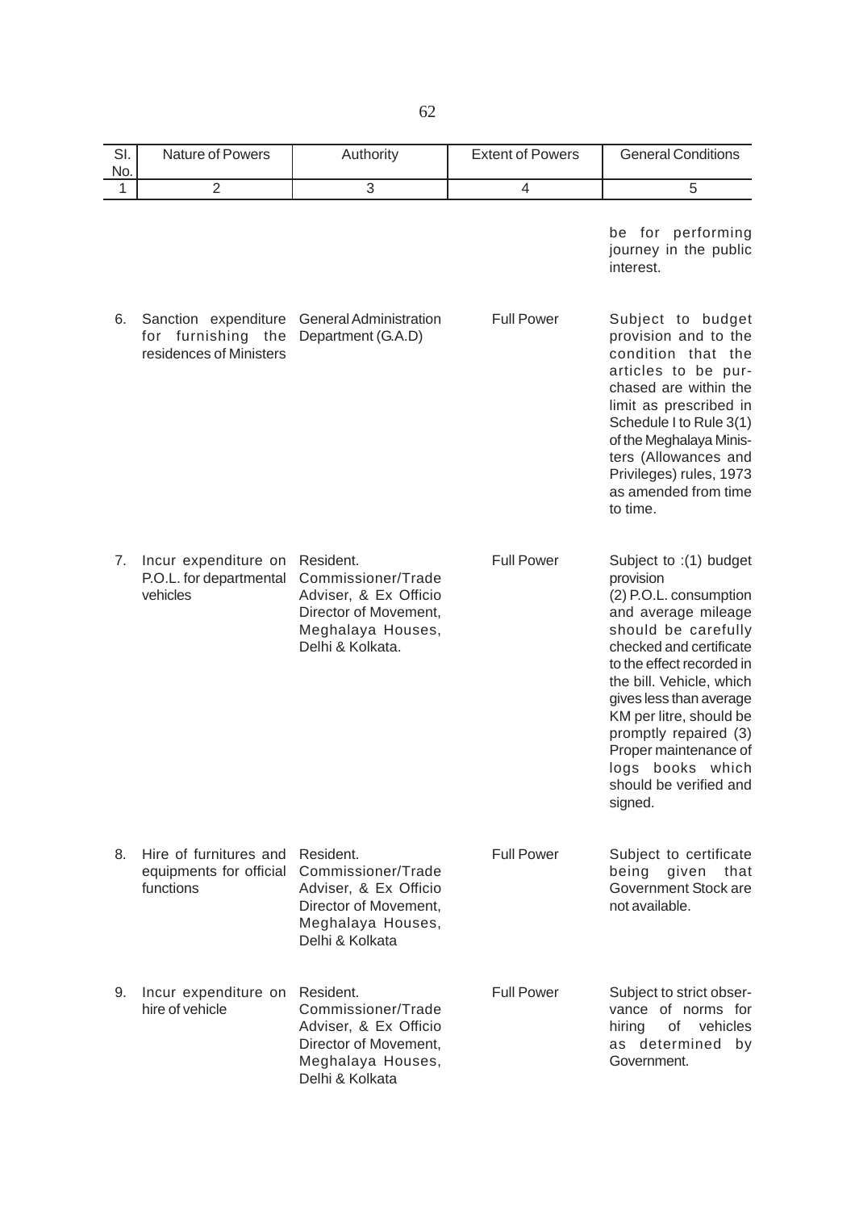| Sl. No. | Nature of Powers | Authority | Extent of Powers | General Conditions |
|---|---|---|---|---|
| 1 | 2 | 3 | 4 | 5 |
| | | | | be for performing journey in the public interest. |
| 6. | Sanction expenditure for furnishing the residences of Ministers | General Administration Department (G.A.D) | Full Power | Subject to budget provision and to the condition that the articles to be purchased are within the limit as prescribed in Schedule I to Rule 3(1) of the Meghalaya Ministers (Allowances and Privileges) rules, 1973 as amended from time to time. |
| 7. | Incur expenditure on P.O.L. for departmental vehicles | Resident. Commissioner/Trade Adviser, & Ex Officio Director of Movement, Meghalaya Houses, Delhi & Kolkata. | Full Power | Subject to :(1) budget provision (2) P.O.L. consumption and average mileage should be carefully checked and certificate to the effect recorded in the bill. Vehicle, which gives less than average KM per litre, should be promptly repaired (3) Proper maintenance of logs books which should be verified and signed. |
| 8. | Hire of furnitures and equipments for official functions | Resident. Commissioner/Trade Adviser, & Ex Officio Director of Movement, Meghalaya Houses, Delhi & Kolkata | Full Power | Subject to certificate being given that Government Stock are not available. |
| 9. | Incur expenditure on hire of vehicle | Resident. Commissioner/Trade Adviser, & Ex Officio Director of Movement, Meghalaya Houses, Delhi & Kolkata | Full Power | Subject to strict observance of norms for hiring of vehicles as determined by Government. |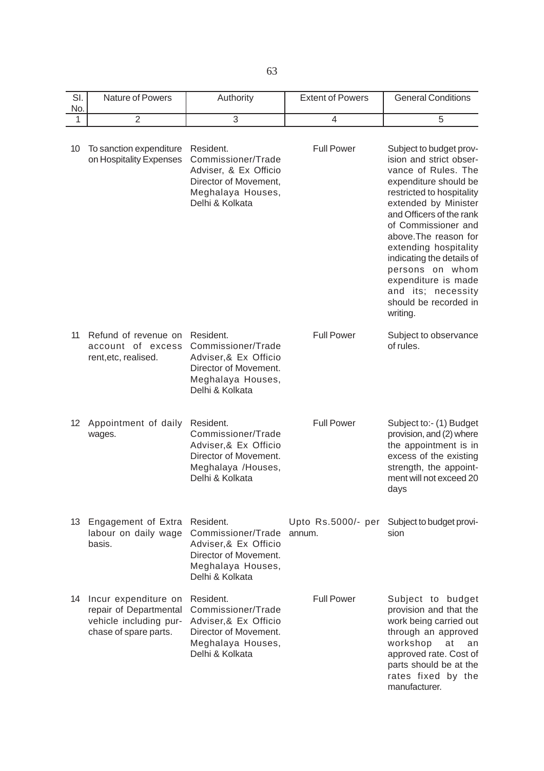| Sl. No. | Nature of Powers | Authority | Extent of Powers | General Conditions |
|---|---|---|---|---|
| 1 | 2 | 3 | 4 | 5 |
| 10 | To sanction expenditure on Hospitality Expenses | Resident. Commissioner/Trade Adviser, & Ex Officio Director of Movement, Meghalaya Houses, Delhi & Kolkata | Full Power | Subject to budget provision and strict observance of Rules. The expenditure should be restricted to hospitality extended by Minister and Officers of the rank of Commissioner and above.The reason for extending hospitality indicating the details of persons on whom expenditure is made and its; necessity should be recorded in writing. |
| 11 | Refund of revenue on account of excess rent,etc, realised. | Resident. Commissioner/Trade Adviser,& Ex Officio Director of Movement. Meghalaya Houses, Delhi & Kolkata | Full Power | Subject to observance of rules. |
| 12 | Appointment of daily wages. | Resident. Commissioner/Trade Adviser,& Ex Officio Director of Movement. Meghalaya /Houses, Delhi & Kolkata | Full Power | Subject to:- (1) Budget provision, and (2) where the appointment is in excess of the existing strength, the appointment will not exceed 20 days |
| 13 | Engagement of Extra labour on daily wage basis. | Resident. Commissioner/Trade Adviser,& Ex Officio Director of Movement. Meghalaya Houses, Delhi & Kolkata | Upto Rs.5000/- per annum. | Subject to budget provision |
| 14 | Incur expenditure on repair of Departmental vehicle including purchase of spare parts. | Resident. Commissioner/Trade Adviser,& Ex Officio Director of Movement. Meghalaya Houses, Delhi & Kolkata | Full Power | Subject to budget provision and that the work being carried out through an approved workshop at an approved rate. Cost of parts should be at the rates fixed by the manufacturer. |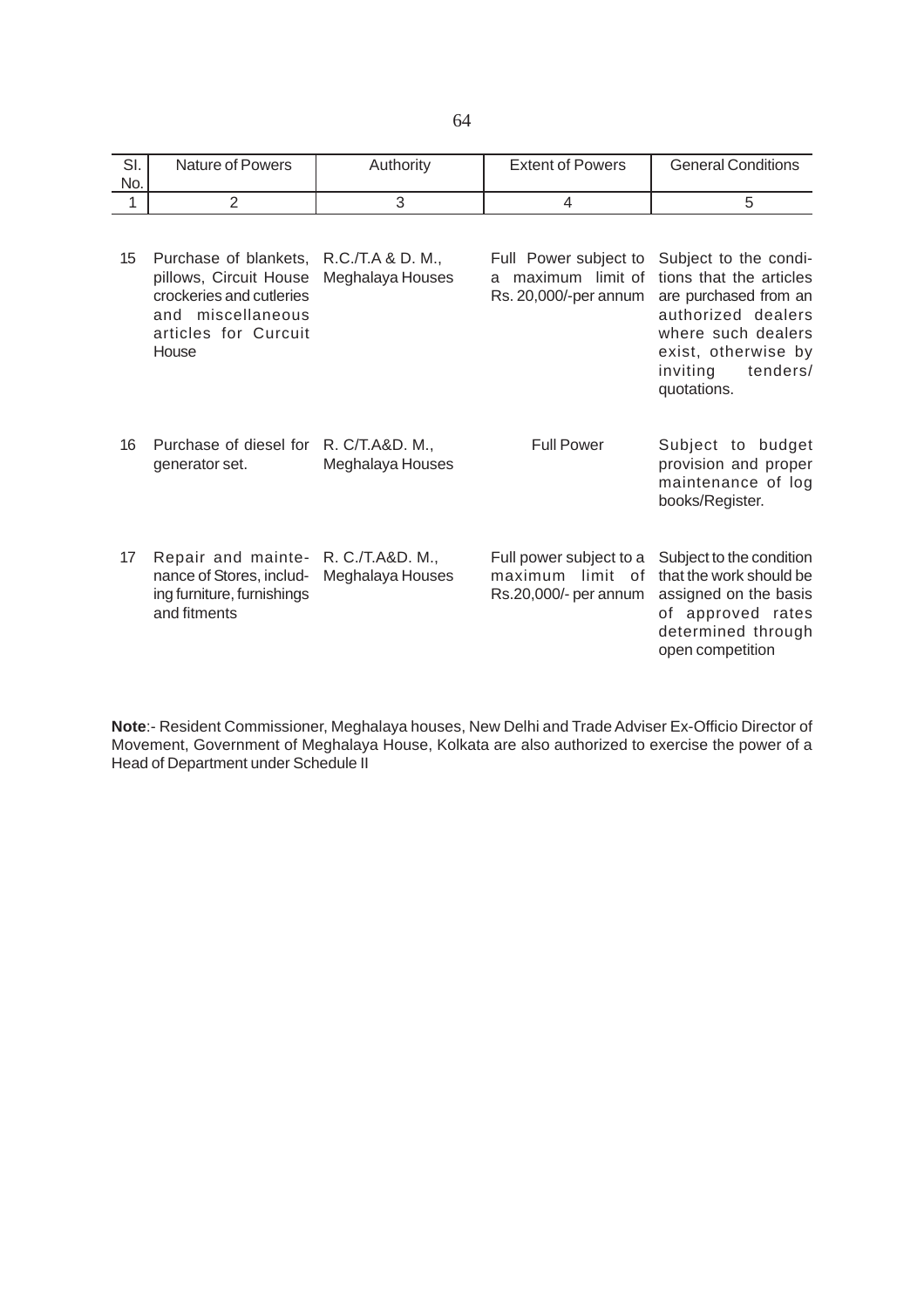| Sl. No. | Nature of Powers | Authority | Extent of Powers | General Conditions |
|---|---|---|---|---|
| 1 | 2 | 3 | 4 | 5 |
| 15 | Purchase of blankets, pillows, Circuit House crockeries and cutleries and miscellaneous articles for Curcuit House | R.C./T.A & D. M., Meghalaya Houses | Full Power subject to a maximum limit of Rs. 20,000/-per annum | Subject to the conditions that the articles are purchased from an authorized dealers where such dealers exist, otherwise by inviting tenders/ quotations. |
| 16 | Purchase of diesel for generator set. | R. C/T.A&D. M., Meghalaya Houses | Full Power | Subject to budget provision and proper maintenance of log books/Register. |
| 17 | Repair and maintenance of Stores, including furniture, furnishings and fitments | R. C./T.A&D. M., Meghalaya Houses | Full power subject to a maximum limit of Rs.20,000/- per annum | Subject to the condition that the work should be assigned on the basis of approved rates determined through open competition |

**Note**:- Resident Commissioner, Meghalaya houses, New Delhi and Trade Adviser Ex-Officio Director of Movement, Government of Meghalaya House, Kolkata are also authorized to exercise the power of a Head of Department under Schedule II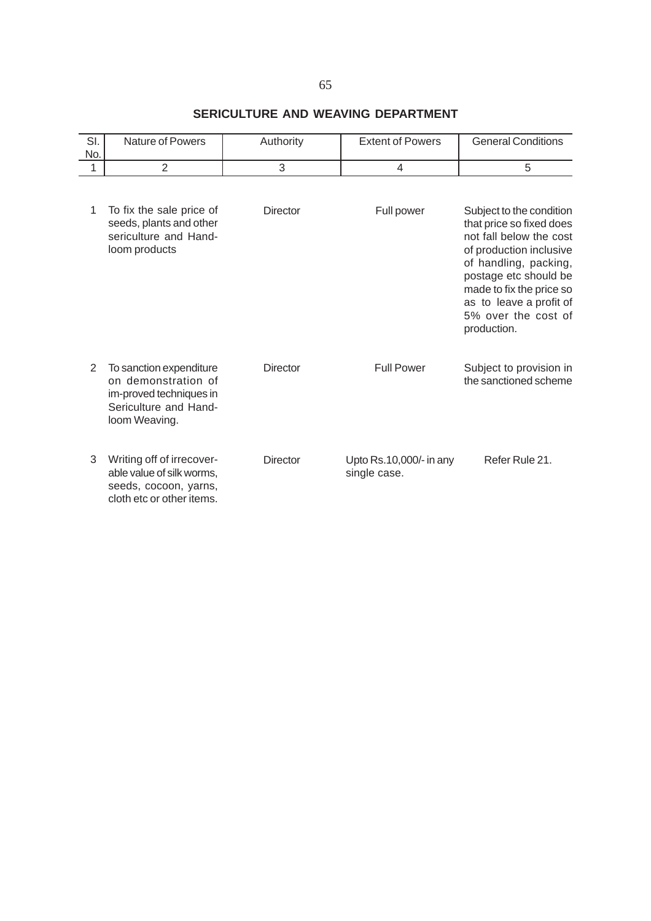## SERICULTURE AND WEAVING DEPARTMENT

| Sl. No. | Nature of Powers | Authority | Extent of Powers | General Conditions |
|---|---|---|---|---|
| 1 | 2 | 3 | 4 | 5 |
| 1 | To fix the sale price of seeds, plants and other sericulture and Hand-loom products | Director | Full power | Subject to the condition that price so fixed does not fall below the cost of production inclusive of handling, packing, postage etc should be made to fix the price so as to leave a profit of 5% over the cost of production. |
| 2 | To sanction expenditure on demonstration of im-proved techniques in Sericulture and Hand-loom Weaving. | Director | Full Power | Subject to provision in the sanctioned scheme |
| 3 | Writing off of irrecover-able value of silk worms, seeds, cocoon, yarns, cloth etc or other items. | Director | Upto Rs.10,000/- in any single case. | Refer Rule 21. |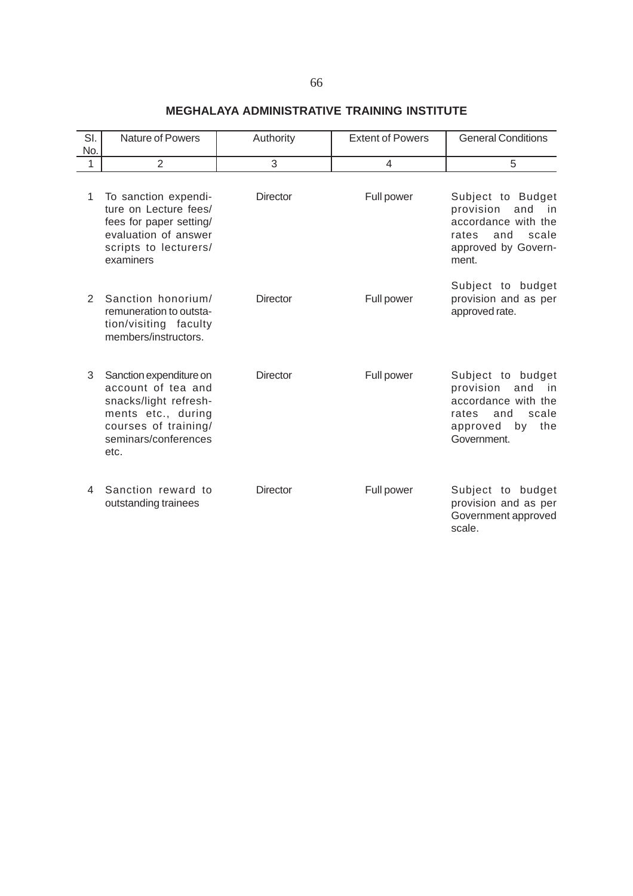## MEGHALAYA ADMINISTRATIVE TRAINING INSTITUTE

| Sl. No. | Nature of Powers | Authority | Extent of Powers | General Conditions |
|---|---|---|---|---|
| 1 | 2 | 3 | 4 | 5 |
| 1 | To sanction expenditure on Lecture fees/ fees for paper setting/ evaluation of answer scripts to lecturers/ examiners | Director | Full power | Subject to Budget provision and in accordance with the rates and scale approved by Government. |
| 2 | Sanction honorium/ remuneration to outstation/visiting faculty members/instructors. | Director | Full power | Subject to budget provision and as per approved rate. |
| 3 | Sanction expenditure on account of tea and snacks/light refreshments etc., during courses of training/ seminars/conferences etc. | Director | Full power | Subject to budget provision and in accordance with the rates and scale approved by the Government. |
| 4 | Sanction reward to outstanding trainees | Director | Full power | Subject to budget provision and as per Government approved scale. |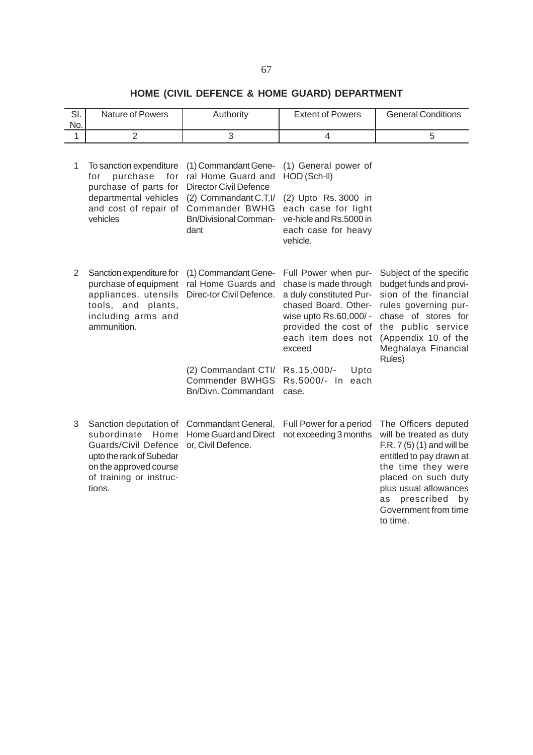## HOME (CIVIL DEFENCE & HOME GUARD) DEPARTMENT

| Sl. No. | Nature of Powers | Authority | Extent of Powers | General Conditions |
|---|---|---|---|---|
| 1 | 2 | 3 | 4 | 5 |
| 1 | To sanction expenditure for purchase for purchase of parts for departmental vehicles and cost of repair of vehicles | (1) Commandant General Home Guard and Director Civil Defence | (1) General power of HOD (Sch-II) | |
| | | (2) Commandant C.T.I/ Commander BWHG Bn/Divisional Commandant | (2) Upto Rs. 3000 in each case for light ve-hicle and Rs.5000 in each case for heavy vehicle. | |
| 2 | Sanction expenditure for purchase of equipment appliances, utensils tools, and plants, including arms and ammunition. | (1) Commandant General Home Guards and Direc-tor Civil Defence. | Full Power when purchase is made through a duly constituted Purchased Board. Otherwise upto Rs.60,000/- provided the cost of each item does not exceed | Subject of the specific budget funds and provision of the financial rules governing purchase of stores for the public service (Appendix 10 of the Meghalaya Financial Rules) |
| | | (2) Commandant CTI/ Commender BWHGS Bn/Divn. Commandant | Rs.15,000/- Upto Rs.5000/- In each case. | |
| 3 | Sanction deputation of subordinate Home Guards/Civil Defence upto the rank of Subedar on the approved course of training or instructions. | Commandant General, Home Guard and Director, Civil Defence. | Full Power for a period not exceeding 3 months | The Officers deputed will be treated as duty F.R. 7 (5) (1) and will be entitled to pay drawn at the time they were placed on such duty plus usual allowances as prescribed by Government from time to time. |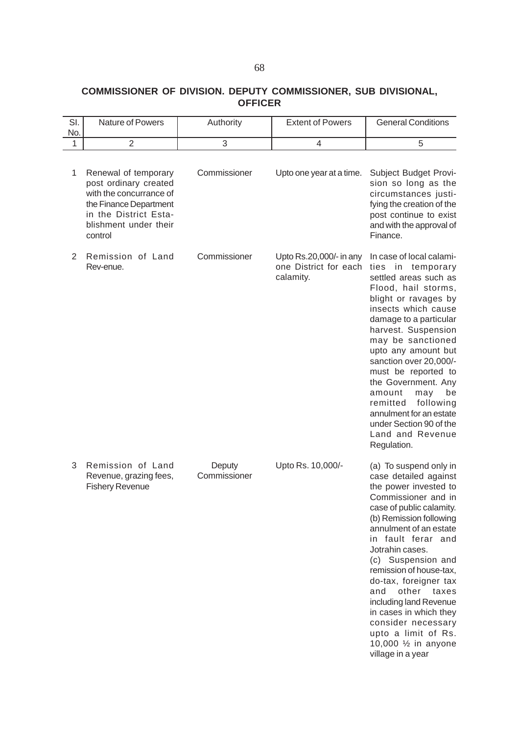## COMMISSIONER OF DIVISION. DEPUTY COMMISSIONER, SUB DIVISIONAL, OFFICER

| Sl. No. | Nature of Powers | Authority | Extent of Powers | General Conditions |
|---|---|---|---|---|
| 1 | 2 | 3 | 4 | 5 |
| 1 | Renewal of temporary post ordinary created with the concurrance of the Finance Department in the District Establishment under their control | Commissioner | Upto one year at a time. | Subject Budget Provision so long as the circumstances justifying the creation of the post continue to exist and with the approval of Finance. |
| 2 | Remission of Land Rev-enue. | Commissioner | Upto Rs.20,000/- in any one District for each calamity. | In case of local calamities in temporary settled areas such as Flood, hail storms, blight or ravages by insects which cause damage to a particular harvest. Suspension may be sanctioned upto any amount but sanction over 20,000/- must be reported to the Government. Any amount may be remitted following annulment for an estate under Section 90 of the Land and Revenue Regulation. |
| 3 | Remission of Land Revenue, grazing fees, Fishery Revenue | Deputy Commissioner | Upto Rs. 10,000/- | (a) To suspend only in case detailed against the power invested to Commissioner and in case of public calamity.<br>(b) Remission following annulment of an estate in fault ferar and Jotrahin cases.<br>(c) Suspension and remission of house-tax, do-tax, foreigner tax and other taxes including land Revenue in cases in which they consider necessary upto a limit of Rs. 10,000 ½ in anyone village in a year |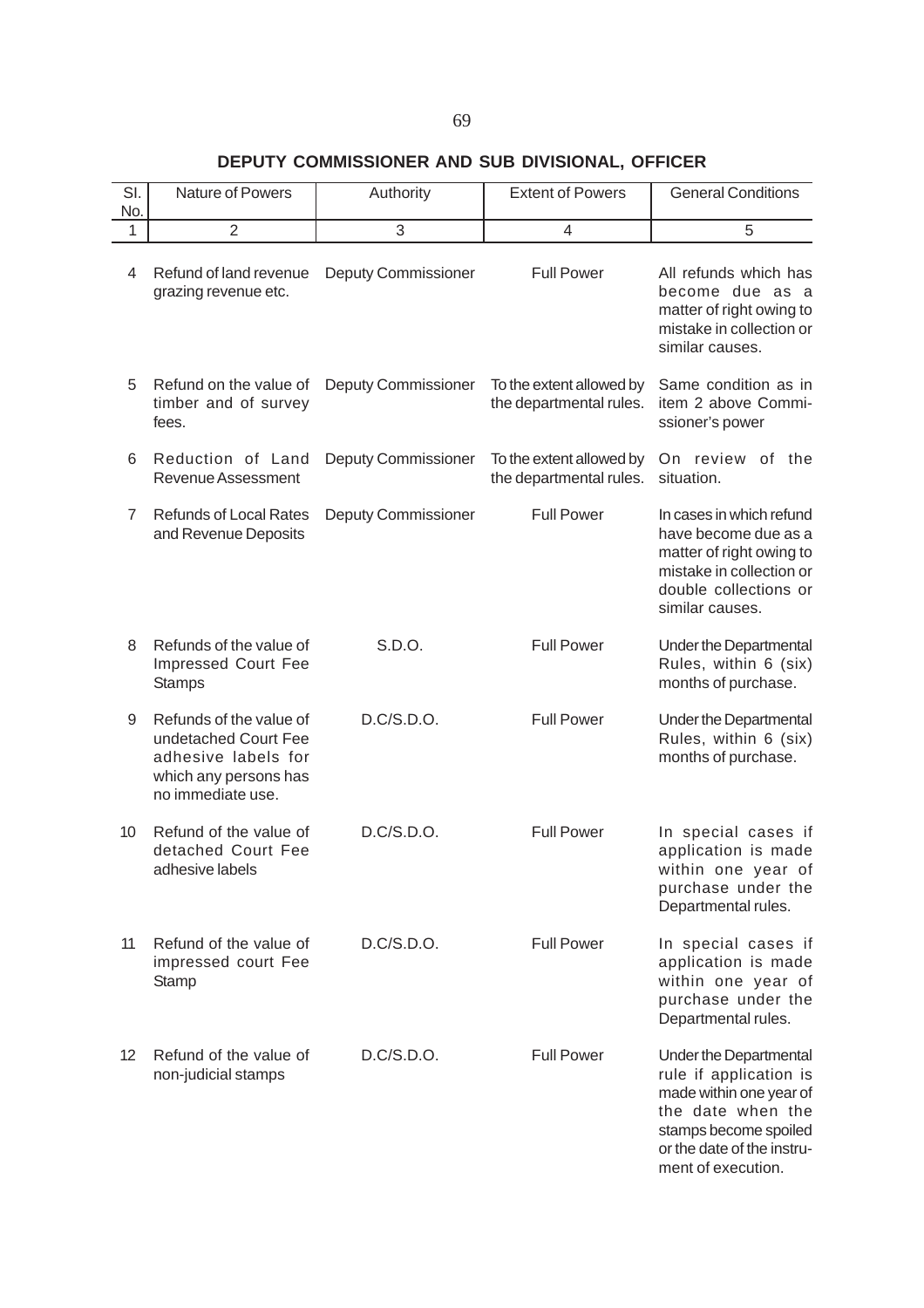## DEPUTY COMMISSIONER AND SUB DIVISIONAL, OFFICER

| Sl. No. | Nature of Powers | Authority | Extent of Powers | General Conditions |
|---|---|---|---|---|
| 1 | 2 | 3 | 4 | 5 |
| 4 | Refund of land revenue grazing revenue etc. | Deputy Commissioner | Full Power | All refunds which has become due as a matter of right owing to mistake in collection or similar causes. |
| 5 | Refund on the value of timber and of survey fees. | Deputy Commissioner | To the extent allowed by the departmental rules. | Same condition as in item 2 above Commissioner's power |
| 6 | Reduction of Land Revenue Assessment | Deputy Commissioner | To the extent allowed by the departmental rules. | On review of the situation. |
| 7 | Refunds of Local Rates and Revenue Deposits | Deputy Commissioner | Full Power | In cases in which refund have become due as a matter of right owing to mistake in collection or double collections or similar causes. |
| 8 | Refunds of the value of Impressed Court Fee Stamps | S.D.O. | Full Power | Under the Departmental Rules, within 6 (six) months of purchase. |
| 9 | Refunds of the value of undetached Court Fee adhesive labels for which any persons has no immediate use. | D.C/S.D.O. | Full Power | Under the Departmental Rules, within 6 (six) months of purchase. |
| 10 | Refund of the value of detached Court Fee adhesive labels | D.C/S.D.O. | Full Power | In special cases if application is made within one year of purchase under the Departmental rules. |
| 11 | Refund of the value of impressed court Fee Stamp | D.C/S.D.O. | Full Power | In special cases if application is made within one year of purchase under the Departmental rules. |
| 12 | Refund of the value of non-judicial stamps | D.C/S.D.O. | Full Power | Under the Departmental rule if application is made within one year of the date when the stamps become spoiled or the date of the instrument of execution. |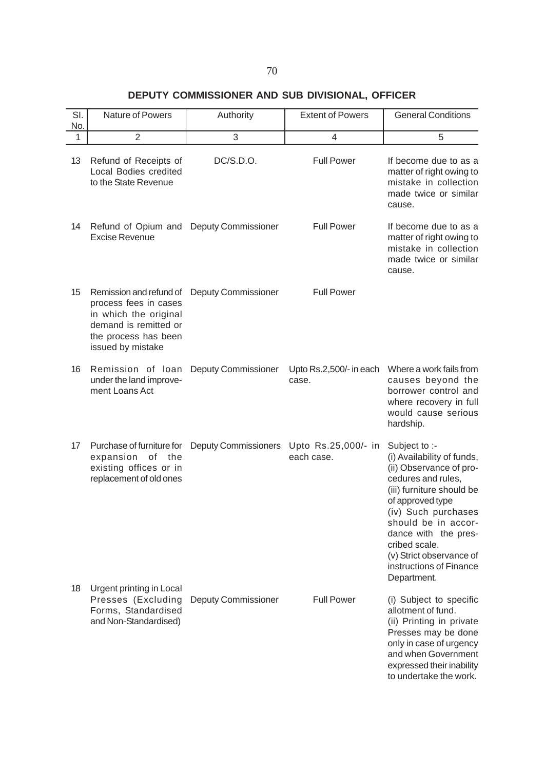## DEPUTY COMMISSIONER AND SUB DIVISIONAL, OFFICER

| Sl. No. | Nature of Powers | Authority | Extent of Powers | General Conditions |
|---|---|---|---|---|
| 1 | 2 | 3 | 4 | 5 |
| 13 | Refund of Receipts of Local Bodies credited to the State Revenue | DC/S.D.O. | Full Power | If become due to as a matter of right owing to mistake in collection made twice or similar cause. |
| 14 | Refund of Opium and Excise Revenue | Deputy Commissioner | Full Power | If become due to as a matter of right owing to mistake in collection made twice or similar cause. |
| 15 | Remission and refund of process fees in cases in which the original demand is remitted or the process has been issued by mistake | Deputy Commissioner | Full Power | |
| 16 | Remission of loan under the land improvement Loans Act | Deputy Commissioner | Upto Rs.2,500/- in each case. | Where a work fails from causes beyond the borrower control and where recovery in full would cause serious hardship. |
| 17 | Purchase of furniture for expansion of the existing offices or in replacement of old ones | Deputy Commissioners | Upto Rs.25,000/- in each case. | Subject to :- (i) Availability of funds, (ii) Observance of procedures and rules, (iii) furniture should be of approved type (iv) Such purchases should be in accordance with the prescribed scale. (v) Strict observance of instructions of Finance Department. |
| 18 | Urgent printing in Local Presses (Excluding Forms, Standardised and Non-Standardised) | Deputy Commissioner | Full Power | (i) Subject to specific allotment of fund. (ii) Printing in private Presses may be done only in case of urgency and when Government expressed their inability to undertake the work. |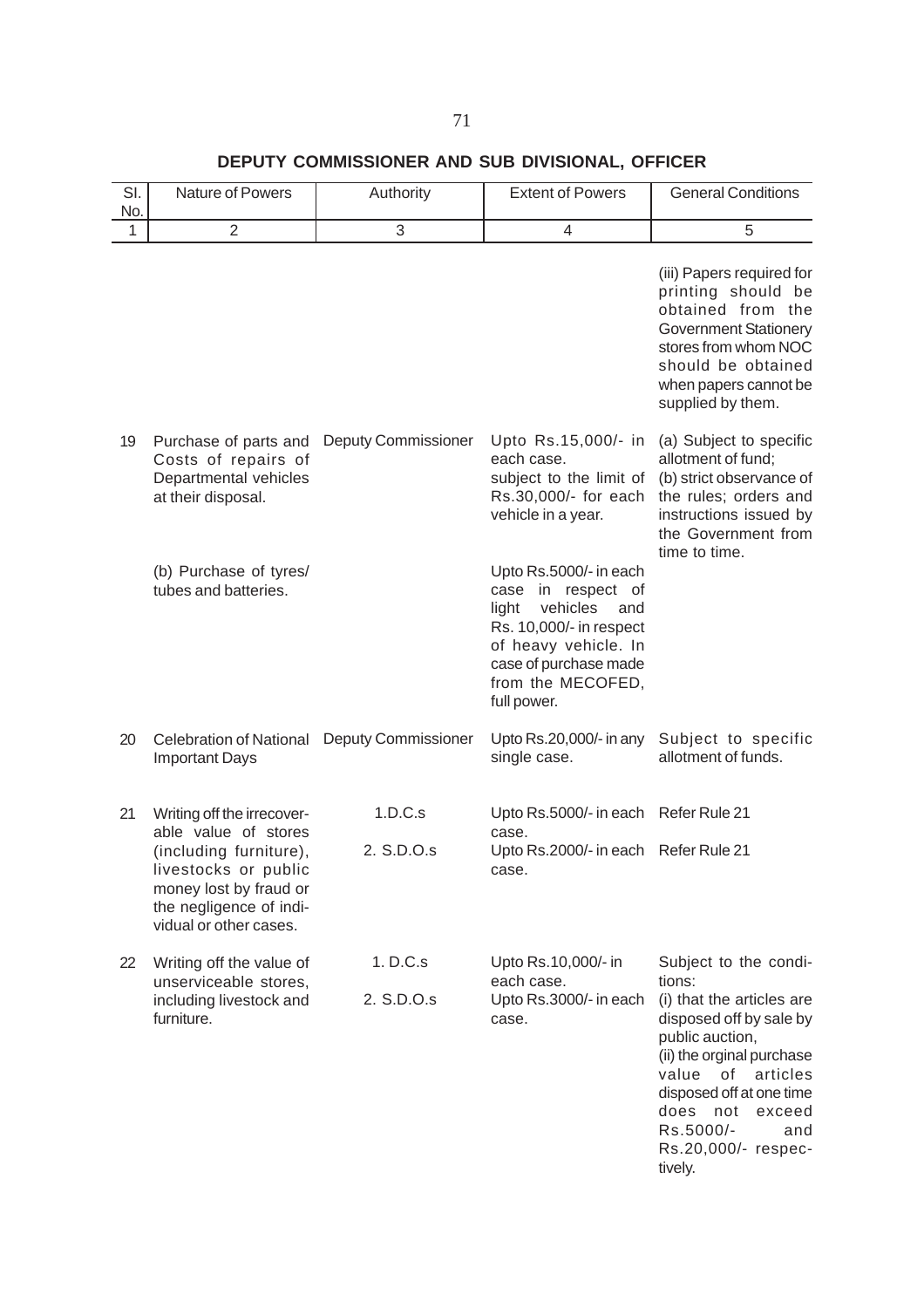## DEPUTY COMMISSIONER AND SUB DIVISIONAL, OFFICER

| Sl. No. | Nature of Powers | Authority | Extent of Powers | General Conditions |
|---|---|---|---|---|
| 1 | 2 | 3 | 4 | 5 |
| | | | | (iii) Papers required for printing should be obtained from the Government Stationery stores from whom NOC should be obtained when papers cannot be supplied by them. |
| 19 | Purchase of parts and Costs of repairs of Departmental vehicles at their disposal. | Deputy Commissioner | Upto Rs.15,000/- in each case. subject to the limit of Rs.30,000/- for each vehicle in a year. | (a) Subject to specific allotment of fund; (b) strict observance of the rules; orders and instructions issued by the Government from time to time. |
| | (b) Purchase of tyres/ tubes and batteries. | | Upto Rs.5000/- in each case in respect of light vehicles and Rs. 10,000/- in respect of heavy vehicle. In case of purchase made from the MECOFED, full power. | |
| 20 | Celebration of National Important Days | Deputy Commissioner | Upto Rs.20,000/- in any single case. | Subject to specific allotment of funds. |
| 21 | Writing off the irrecoverable value of stores (including furniture), livestocks or public money lost by fraud or the negligence of individual or other cases. | 1.D.C.s | Upto Rs.5000/- in each case. | Refer Rule 21 |
| | | 2. S.D.O.s | Upto Rs.2000/- in each case. | Refer Rule 21 |
| 22 | Writing off the value of unserviceable stores, including livestock and furniture. | 1. D.C.s | Upto Rs.10,000/- in each case. | Subject to the conditions: (i) that the articles are disposed off by sale by public auction, (ii) the orginal purchase value of articles disposed off at one time does not exceed Rs.5000/- and Rs.20,000/- respectively. |
| | | 2. S.D.O.s | Upto Rs.3000/- in each case. | |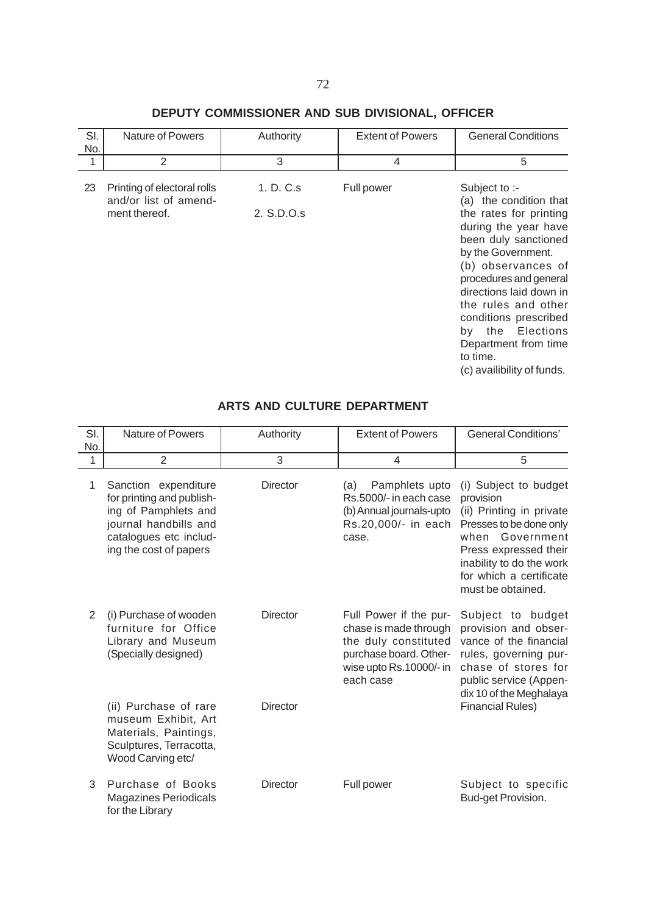## DEPUTY COMMISSIONER AND SUB DIVISIONAL, OFFICER

| Sl. No. | Nature of Powers | Authority | Extent of Powers | General Conditions |
|---|---|---|---|---|
| 1 | 2 | 3 | 4 | 5 |
| 23 | Printing of electoral rolls and/or list of amendment thereof. | 1. D. C.s<br>2. S.D.O.s | Full power | Subject to :-<br>(a) the condition that the rates for printing during the year have been duly sanctioned by the Government.<br>(b) observances of procedures and general directions laid down in the rules and other conditions prescribed by the Elections Department from time to time.<br>(c) availibility of funds. |

## ARTS AND CULTURE DEPARTMENT

| Sl. No. | Nature of Powers | Authority | Extent of Powers | General Conditions' |
|---|---|---|---|---|
| 1 | 2 | 3 | 4 | 5 |
| 1 | Sanction expenditure for printing and publishing of Pamphlets and journal handbills and catalogues etc including the cost of papers | Director | (a) Pamphlets upto Rs.5000/- in each case<br>(b) Annual journals-upto Rs.20,000/- in each case. | (i) Subject to budget provision<br>(ii) Printing in private Presses to be done only when Government Press expressed their inability to do the work for which a certificate must be obtained. |
| 2 | (i) Purchase of wooden furniture for Office Library and Museum (Specially designed)<br><br>(ii) Purchase of rare museum Exhibit, Art Materials, Paintings, Sculptures, Terracotta, Wood Carving etc/ | Director<br><br>Director | Full Power if the purchase is made through the duly constituted purchase board. Otherwise upto Rs.10000/- in each case | Subject to budget provision and observance of the financial rules, governing purchase of stores for public service (Appendix 10 of the Meghalaya Financial Rules) |
| 3 | Purchase of Books Magazines Periodicals for the Library | Director | Full power | Subject to specific Bud-get Provision. |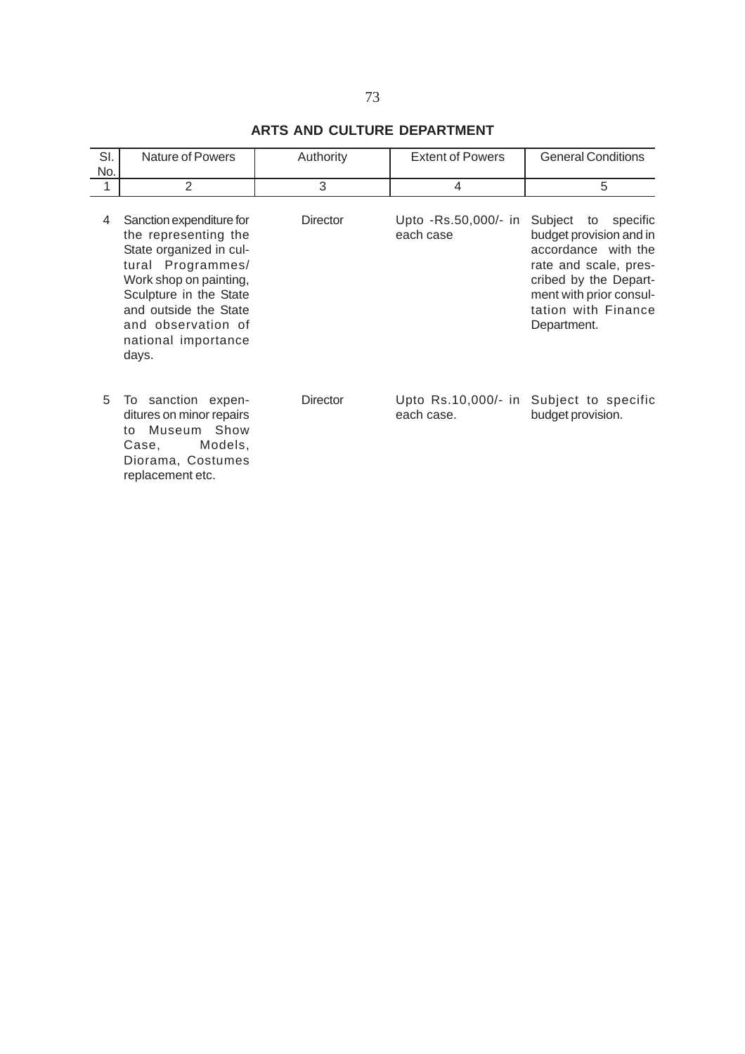## ARTS AND CULTURE DEPARTMENT

| Sl. No. | Nature of Powers | Authority | Extent of Powers | General Conditions |
|---|---|---|---|---|
| 1 | 2 | 3 | 4 | 5 |
| 4 | Sanction expenditure for the representing the State organized in cultural Programmes/ Work shop on painting, Sculpture in the State and outside the State and observation of national importance days. | Director | Upto -Rs.50,000/- in each case | Subject to specific budget provision and in accordance with the rate and scale, prescribed by the Department with prior consultation with Finance Department. |
| 5 | To sanction expenditures on minor repairs to Museum Show Case, Models, Diorama, Costumes replacement etc. | Director | Upto Rs.10,000/- in each case. | Subject to specific budget provision. |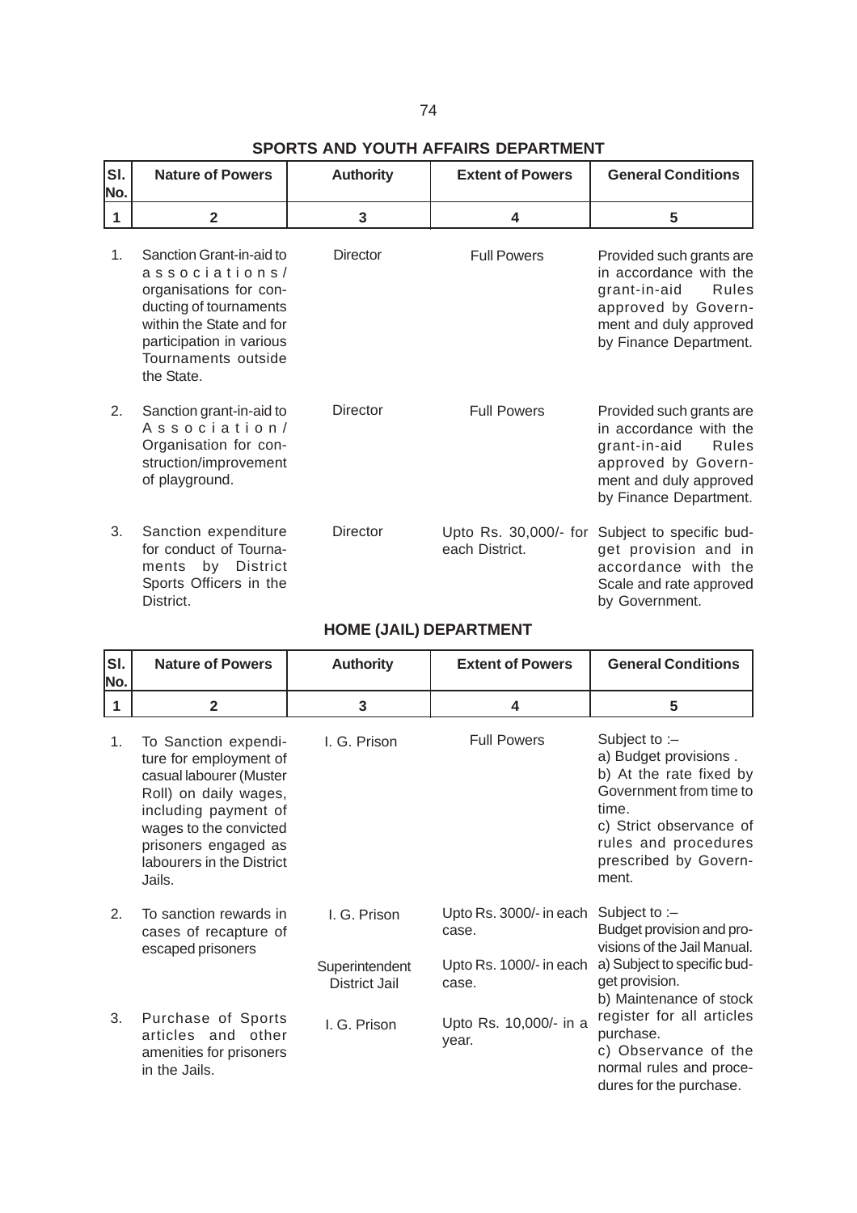## SPORTS AND YOUTH AFFAIRS DEPARTMENT

| Sl. No. | Nature of Powers | Authority | Extent of Powers | General Conditions |
|---|---|---|---|---|
| 1 | 2 | 3 | 4 | 5 |
| 1. | Sanction Grant-in-aid to associations/ organisations for conducting of tournaments within the State and for participation in various Tournaments outside the State. | Director | Full Powers | Provided such grants are in accordance with the grant-in-aid Rules approved by Government and duly approved by Finance Department. |
| 2. | Sanction grant-in-aid to Association/ Organisation for construction/improvement of playground. | Director | Full Powers | Provided such grants are in accordance with the grant-in-aid Rules approved by Government and duly approved by Finance Department. |
| 3. | Sanction expenditure for conduct of Tournaments by District Sports Officers in the District. | Director | Upto Rs. 30,000/- for each District. | Subject to specific budget provision and in accordance with the Scale and rate approved by Government. |

## HOME (JAIL) DEPARTMENT

| Sl. No. | Nature of Powers | Authority | Extent of Powers | General Conditions |
|---|---|---|---|---|
| 1 | 2 | 3 | 4 | 5 |
| 1. | To Sanction expenditure for employment of casual labourer (Muster Roll) on daily wages, including payment of wages to the convicted prisoners engaged as labourers in the District Jails. | I. G. Prison | Full Powers | Subject to :–<br>a) Budget provisions .<br>b) At the rate fixed by Government from time to time.<br>c) Strict observance of rules and procedures prescribed by Government. |
| 2. | To sanction rewards in cases of recapture of escaped prisoners | I. G. Prison | Upto Rs. 3000/- in each case. | Subject to :–<br>Budget provision and provisions of the Jail Manual. |
| | | Superintendent District Jail | Upto Rs. 1000/- in each case. | |
| 3. | Purchase of Sports articles and other amenities for prisoners in the Jails. | I. G. Prison | Upto Rs. 10,000/- in a year. | a) Subject to specific budget provision.<br>b) Maintenance of stock register for all articles purchase.<br>c) Observance of the normal rules and procedures for the purchase. |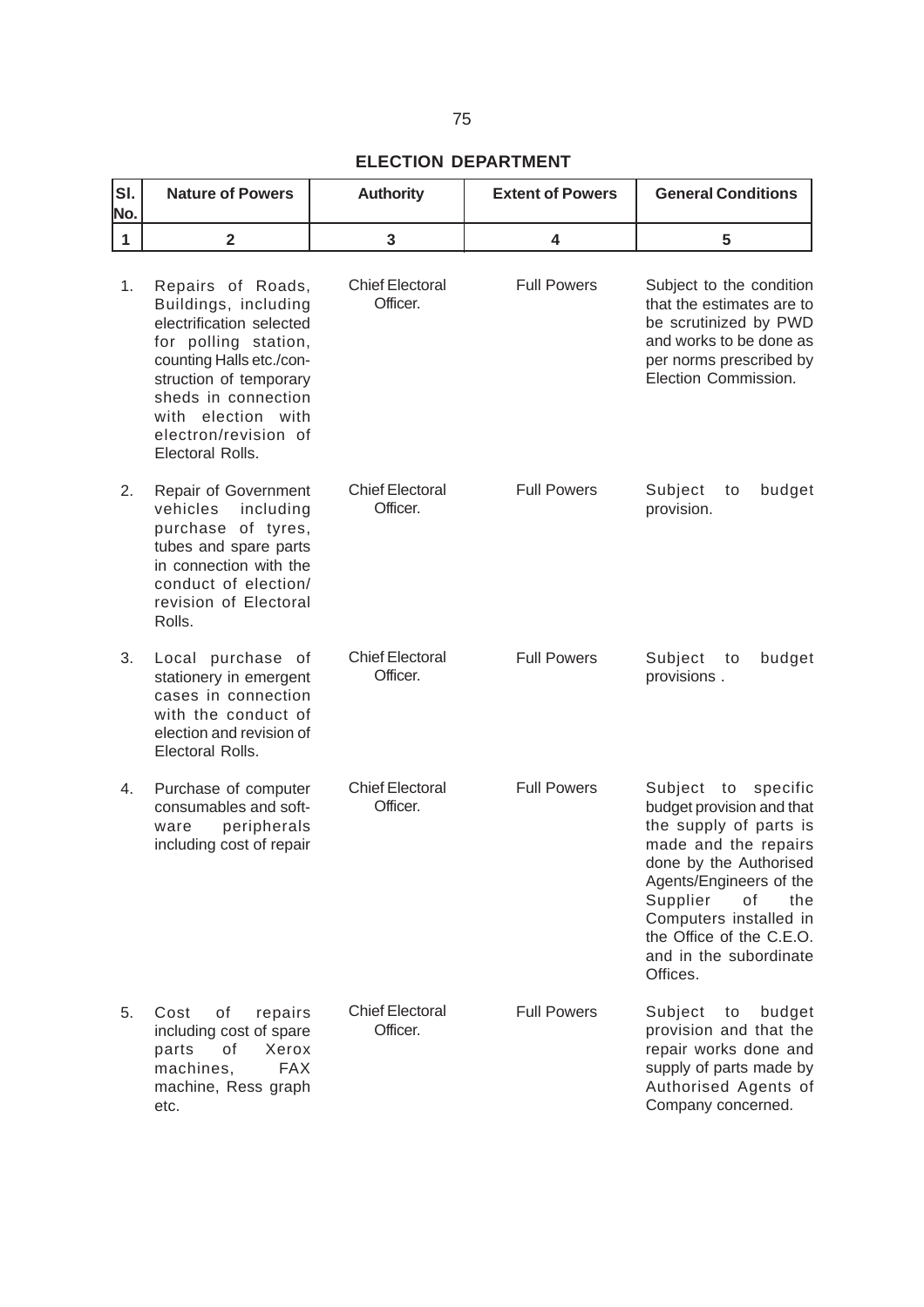## ELECTION DEPARTMENT

| Sl. No. | Nature of Powers | Authority | Extent of Powers | General Conditions |
|---|---|---|---|---|
| 1 | 2 | 3 | 4 | 5 |
| 1. | Repairs of Roads, Buildings, including electrification selected for polling station, counting Halls etc./construction of temporary sheds in connection with election with electron/revision of Electoral Rolls. | Chief Electoral Officer. | Full Powers | Subject to the condition that the estimates are to be scrutinized by PWD and works to be done as per norms prescribed by Election Commission. |
| 2. | Repair of Government vehicles including purchase of tyres, tubes and spare parts in connection with the conduct of election/ revision of Electoral Rolls. | Chief Electoral Officer. | Full Powers | Subject to budget provision. |
| 3. | Local purchase of stationery in emergent cases in connection with the conduct of election and revision of Electoral Rolls. | Chief Electoral Officer. | Full Powers | Subject to budget provisions . |
| 4. | Purchase of computer consumables and software peripherals including cost of repair | Chief Electoral Officer. | Full Powers | Subject to specific budget provision and that the supply of parts is made and the repairs done by the Authorised Agents/Engineers of the Supplier of the Computers installed in the Office of the C.E.O. and in the subordinate Offices. |
| 5. | Cost of repairs including cost of spare parts of Xerox machines, FAX machine, Ress graph etc. | Chief Electoral Officer. | Full Powers | Subject to budget provision and that the repair works done and supply of parts made by Authorised Agents of Company concerned. |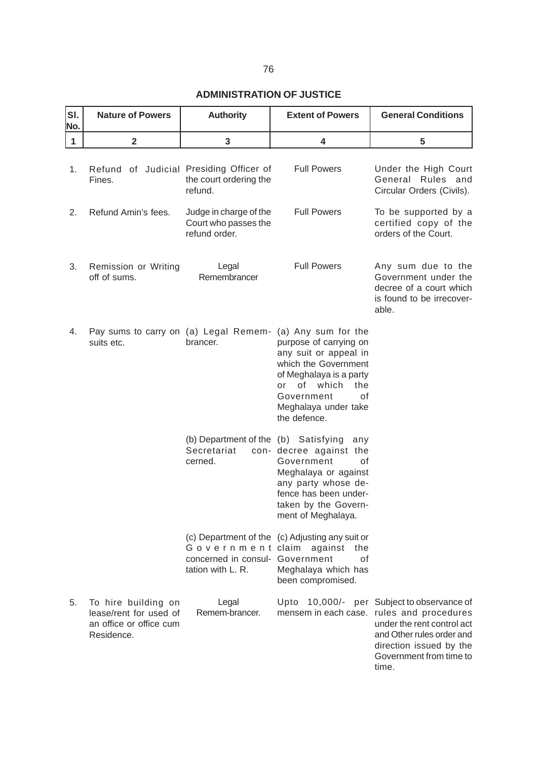## ADMINISTRATION OF JUSTICE

| Sl. No. | Nature of Powers | Authority | Extent of Powers | General Conditions |
|---|---|---|---|---|
| 1 | 2 | 3 | 4 | 5 |
| 1. | Refund of Judicial Fines. | Presiding Officer of the court ordering the refund. | Full Powers | Under the High Court General Rules and Circular Orders (Civils). |
| 2. | Refund Amin's fees. | Judge in charge of the Court who passes the refund order. | Full Powers | To be supported by a certified copy of the orders of the Court. |
| 3. | Remission or Writing off of sums. | Legal Remembrancer | Full Powers | Any sum due to the Government under the decree of a court which is found to be irrecoverable. |
| 4. | Pay sums to carry on suits etc. | (a) Legal Remembrancer. | (a) Any sum for the purpose of carrying on any suit or appeal in which the Government of Meghalaya is a party or of which the Government of Meghalaya under take the defence. | |
| | | (b) Department of the Secretariat concerned. | (b) Satisfying any decree against the Government of Meghalaya or against any party whose defence has been undertaken by the Government of Meghalaya. | |
| | | (c) Department of the Government concerned in consultation with L. R. | (c) Adjusting any suit or claim against the Government of Meghalaya which has been compromised. | |
| 5. | To hire building on lease/rent for used of an office or office cum Residence. | Legal Remem-brancer. | Upto 10,000/- per mensem in each case. | Subject to observance of rules and procedures under the rent control act and Other rules order and direction issued by the Government from time to time. |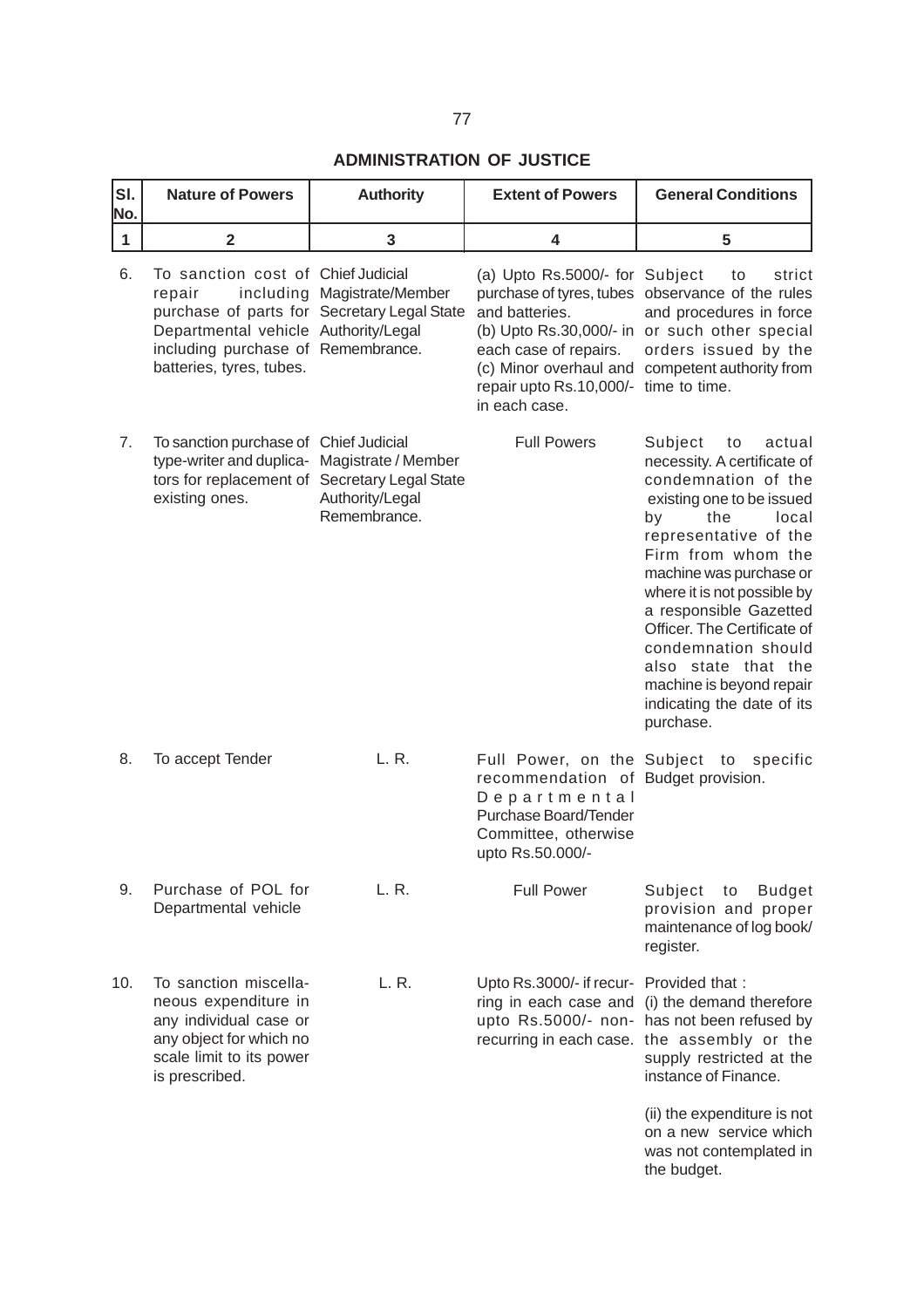## ADMINISTRATION OF JUSTICE

| Sl. No. | Nature of Powers | Authority | Extent of Powers | General Conditions |
|---|---|---|---|---|
| 1 | 2 | 3 | 4 | 5 |
| 6. | To sanction cost of repair including purchase of parts for Departmental vehicle including purchase of batteries, tyres, tubes. | Chief Judicial Magistrate/Member Secretary Legal State Authority/Legal Remembrance. | (a) Upto Rs.5000/- for purchase of tyres, tubes and batteries.<br>(b) Upto Rs.30,000/- in each case of repairs.<br>(c) Minor overhaul and repair upto Rs.10,000/- in each case. | Subject to strict observance of the rules and procedures in force or such other special orders issued by the competent authority from time to time. |
| 7. | To sanction purchase of type-writer and duplicators for replacement of existing ones. | Chief Judicial Magistrate / Member Secretary Legal State Authority/Legal Remembrance. | Full Powers | Subject to actual necessity. A certificate of condemnation of the existing one to be issued by the local representative of the Firm from whom the machine was purchase or where it is not possible by a responsible Gazetted Officer. The Certificate of condemnation should also state that the machine is beyond repair indicating the date of its purchase. |
| 8. | To accept Tender | L. R. | Full Power, on the recommendation of Departmental Purchase Board/Tender Committee, otherwise upto Rs.50.000/- | Subject to specific Budget provision. |
| 9. | Purchase of POL for Departmental vehicle | L. R. | Full Power | Subject to Budget provision and proper maintenance of log book/ register. |
| 10. | To sanction miscellaneous expenditure in any individual case or any object for which no scale limit to its power is prescribed. | L. R. | Upto Rs.3000/- if recurring in each case and upto Rs.5000/- non-recurring in each case. | Provided that :<br>(i) the demand therefore has not been refused by the assembly or the supply restricted at the instance of Finance.<br>(ii) the expenditure is not on a new service which was not contemplated in the budget. |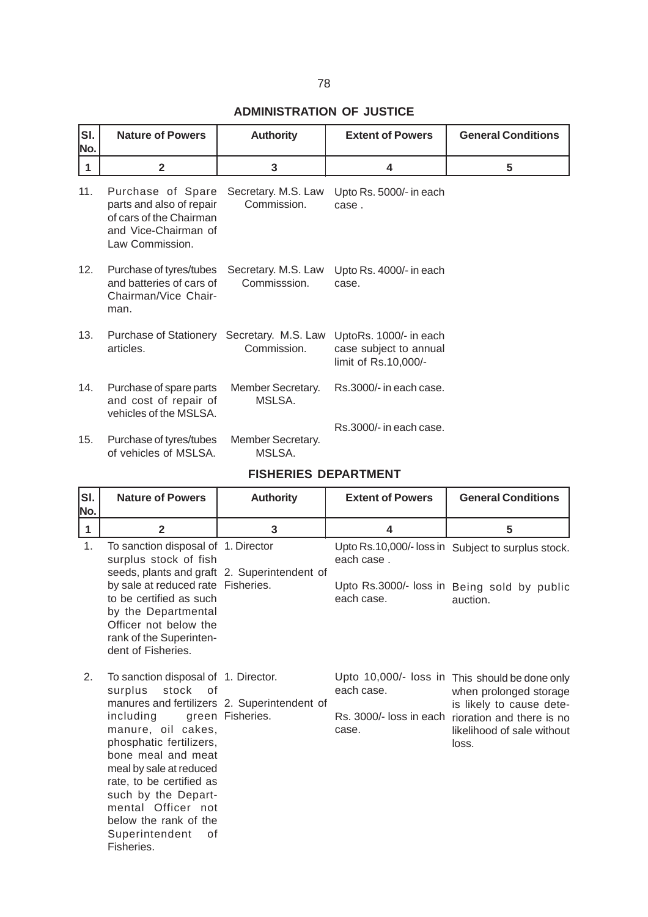## ADMINISTRATION OF JUSTICE

| Sl. No. | Nature of Powers | Authority | Extent of Powers | General Conditions |
|---|---|---|---|---|
| 1 | 2 | 3 | 4 | 5 |
| 11. | Purchase of Spare parts and also of repair of cars of the Chairman and Vice-Chairman of Law Commission. | Secretary. M.S. Law Commission. | Upto Rs. 5000/- in each case . | |
| 12. | Purchase of tyres/tubes and batteries of cars of Chairman/Vice Chairman. | Secretary. M.S. Law Commisssion. | Upto Rs. 4000/- in each case. | |
| 13. | Purchase of Stationery articles. | Secretary. M.S. Law Commission. | UptoRs. 1000/- in each case subject to annual limit of Rs.10,000/- | |
| 14. | Purchase of spare parts and cost of repair of vehicles of the MSLSA. | Member Secretary. MSLSA. | Rs.3000/- in each case. | |
| 15. | Purchase of tyres/tubes of vehicles of MSLSA. | Member Secretary. MSLSA. | Rs.3000/- in each case. | |

## FISHERIES DEPARTMENT

| Sl. No. | Nature of Powers | Authority | Extent of Powers | General Conditions |
|---|---|---|---|---|
| 1 | 2 | 3 | 4 | 5 |
| 1. | To sanction disposal of surplus stock of fish seeds, plants and graft by sale at reduced rate to be certified as such by the Departmental Officer not below the rank of the Superintendent of Fisheries. | 1. Director<br>2. Superintendent of Fisheries. | Upto Rs.10,000/- loss in each case .<br>Upto Rs.3000/- loss in each case. | Subject to surplus stock.<br>Being sold by public auction. |
| 2. | To sanction disposal of surplus stock of manures and fertilizers including green manure, oil cakes, phosphatic fertilizers, bone meal and meat meal by sale at reduced rate, to be certified as such by the Departmental Officer not below the rank of the Superintendent of Fisheries. | 1. Director.<br>2. Superintendent of Fisheries. | Upto 10,000/- loss in each case.<br>Rs. 3000/- loss in each case. | This should be done only when prolonged storage is likely to cause deterioration and there is no likelihood of sale without loss. |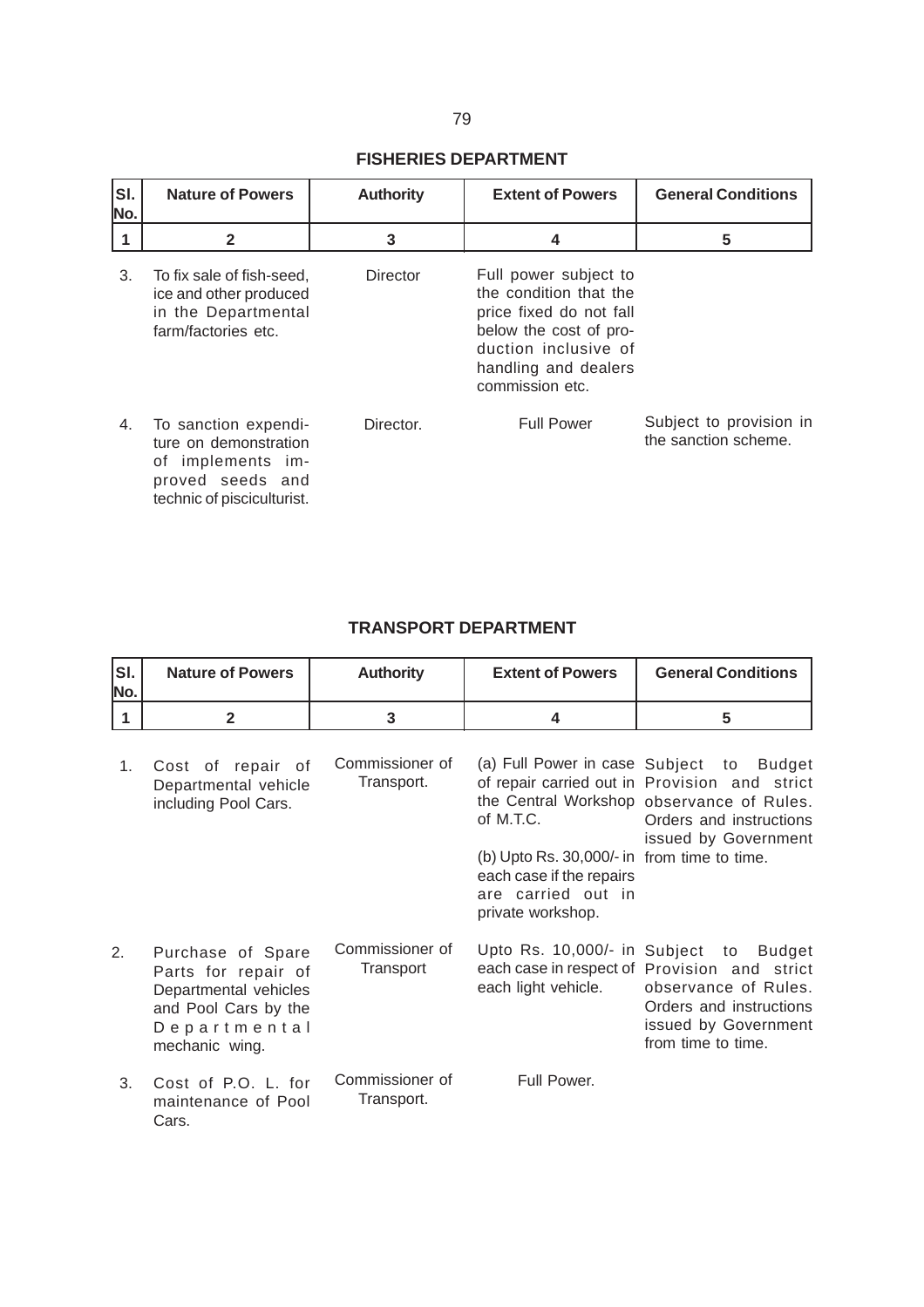## FISHERIES DEPARTMENT

| Sl. No. | Nature of Powers | Authority | Extent of Powers | General Conditions |
|---|---|---|---|---|
| 1 | 2 | 3 | 4 | 5 |
| 3. | To fix sale of fish-seed, ice and other produced in the Departmental farm/factories etc. | Director | Full power subject to the condition that the price fixed do not fall below the cost of production inclusive of handling and dealers commission etc. | |
| 4. | To sanction expenditure on demonstration of implements improved seeds and technic of pisciculturist. | Director. | Full Power | Subject to provision in the sanction scheme. |

## TRANSPORT DEPARTMENT

| Sl. No. | Nature of Powers | Authority | Extent of Powers | General Conditions |
|---|---|---|---|---|
| 1 | 2 | 3 | 4 | 5 |
| 1. | Cost of repair of Departmental vehicle including Pool Cars. | Commissioner of Transport. | (a) Full Power in case of repair carried out in the Central Workshop of M.T.C.<br>(b) Upto Rs. 30,000/- in each case if the repairs are carried out in private workshop. | Subject to Budget Provision and strict observance of Rules. Orders and instructions issued by Government from time to time. |
| 2. | Purchase of Spare Parts for repair of Departmental vehicles and Pool Cars by the Departmental mechanic wing. | Commissioner of Transport | Upto Rs. 10,000/- in each case in respect of each light vehicle. | Subject to Budget Provision and strict observance of Rules. Orders and instructions issued by Government from time to time. |
| 3. | Cost of P.O. L. for maintenance of Pool Cars. | Commissioner of Transport. | Full Power. | |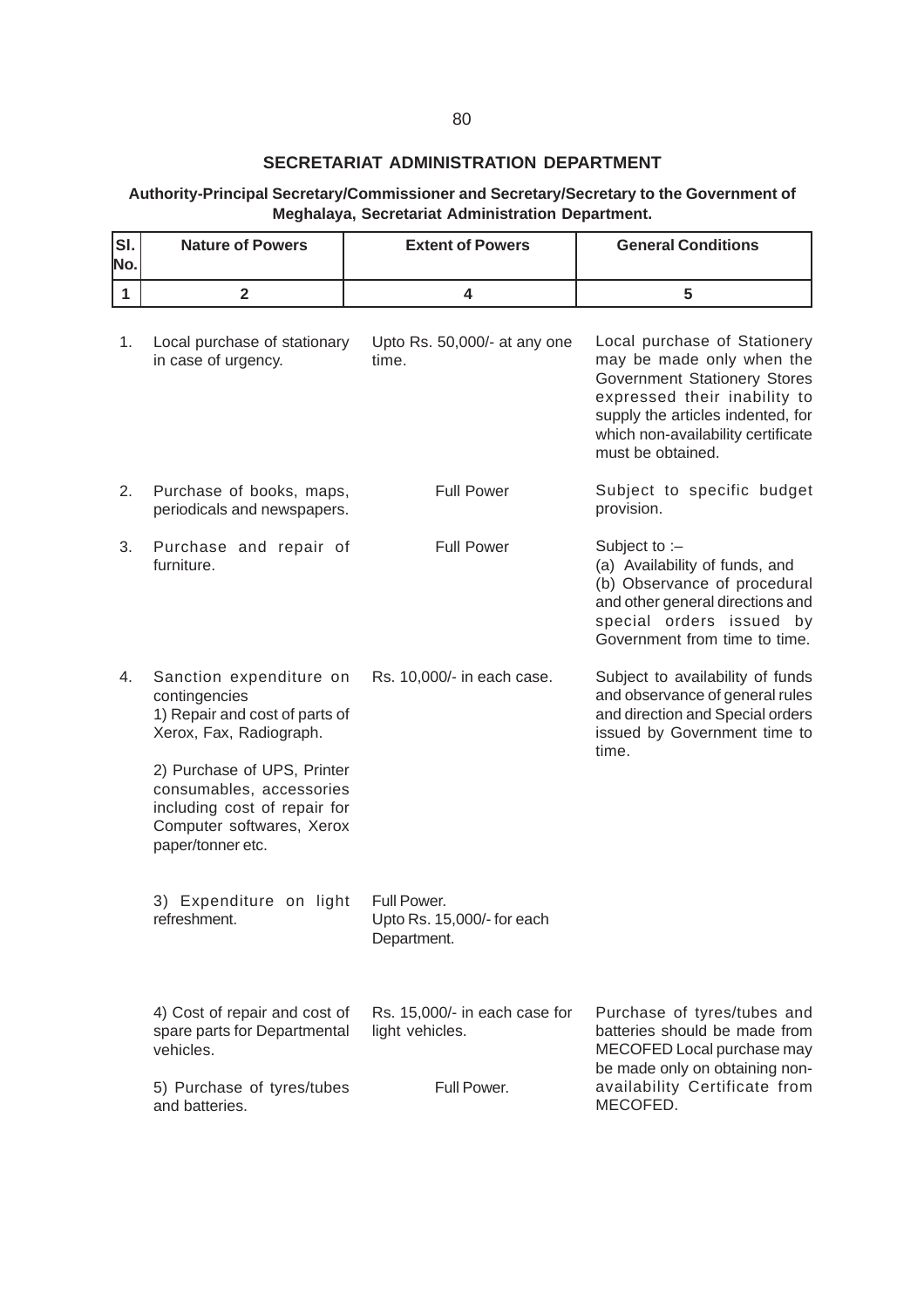## SECRETARIAT ADMINISTRATION DEPARTMENT

**Authority-Principal Secretary/Commissioner and Secretary/Secretary to the Government of Meghalaya, Secretariat Administration Department.**

| Sl. No. | Nature of Powers | Extent of Powers | General Conditions |
|---|---|---|---|
| 1 | 2 | 4 | 5 |
| 1. | Local purchase of stationary in case of urgency. | Upto Rs. 50,000/- at any one time. | Local purchase of Stationery may be made only when the Government Stationery Stores expressed their inability to supply the articles indented, for which non-availability certificate must be obtained. |
| 2. | Purchase of books, maps, periodicals and newspapers. | Full Power | Subject to specific budget provision. |
| 3. | Purchase and repair of furniture. | Full Power | Subject to :– (a) Availability of funds, and (b) Observance of procedural and other general directions and special orders issued by Government from time to time. |
| 4. | Sanction expenditure on contingencies 1) Repair and cost of parts of Xerox, Fax, Radiograph. 2) Purchase of UPS, Printer consumables, accessories including cost of repair for Computer softwares, Xerox paper/tonner etc. | Rs. 10,000/- in each case. | Subject to availability of funds and observance of general rules and direction and Special orders issued by Government time to time. |
| | 3) Expenditure on light refreshment. | Full Power. Upto Rs. 15,000/- for each Department. | |
| | 4) Cost of repair and cost of spare parts for Departmental vehicles. | Rs. 15,000/- in each case for light vehicles. | Purchase of tyres/tubes and batteries should be made from MECOFED Local purchase may be made only on obtaining non-availability Certificate from MECOFED. |
| | 5) Purchase of tyres/tubes and batteries. | Full Power. | |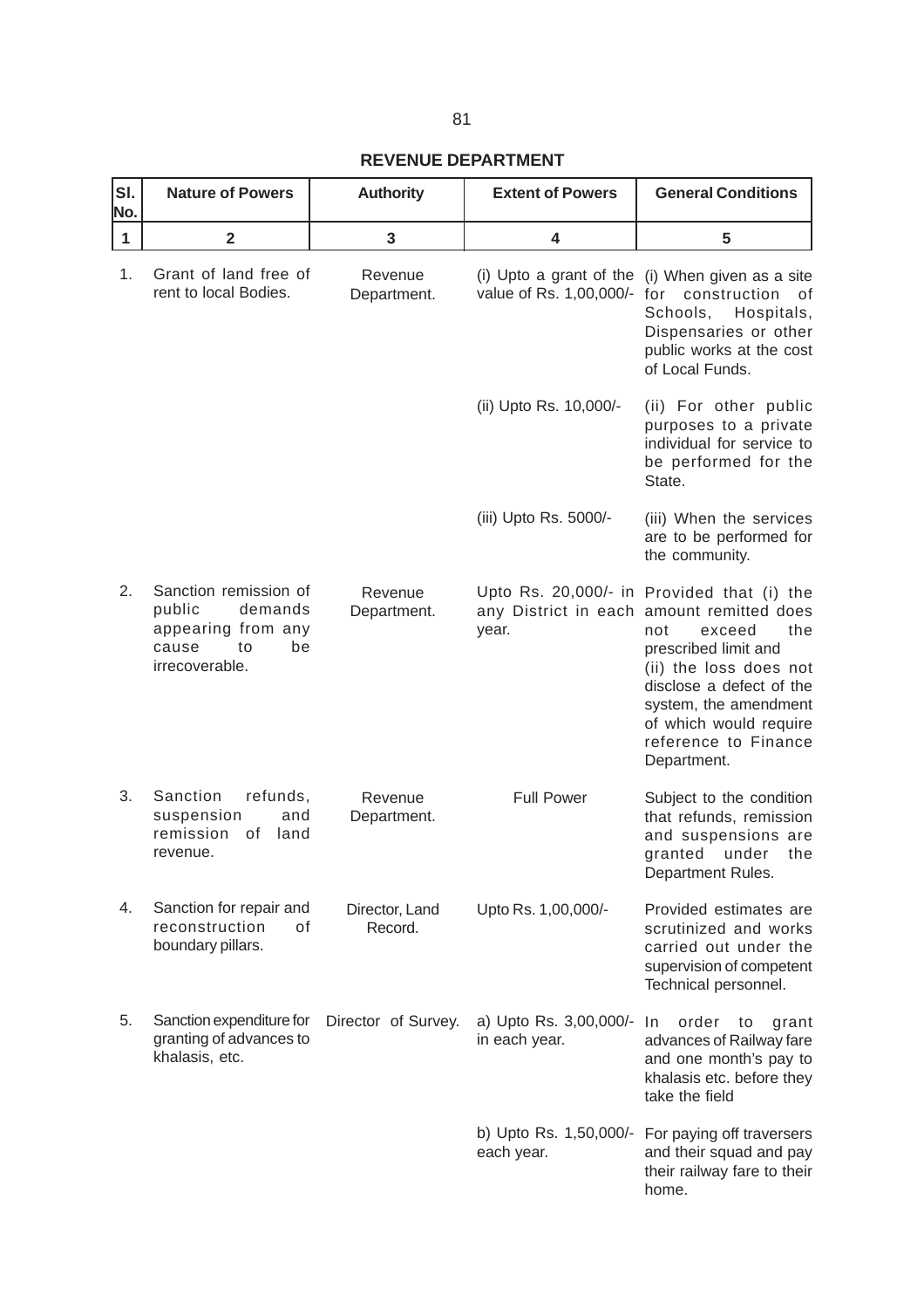## REVENUE DEPARTMENT

| Sl. No. | Nature of Powers | Authority | Extent of Powers | General Conditions |
|---|---|---|---|---|
| 1 | 2 | 3 | 4 | 5 |
| 1. | Grant of land free of rent to local Bodies. | Revenue Department. | (i) Upto a grant of the value of Rs. 1,00,000/- | (i) When given as a site for construction of Schools, Hospitals, Dispensaries or other public works at the cost of Local Funds. |
| | | | (ii) Upto Rs. 10,000/- | (ii) For other public purposes to a private individual for service to be performed for the State. |
| | | | (iii) Upto Rs. 5000/- | (iii) When the services are to be performed for the community. |
| 2. | Sanction remission of public demands appearing from any cause to be irrecoverable. | Revenue Department. | Upto Rs. 20,000/- in any District in each year. | Provided that (i) the amount remitted does not exceed the prescribed limit and (ii) the loss does not disclose a defect of the system, the amendment of which would require reference to Finance Department. |
| 3. | Sanction refunds, suspension and remission of land revenue. | Revenue Department. | Full Power | Subject to the condition that refunds, remission and suspensions are granted under the Department Rules. |
| 4. | Sanction for repair and reconstruction of boundary pillars. | Director, Land Record. | Upto Rs. 1,00,000/- | Provided estimates are scrutinized and works carried out under the supervision of competent Technical personnel. |
| 5. | Sanction expenditure for granting of advances to khalasis, etc. | Director of Survey. | a) Upto Rs. 3,00,000/- in each year. | In order to grant advances of Railway fare and one month's pay to khalasis etc. before they take the field |
| | | | b) Upto Rs. 1,50,000/- each year. | For paying off traversers and their squad and pay their railway fare to their home. |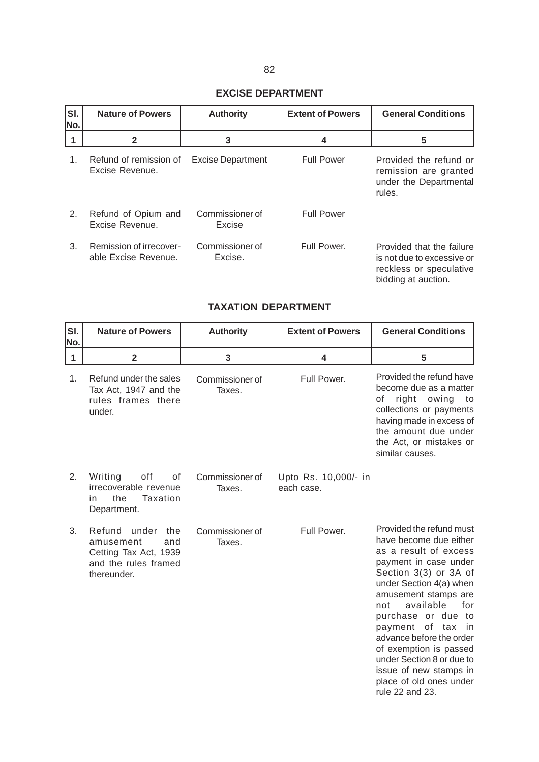## EXCISE DEPARTMENT

| Sl. No. | Nature of Powers | Authority | Extent of Powers | General Conditions |
|---|---|---|---|---|
| 1 | 2 | 3 | 4 | 5 |
| 1. | Refund of remission of Excise Revenue. | Excise Department | Full Power | Provided the refund or remission are granted under the Departmental rules. |
| 2. | Refund of Opium and Excise Revenue. | Commissioner of Excise | Full Power | |
| 3. | Remission of irrecover-able Excise Revenue. | Commissioner of Excise. | Full Power. | Provided that the failure is not due to excessive or reckless or speculative bidding at auction. |

## TAXATION DEPARTMENT

| Sl. No. | Nature of Powers | Authority | Extent of Powers | General Conditions |
|---|---|---|---|---|
| 1 | 2 | 3 | 4 | 5 |
| 1. | Refund under the sales Tax Act, 1947 and the rules frames there under. | Commissioner of Taxes. | Full Power. | Provided the refund have become due as a matter of right owing to collections or payments having made in excess of the amount due under the Act, or mistakes or similar causes. |
| 2. | Writing off of irrecoverable revenue in the Taxation Department. | Commissioner of Taxes. | Upto Rs. 10,000/- in each case. | |
| 3. | Refund under the amusement and Cetting Tax Act, 1939 and the rules framed thereunder. | Commissioner of Taxes. | Full Power. | Provided the refund must have become due either as a result of excess payment in case under Section 3(3) or 3A of under Section 4(a) when amusement stamps are not available for purchase or due to payment of tax in advance before the order of exemption is passed under Section 8 or due to issue of new stamps in place of old ones under rule 22 and 23. |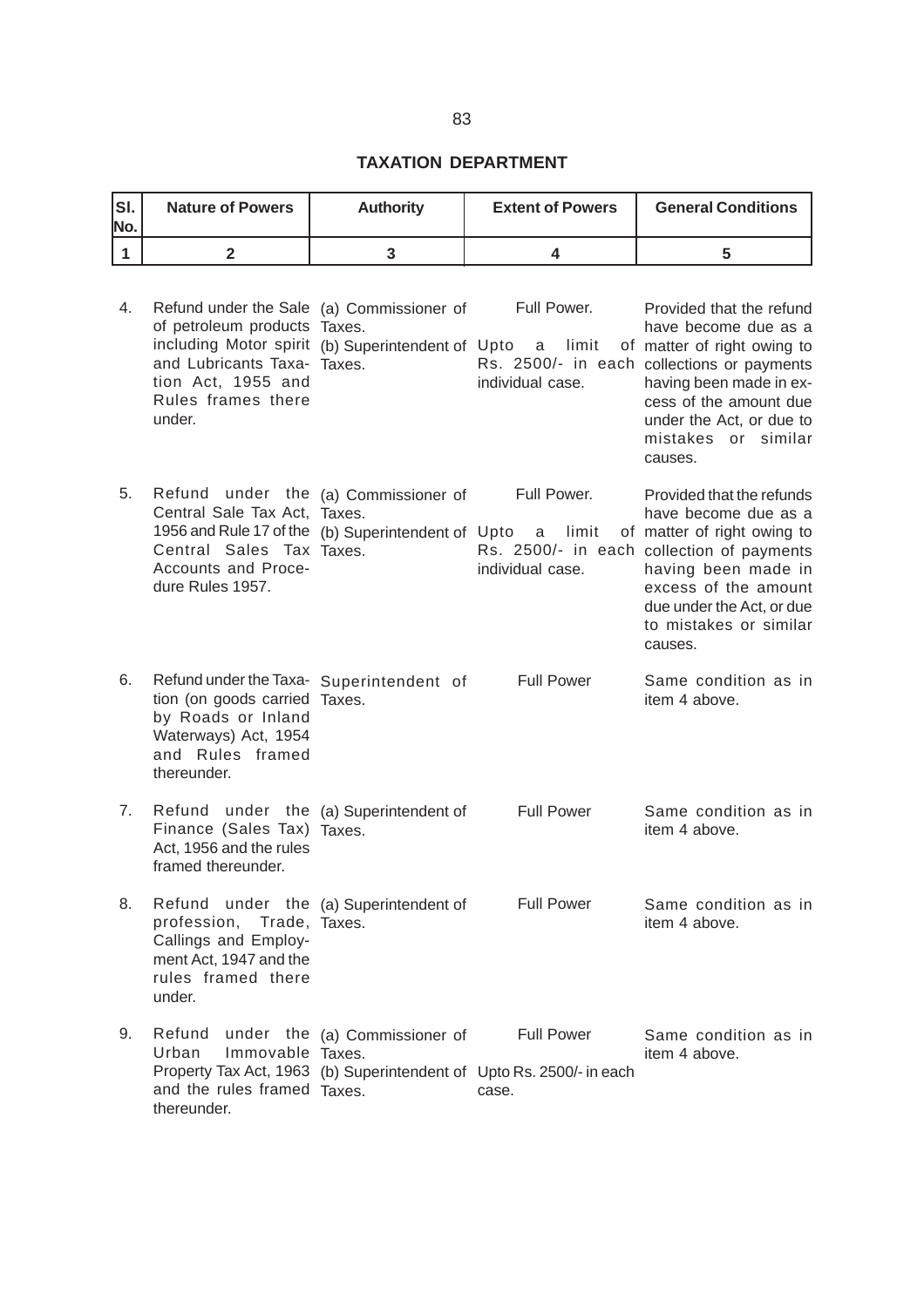## TAXATION DEPARTMENT

| Sl. No. | Nature of Powers | Authority | Extent of Powers | General Conditions |
|---|---|---|---|---|
| 1 | 2 | 3 | 4 | 5 |
| 4. | Refund under the Sale of petroleum products including Motor spirit and Lubricants Taxation Act, 1955 and Rules frames there under. | (a) Commissioner of Taxes.<br>(b) Superintendent of Taxes. | Full Power.<br>Upto a limit of Rs. 2500/- in each individual case. | Provided that the refund have become due as a matter of right owing to collections or payments having been made in excess of the amount due under the Act, or due to mistakes or similar causes. |
| 5. | Refund under the Central Sale Tax Act, 1956 and Rule 17 of the Central Sales Tax Accounts and Procedure Rules 1957. | (a) Commissioner of Taxes.<br>(b) Superintendent of Taxes. | Full Power.<br>Upto a limit of Rs. 2500/- in each individual case. | Provided that the refunds have become due as a matter of right owing to collection of payments having been made in excess of the amount due under the Act, or due to mistakes or similar causes. |
| 6. | Refund under the Taxation (on goods carried by Roads or Inland Waterways) Act, 1954 and Rules framed thereunder. | Superintendent of Taxes. | Full Power | Same condition as in item 4 above. |
| 7. | Refund under the Finance (Sales Tax) Act, 1956 and the rules framed thereunder. | (a) Superintendent of Taxes. | Full Power | Same condition as in item 4 above. |
| 8. | Refund under the profession, Trade, Callings and Employment Act, 1947 and the rules framed there under. | (a) Superintendent of Taxes. | Full Power | Same condition as in item 4 above. |
| 9. | Refund under the Urban Immovable Property Tax Act, 1963 and the rules framed thereunder. | (a) Commissioner of Taxes.<br>(b) Superintendent of Taxes. | Full Power<br>Upto Rs. 2500/- in each case. | Same condition as in item 4 above. |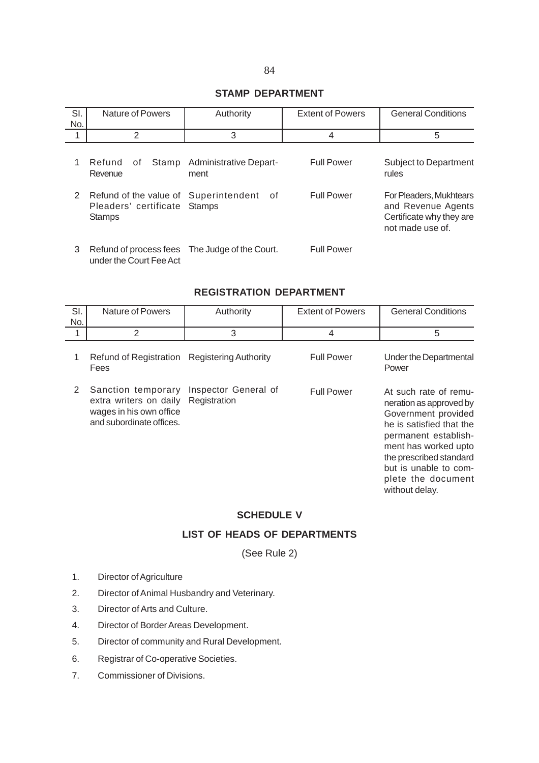## STAMP DEPARTMENT

| Sl. No. | Nature of Powers | Authority | Extent of Powers | General Conditions |
|---|---|---|---|---|
| 1 | 2 | 3 | 4 | 5 |
| 1 | Refund of Stamp Revenue | Administrative Department | Full Power | Subject to Department rules |
| 2 | Refund of the value of Pleaders' certificate Stamps | Superintendent of Stamps | Full Power | For Pleaders, Mukhtears and Revenue Agents Certificate why they are not made use of. |
| 3 | Refund of process fees under the Court Fee Act | The Judge of the Court. | Full Power | |

## REGISTRATION DEPARTMENT

| Sl. No. | Nature of Powers | Authority | Extent of Powers | General Conditions |
|---|---|---|---|---|
| 1 | 2 | 3 | 4 | 5 |
| 1 | Refund of Registration Fees | Registering Authority | Full Power | Under the Departmental Power |
| 2 | Sanction temporary extra writers on daily wages in his own office and subordinate offices. | Inspector General of Registration | Full Power | At such rate of remuneration as approved by Government provided he is satisfied that the permanent establishment has worked upto the prescribed standard but is unable to complete the document without delay. |

## SCHEDULE V

## LIST OF HEADS OF DEPARTMENTS

(See Rule 2)

1. Director of Agriculture
2. Director of Animal Husbandry and Veterinary.
3. Director of Arts and Culture.
4. Director of Border Areas Development.
5. Director of community and Rural Development.
6. Registrar of Co-operative Societies.
7. Commissioner of Divisions.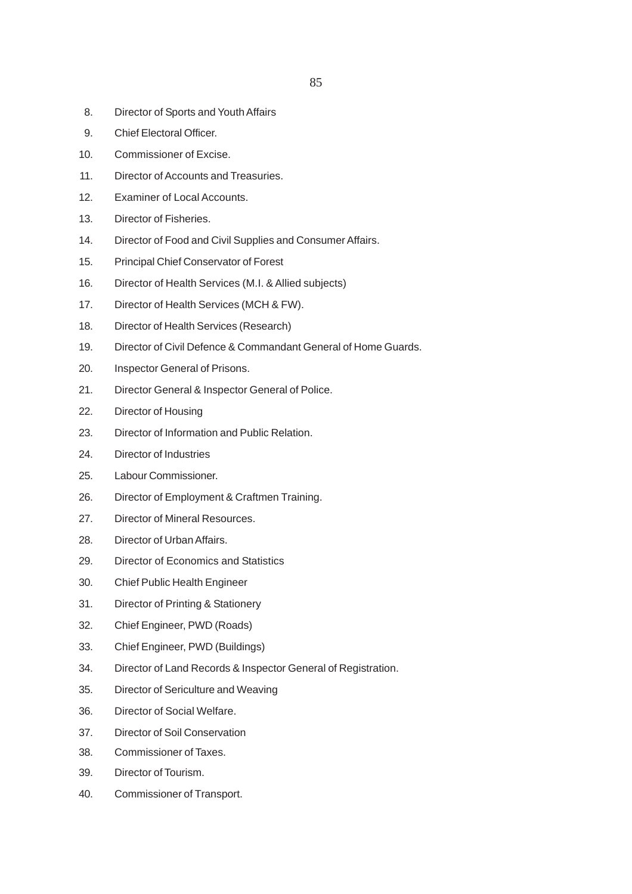8. Director of Sports and Youth Affairs
9. Chief Electoral Officer.
10. Commissioner of Excise.
11. Director of Accounts and Treasuries.
12. Examiner of Local Accounts.
13. Director of Fisheries.
14. Director of Food and Civil Supplies and Consumer Affairs.
15. Principal Chief Conservator of Forest
16. Director of Health Services (M.I. & Allied subjects)
17. Director of Health Services (MCH & FW).
18. Director of Health Services (Research)
19. Director of Civil Defence & Commandant General of Home Guards.
20. Inspector General of Prisons.
21. Director General & Inspector General of Police.
22. Director of Housing
23. Director of Information and Public Relation.
24. Director of Industries
25. Labour Commissioner.
26. Director of Employment & Craftmen Training.
27. Director of Mineral Resources.
28. Director of Urban Affairs.
29. Director of Economics and Statistics
30. Chief Public Health Engineer
31. Director of Printing & Stationery
32. Chief Engineer, PWD (Roads)
33. Chief Engineer, PWD (Buildings)
34. Director of Land Records & Inspector General of Registration.
35. Director of Sericulture and Weaving
36. Director of Social Welfare.
37. Director of Soil Conservation
38. Commissioner of Taxes.
39. Director of Tourism.
40. Commissioner of Transport.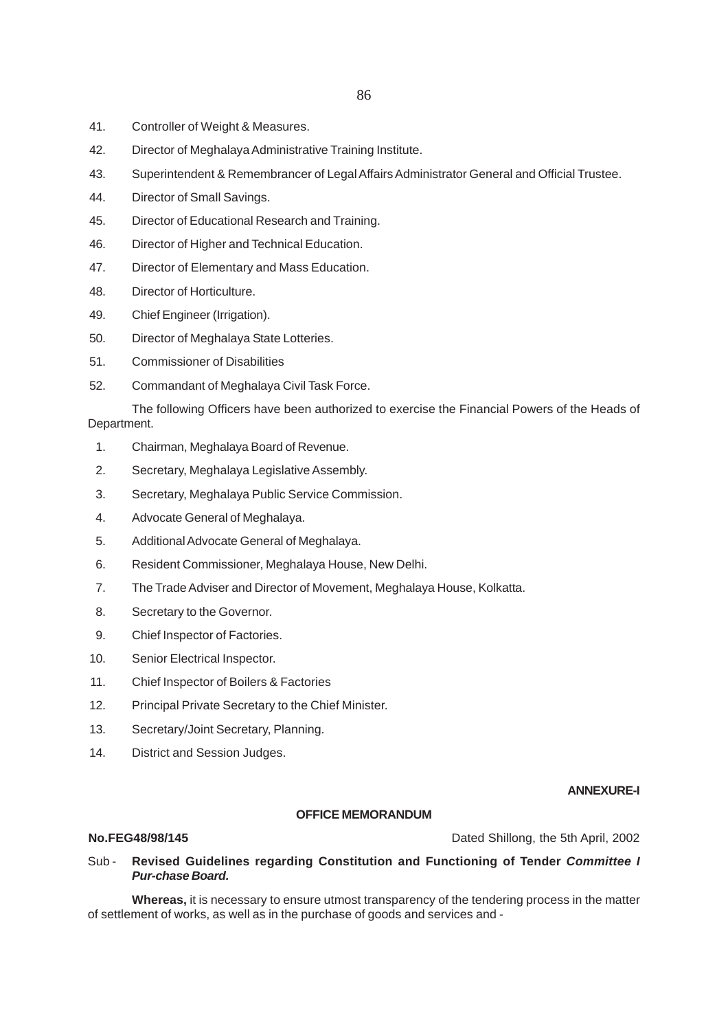41. Controller of Weight & Measures.
42. Director of Meghalaya Administrative Training Institute.
43. Superintendent & Remembrancer of Legal Affairs Administrator General and Official Trustee.
44. Director of Small Savings.
45. Director of Educational Research and Training.
46. Director of Higher and Technical Education.
47. Director of Elementary and Mass Education.
48. Director of Horticulture.
49. Chief Engineer (Irrigation).
50. Director of Meghalaya State Lotteries.
51. Commissioner of Disabilities
52. Commandant of Meghalaya Civil Task Force.

The following Officers have been authorized to exercise the Financial Powers of the Heads of Department.

1. Chairman, Meghalaya Board of Revenue.
2. Secretary, Meghalaya Legislative Assembly.
3. Secretary, Meghalaya Public Service Commission.
4. Advocate General of Meghalaya.
5. Additional Advocate General of Meghalaya.
6. Resident Commissioner, Meghalaya House, New Delhi.
7. The Trade Adviser and Director of Movement, Meghalaya House, Kolkatta.
8. Secretary to the Governor.
9. Chief Inspector of Factories.
10. Senior Electrical Inspector.
11. Chief Inspector of Boilers & Factories
12. Principal Private Secretary to the Chief Minister.
13. Secretary/Joint Secretary, Planning.
14. District and Session Judges.

**ANNEXURE-I**

**OFFICE MEMORANDUM**

**No.FEG48/98/145** Dated Shillong, the 5th April, 2002

Sub - **Revised Guidelines regarding Constitution and Functioning of Tender *Committee I Pur-chase Board.***

**Whereas,** it is necessary to ensure utmost transparency of the tendering process in the matter of settlement of works, as well as in the purchase of goods and services and -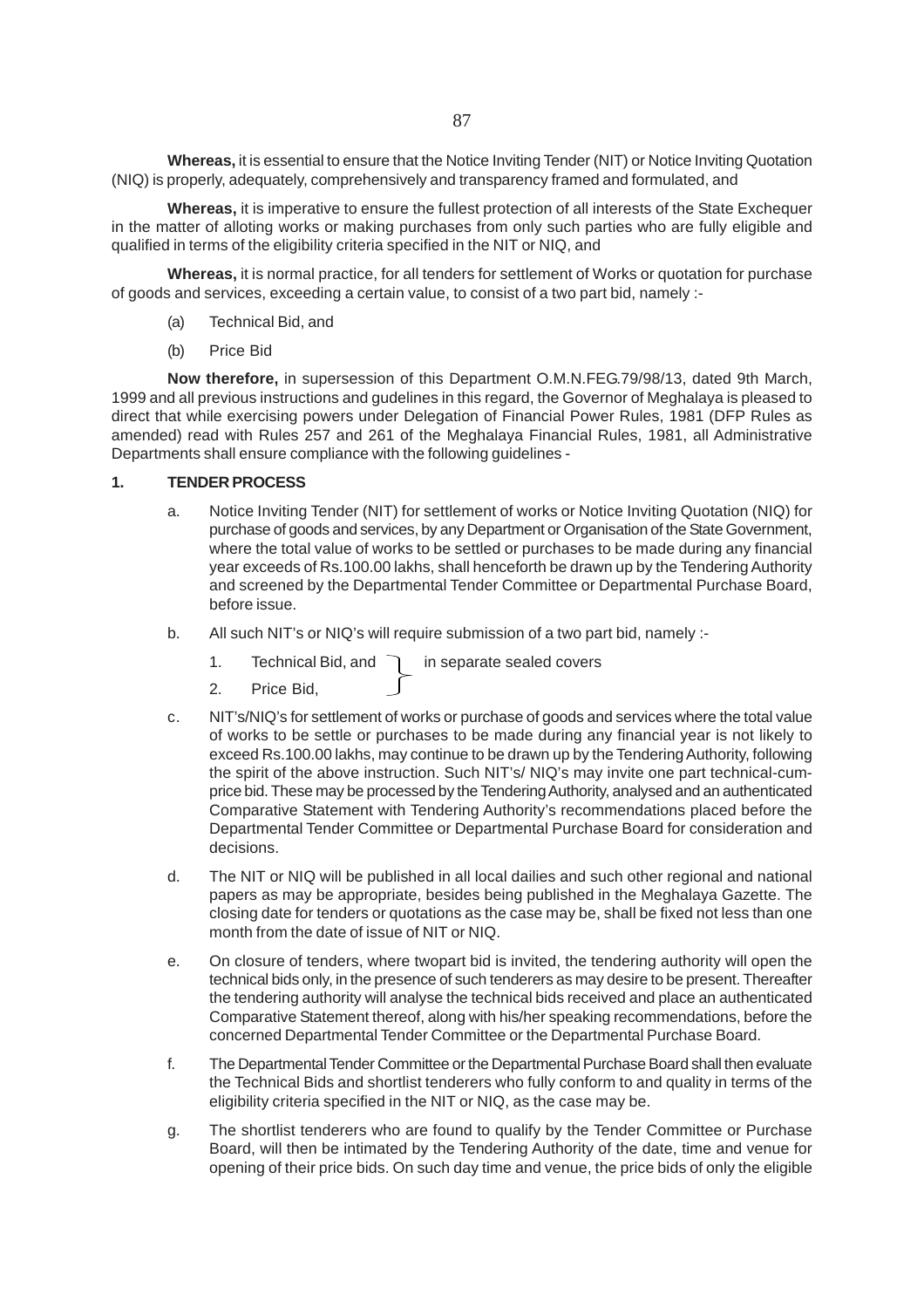**Whereas,** it is essential to ensure that the Notice Inviting Tender (NIT) or Notice Inviting Quotation (NIQ) is properly, adequately, comprehensively and transparency framed and formulated, and

**Whereas,** it is imperative to ensure the fullest protection of all interests of the State Exchequer in the matter of alloting works or making purchases from only such parties who are fully eligible and qualified in terms of the eligibility criteria specified in the NIT or NIQ, and

**Whereas,** it is normal practice, for all tenders for settlement of Works or quotation for purchase of goods and services, exceeding a certain value, to consist of a two part bid, namely :-

(a) Technical Bid, and

(b) Price Bid

**Now therefore,** in supersession of this Department O.M.N.FEG.79/98/13, dated 9th March, 1999 and all previous instructions and gudelines in this regard, the Governor of Meghalaya is pleased to direct that while exercising powers under Delegation of Financial Power Rules, 1981 (DFP Rules as amended) read with Rules 257 and 261 of the Meghalaya Financial Rules, 1981, all Administrative Departments shall ensure compliance with the following guidelines -

**1. TENDER PROCESS**

a. Notice Inviting Tender (NIT) for settlement of works or Notice Inviting Quotation (NIQ) for purchase of goods and services, by any Department or Organisation of the State Government, where the total value of works to be settled or purchases to be made during any financial year exceeds of Rs.100.00 lakhs, shall henceforth be drawn up by the Tendering Authority and screened by the Departmental Tender Committee or Departmental Purchase Board, before issue.

b. All such NIT's or NIQ's will require submission of a two part bid, namely :-

1. Technical Bid, and
2. Price Bid,

} in separate sealed covers

c. NIT's/NIQ's for settlement of works or purchase of goods and services where the total value of works to be settle or purchases to be made during any financial year is not likely to exceed Rs.100.00 lakhs, may continue to be drawn up by the Tendering Authority, following the spirit of the above instruction. Such NIT's/ NIQ's may invite one part technical-cum-price bid. These may be processed by the Tendering Authority, analysed and an authenticated Comparative Statement with Tendering Authority's recommendations placed before the Departmental Tender Committee or Departmental Purchase Board for consideration and decisions.

d. The NIT or NIQ will be published in all local dailies and such other regional and national papers as may be appropriate, besides being published in the Meghalaya Gazette. The closing date for tenders or quotations as the case may be, shall be fixed not less than one month from the date of issue of NIT or NIQ.

e. On closure of tenders, where twopart bid is invited, the tendering authority will open the technical bids only, in the presence of such tenderers as may desire to be present. Thereafter the tendering authority will analyse the technical bids received and place an authenticated Comparative Statement thereof, along with his/her speaking recommendations, before the concerned Departmental Tender Committee or the Departmental Purchase Board.

f. The Departmental Tender Committee or the Departmental Purchase Board shall then evaluate the Technical Bids and shortlist tenderers who fully conform to and quality in terms of the eligibility criteria specified in the NIT or NIQ, as the case may be.

g. The shortlist tenderers who are found to qualify by the Tender Committee or Purchase Board, will then be intimated by the Tendering Authority of the date, time and venue for opening of their price bids. On such day time and venue, the price bids of only the eligible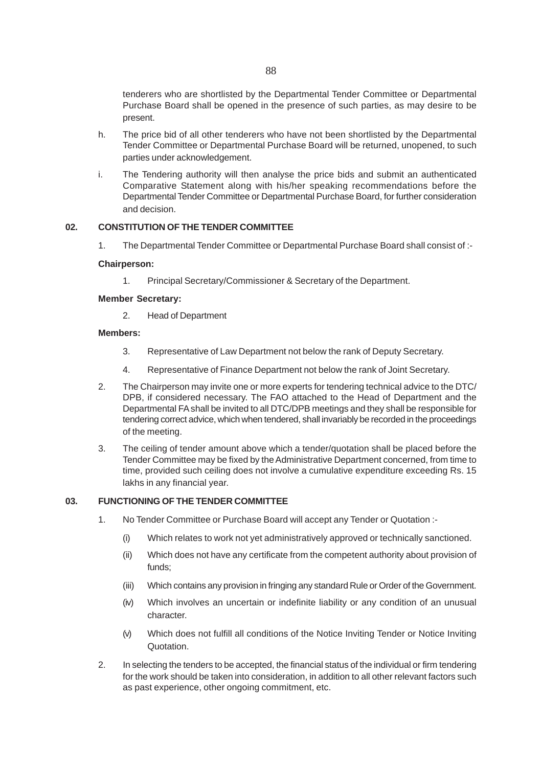tenderers who are shortlisted by the Departmental Tender Committee or Departmental Purchase Board shall be opened in the presence of such parties, as may desire to be present.

h. The price bid of all other tenderers who have not been shortlisted by the Departmental Tender Committee or Departmental Purchase Board will be returned, unopened, to such parties under acknowledgement.

i. The Tendering authority will then analyse the price bids and submit an authenticated Comparative Statement along with his/her speaking recommendations before the Departmental Tender Committee or Departmental Purchase Board, for further consideration and decision.

## 02. CONSTITUTION OF THE TENDER COMMITTEE

1. The Departmental Tender Committee or Departmental Purchase Board shall consist of :-

**Chairperson:**

1. Principal Secretary/Commissioner & Secretary of the Department.

**Member Secretary:**

2. Head of Department

**Members:**

3. Representative of Law Department not below the rank of Deputy Secretary.

4. Representative of Finance Department not below the rank of Joint Secretary.

2. The Chairperson may invite one or more experts for tendering technical advice to the DTC/ DPB, if considered necessary. The FAO attached to the Head of Department and the Departmental FA shall be invited to all DTC/DPB meetings and they shall be responsible for tendering correct advice, which when tendered, shall invariably be recorded in the proceedings of the meeting.

3. The ceiling of tender amount above which a tender/quotation shall be placed before the Tender Committee may be fixed by the Administrative Department concerned, from time to time, provided such ceiling does not involve a cumulative expenditure exceeding Rs. 15 lakhs in any financial year.

## 03. FUNCTIONING OF THE TENDER COMMITTEE

1. No Tender Committee or Purchase Board will accept any Tender or Quotation :-

   (i) Which relates to work not yet administratively approved or technically sanctioned.

   (ii) Which does not have any certificate from the competent authority about provision of funds;

   (iii) Which contains any provision in fringing any standard Rule or Order of the Government.

   (iv) Which involves an uncertain or indefinite liability or any condition of an unusual character.

   (v) Which does not fulfill all conditions of the Notice Inviting Tender or Notice Inviting Quotation.

2. In selecting the tenders to be accepted, the financial status of the individual or firm tendering for the work should be taken into consideration, in addition to all other relevant factors such as past experience, other ongoing commitment, etc.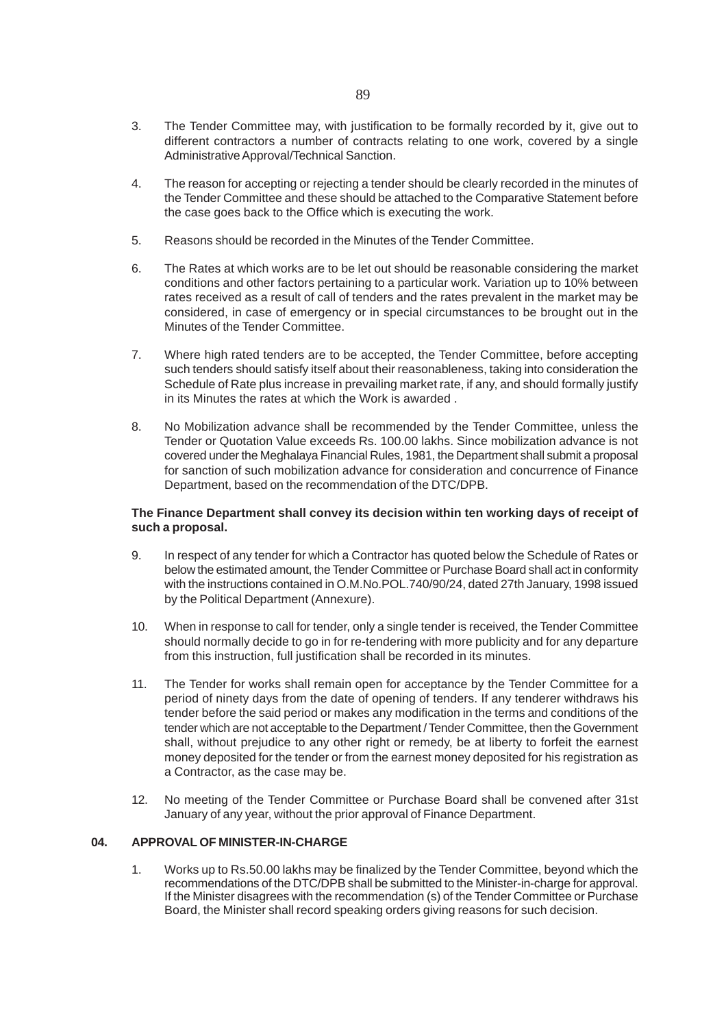3. The Tender Committee may, with justification to be formally recorded by it, give out to different contractors a number of contracts relating to one work, covered by a single Administrative Approval/Technical Sanction.

4. The reason for accepting or rejecting a tender should be clearly recorded in the minutes of the Tender Committee and these should be attached to the Comparative Statement before the case goes back to the Office which is executing the work.

5. Reasons should be recorded in the Minutes of the Tender Committee.

6. The Rates at which works are to be let out should be reasonable considering the market conditions and other factors pertaining to a particular work. Variation up to 10% between rates received as a result of call of tenders and the rates prevalent in the market may be considered, in case of emergency or in special circumstances to be brought out in the Minutes of the Tender Committee.

7. Where high rated tenders are to be accepted, the Tender Committee, before accepting such tenders should satisfy itself about their reasonableness, taking into consideration the Schedule of Rate plus increase in prevailing market rate, if any, and should formally justify in its Minutes the rates at which the Work is awarded .

8. No Mobilization advance shall be recommended by the Tender Committee, unless the Tender or Quotation Value exceeds Rs. 100.00 lakhs. Since mobilization advance is not covered under the Meghalaya Financial Rules, 1981, the Department shall submit a proposal for sanction of such mobilization advance for consideration and concurrence of Finance Department, based on the recommendation of the DTC/DPB.

**The Finance Department shall convey its decision within ten working days of receipt of such a proposal.**

9. In respect of any tender for which a Contractor has quoted below the Schedule of Rates or below the estimated amount, the Tender Committee or Purchase Board shall act in conformity with the instructions contained in O.M.No.POL.740/90/24, dated 27th January, 1998 issued by the Political Department (Annexure).

10. When in response to call for tender, only a single tender is received, the Tender Committee should normally decide to go in for re-tendering with more publicity and for any departure from this instruction, full justification shall be recorded in its minutes.

11. The Tender for works shall remain open for acceptance by the Tender Committee for a period of ninety days from the date of opening of tenders. If any tenderer withdraws his tender before the said period or makes any modification in the terms and conditions of the tender which are not acceptable to the Department / Tender Committee, then the Government shall, without prejudice to any other right or remedy, be at liberty to forfeit the earnest money deposited for the tender or from the earnest money deposited for his registration as a Contractor, as the case may be.

12. No meeting of the Tender Committee or Purchase Board shall be convened after 31st January of any year, without the prior approval of Finance Department.

**04. APPROVAL OF MINISTER-IN-CHARGE**

1. Works up to Rs.50.00 lakhs may be finalized by the Tender Committee, beyond which the recommendations of the DTC/DPB shall be submitted to the Minister-in-charge for approval. If the Minister disagrees with the recommendation (s) of the Tender Committee or Purchase Board, the Minister shall record speaking orders giving reasons for such decision.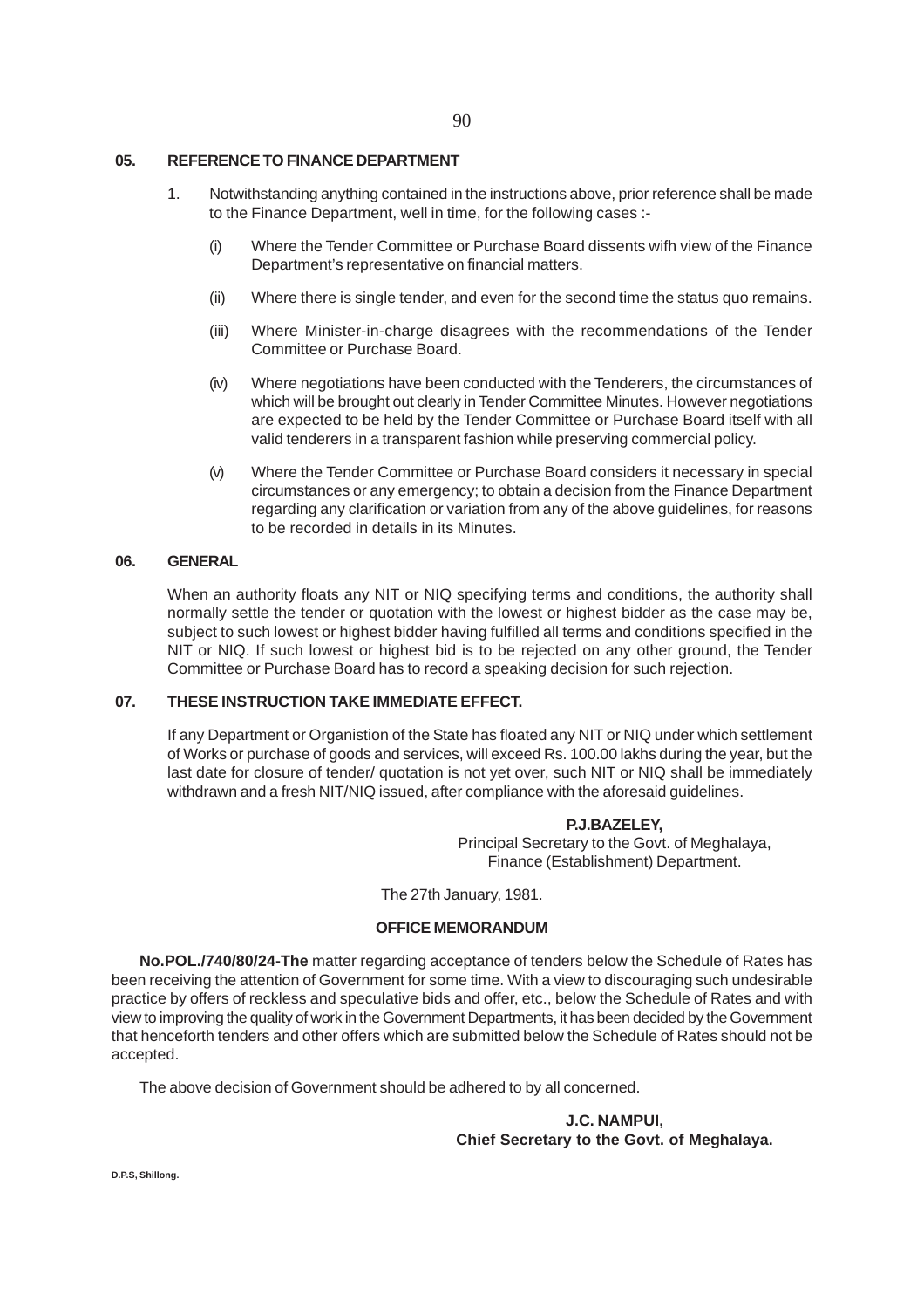## 05. REFERENCE TO FINANCE DEPARTMENT

1. Notwithstanding anything contained in the instructions above, prior reference shall be made to the Finance Department, well in time, for the following cases :-

   (i) Where the Tender Committee or Purchase Board dissents wifh view of the Finance Department's representative on financial matters.

   (ii) Where there is single tender, and even for the second time the status quo remains.

   (iii) Where Minister-in-charge disagrees with the recommendations of the Tender Committee or Purchase Board.

   (iv) Where negotiations have been conducted with the Tenderers, the circumstances of which will be brought out clearly in Tender Committee Minutes. However negotiations are expected to be held by the Tender Committee or Purchase Board itself with all valid tenderers in a transparent fashion while preserving commercial policy.

   (v) Where the Tender Committee or Purchase Board considers it necessary in special circumstances or any emergency; to obtain a decision from the Finance Department regarding any clarification or variation from any of the above guidelines, for reasons to be recorded in details in its Minutes.

## 06. GENERAL

When an authority floats any NIT or NIQ specifying terms and conditions, the authority shall normally settle the tender or quotation with the lowest or highest bidder as the case may be, subject to such lowest or highest bidder having fulfilled all terms and conditions specified in the NIT or NIQ. If such lowest or highest bid is to be rejected on any other ground, the Tender Committee or Purchase Board has to record a speaking decision for such rejection.

## 07. THESE INSTRUCTION TAKE IMMEDIATE EFFECT.

If any Department or Organistion of the State has floated any NIT or NIQ under which settlement of Works or purchase of goods and services, will exceed Rs. 100.00 lakhs during the year, but the last date for closure of tender/ quotation is not yet over, such NIT or NIQ shall be immediately withdrawn and a fresh NIT/NIQ issued, after compliance with the aforesaid guidelines.

**P.J.BAZELEY,**
Principal Secretary to the Govt. of Meghalaya,
Finance (Establishment) Department.

The 27th January, 1981.

### OFFICE MEMORANDUM

**No.POL./740/80/24-The** matter regarding acceptance of tenders below the Schedule of Rates has been receiving the attention of Government for some time. With a view to discouraging such undesirable practice by offers of reckless and speculative bids and offer, etc., below the Schedule of Rates and with view to improving the quality of work in the Government Departments, it has been decided by the Government that henceforth tenders and other offers which are submitted below the Schedule of Rates should not be accepted.

The above decision of Government should be adhered to by all concerned.

**J.C. NAMPUI,**
**Chief Secretary to the Govt. of Meghalaya.**

**D.P.S, Shillong.**